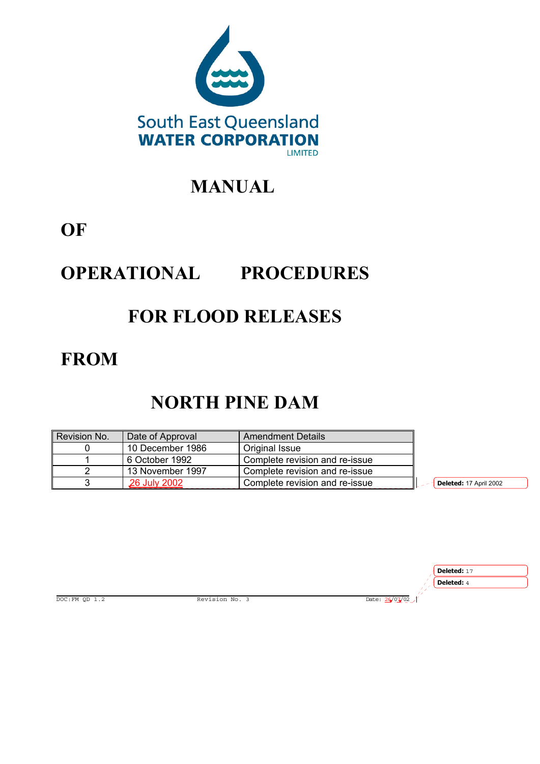South East Queensland
WATER CORPORATION
LIMITED

# MANUAL

# OF

# OPERATIONAL PROCEDURES

# FOR FLOOD RELEASES

# FROM

# NORTH PINE DAM

| Revision No. | Date of Approval | Amendment Details |
|---|---|---|
| 0 | 10 December 1986 | Original Issue |
| 1 | 6 October 1992 | Complete revision and re-issue |
| 2 | 13 November 1997 | Complete revision and re-issue |
| 3 | 26 July 2002 | Complete revision and re-issue |

**Deleted:** 17 April 2002

**Deleted:** 17

**Deleted:** 4

DOC:FM QD 1.2 Revision No. 3 Date: 26/07/02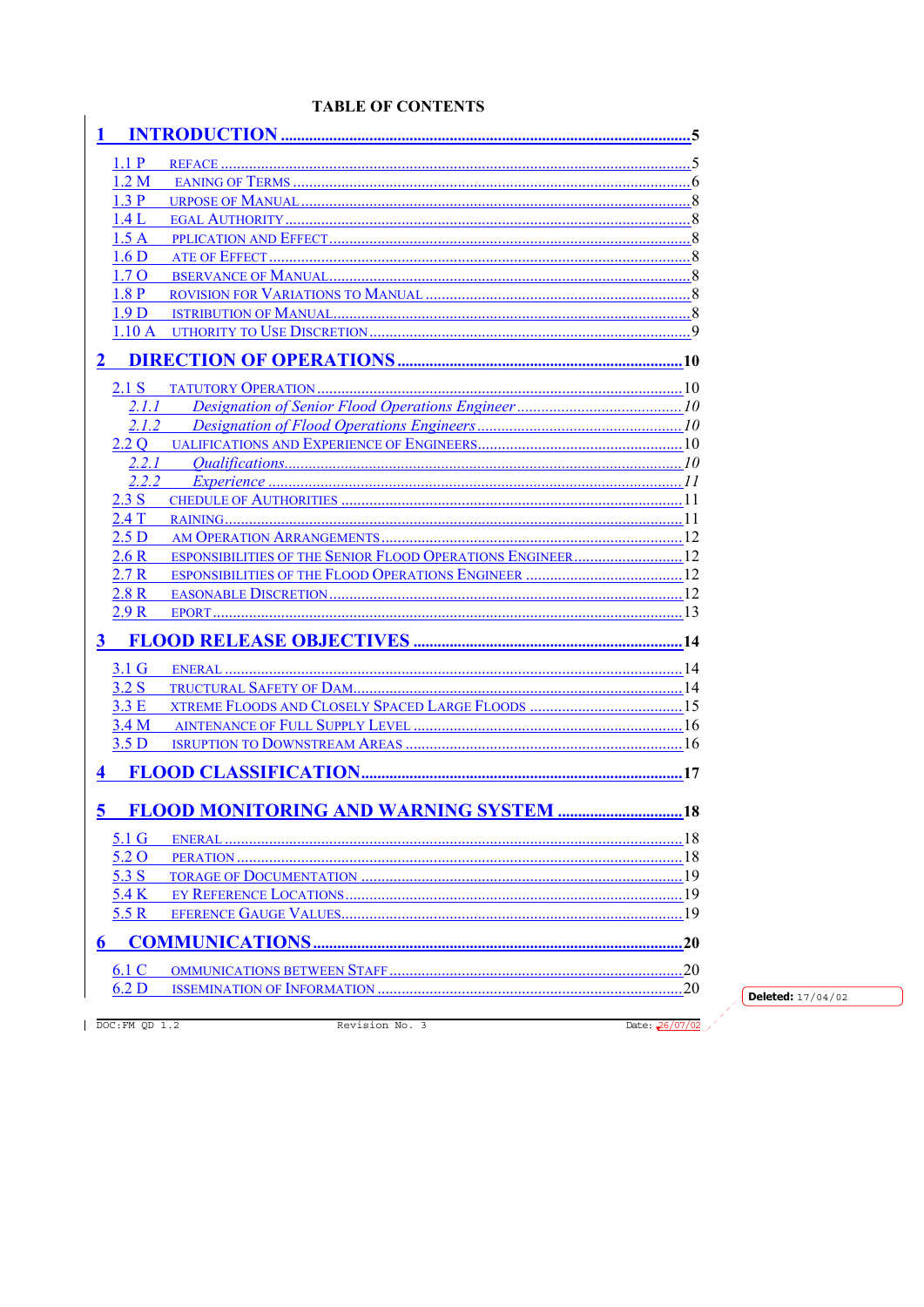# TABLE OF CONTENTS

1 INTRODUCTION ..... 5

- 1.1 PREFACE ..... 5
- 1.2 MEANING OF TERMS ..... 6
- 1.3 PURPOSE OF MANUAL ..... 8
- 1.4 LEGAL AUTHORITY ..... 8
- 1.5 APPLICATION AND EFFECT ..... 8
- 1.6 DATE OF EFFECT ..... 8
- 1.7 OBSERVANCE OF MANUAL ..... 8
- 1.8 PROVISION FOR VARIATIONS TO MANUAL ..... 8
- 1.9 DISTRIBUTION OF MANUAL ..... 8
- 1.10 AUTHORITY TO USE DISCRETION ..... 9

2 DIRECTION OF OPERATIONS ..... 10

- 2.1 STATUTORY OPERATION ..... 10
  - *2.1.1 Designation of Senior Flood Operations Engineer ..... 10*
  - *2.1.2 Designation of Flood Operations Engineers ..... 10*
- 2.2 QUALIFICATIONS AND EXPERIENCE OF ENGINEERS ..... 10
  - *2.2.1 Qualifications ..... 10*
  - *2.2.2 Experience ..... 11*
- 2.3 SCHEDULE OF AUTHORITIES ..... 11
- 2.4 TRAINING ..... 11
- 2.5 DAM OPERATION ARRANGEMENTS ..... 12
- 2.6 RESPONSIBILITIES OF THE SENIOR FLOOD OPERATIONS ENGINEER ..... 12
- 2.7 RESPONSIBILITIES OF THE FLOOD OPERATIONS ENGINEER ..... 12
- 2.8 REASONABLE DISCRETION ..... 12
- 2.9 REPORT ..... 13

3 FLOOD RELEASE OBJECTIVES ..... 14

- 3.1 GENERAL ..... 14
- 3.2 STRUCTURAL SAFETY OF DAM ..... 14
- 3.3 EXTREME FLOODS AND CLOSELY SPACED LARGE FLOODS ..... 15
- 3.4 MAINTENANCE OF FULL SUPPLY LEVEL ..... 16
- 3.5 DISRUPTION TO DOWNSTREAM AREAS ..... 16

4 FLOOD CLASSIFICATION ..... 17

5 FLOOD MONITORING AND WARNING SYSTEM ..... 18

- 5.1 GENERAL ..... 18
- 5.2 OPERATION ..... 18
- 5.3 STORAGE OF DOCUMENTATION ..... 19
- 5.4 KEY REFERENCE LOCATIONS ..... 19
- 5.5 REFERENCE GAUGE VALUES ..... 19

6 COMMUNICATIONS ..... 20

- 6.1 COMMUNICATIONS BETWEEN STAFF ..... 20
- 6.2 DISSEMINATION OF INFORMATION ..... 20

Deleted: 17/04/02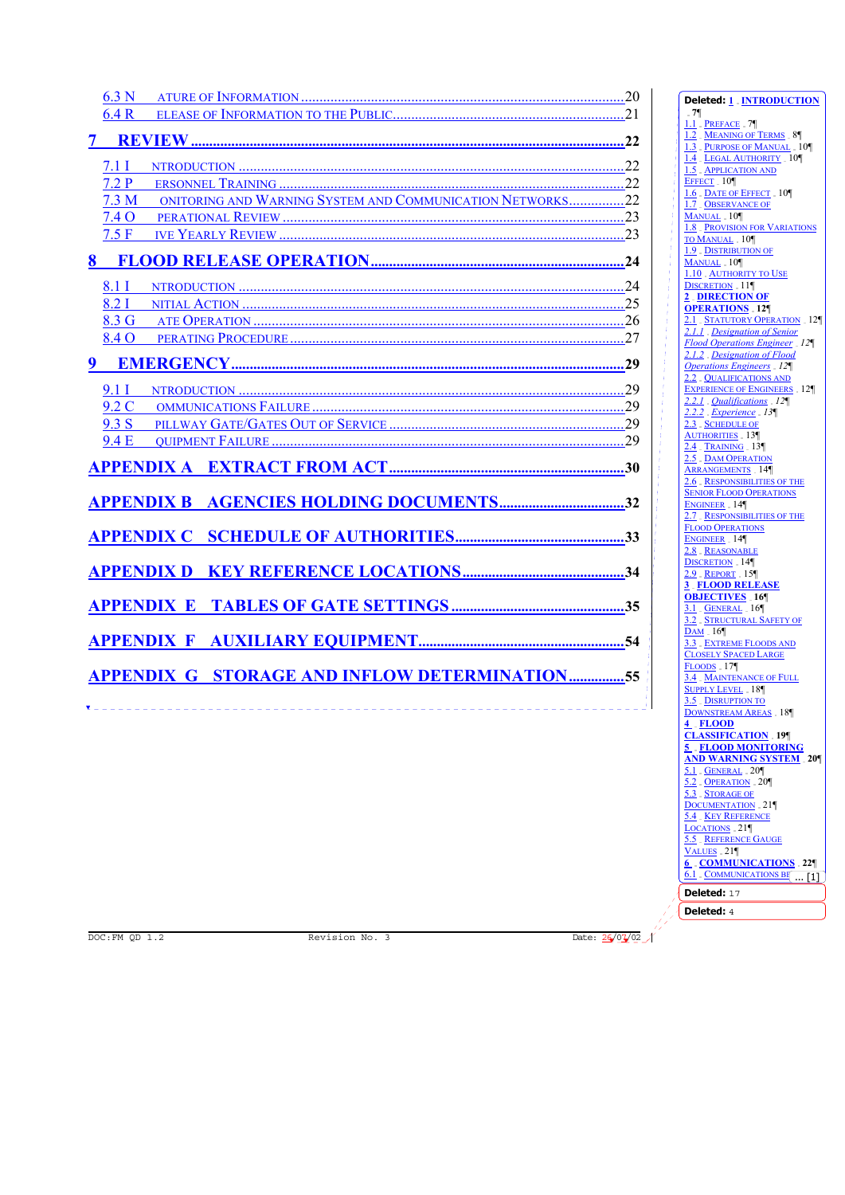6.3 NATURE OF INFORMATION .......................................................................................20
6.4 RELEASE OF INFORMATION TO THE PUBLIC...............................................................21

**7 REVIEW ...........................................................................................................22**

7.1 INTRODUCTION .......................................................................................................22
7.2 PERSONNEL TRAINING .............................................................................................22
7.3 MONITORING AND WARNING SYSTEM AND COMMUNICATION NETWORKS...............22
7.4 OPERATIONAL REVIEW ............................................................................................23
7.5 FIVE YEARLY REVIEW ..............................................................................................23

**8 FLOOD RELEASE OPERATION.......................................................................24**

8.1 INTRODUCTION .......................................................................................................24
8.2 INITIAL ACTION .......................................................................................................25
8.3 GATE OPERATION ....................................................................................................26
8.4 OPERATING PROCEDURE ..........................................................................................27

**9 EMERGENCY...................................................................................................29**

9.1 INTRODUCTION .......................................................................................................29
9.2 COMMUNICATIONS FAILURE .....................................................................................29
9.3 SPILLWAY GATE/GATES OUT OF SERVICE ................................................................29
9.4 EQUIPMENT FAILURE ...............................................................................................29

**APPENDIX A EXTRACT FROM ACT.................................................................30**

**APPENDIX B AGENCIES HOLDING DOCUMENTS..................................32**

**APPENDIX C SCHEDULE OF AUTHORITIES.............................................33**

**APPENDIX D KEY REFERENCE LOCATIONS...........................................34**

**APPENDIX E TABLES OF GATE SETTINGS ..............................................35**

**APPENDIX F AUXILIARY EQUIPMENT.......................................................54**

**APPENDIX G STORAGE AND INFLOW DETERMINATION...............55**

**Deleted:** 1 INTRODUCTION 7¶
1.1 PREFACE 7¶
1.2 MEANING OF TERMS 8¶
1.3 PURPOSE OF MANUAL 10¶
1.4 LEGAL AUTHORITY 10¶
1.5 APPLICATION AND EFFECT 10¶
1.6 DATE OF EFFECT 10¶
1.7 OBSERVANCE OF MANUAL 10¶
1.8 PROVISION FOR VARIATIONS TO MANUAL 10¶
1.9 DISTRIBUTION OF MANUAL 10¶
1.10 AUTHORITY TO USE DISCRETION 11¶
**2 DIRECTION OF OPERATIONS 12¶**
2.1 STATUTORY OPERATION 12¶
*2.1.1 Designation of Senior Flood Operations Engineer 12¶*
*2.1.2 Designation of Flood Operations Engineers 12¶*
2.2 QUALIFICATIONS AND EXPERIENCE OF ENGINEERS 12¶
*2.2.1 Qualifications 12¶*
*2.2.2 Experience 13¶*
2.3 SCHEDULE OF AUTHORITIES 13¶
2.4 TRAINING 13¶
2.5 DAM OPERATION ARRANGEMENTS 14¶
2.6 RESPONSIBILITIES OF THE SENIOR FLOOD OPERATIONS ENGINEER 14¶
2.7 RESPONSIBILITIES OF THE FLOOD OPERATIONS ENGINEER 14¶
2.8 REASONABLE DISCRETION 14¶
2.9 REPORT 15¶
**3 FLOOD RELEASE OBJECTIVES 16¶**
3.1 GENERAL 16¶
3.2 STRUCTURAL SAFETY OF DAM 16¶
3.3 EXTREME FLOODS AND CLOSELY SPACED LARGE FLOODS 17¶
3.4 MAINTENANCE OF FULL SUPPLY LEVEL 18¶
3.5 DISRUPTION TO DOWNSTREAM AREAS 18¶
**4 FLOOD CLASSIFICATION 19¶**
**5 FLOOD MONITORING AND WARNING SYSTEM 20¶**
5.1 GENERAL 20¶
5.2 OPERATION 20¶
5.3 STORAGE OF DOCUMENTATION 21¶
5.4 KEY REFERENCE LOCATIONS 21¶
5.5 REFERENCE GAUGE VALUES 21¶
**6 COMMUNICATIONS 22¶**
6.1 COMMUNICATIONS BE ... [1]

**Deleted:** 17

**Deleted:** 4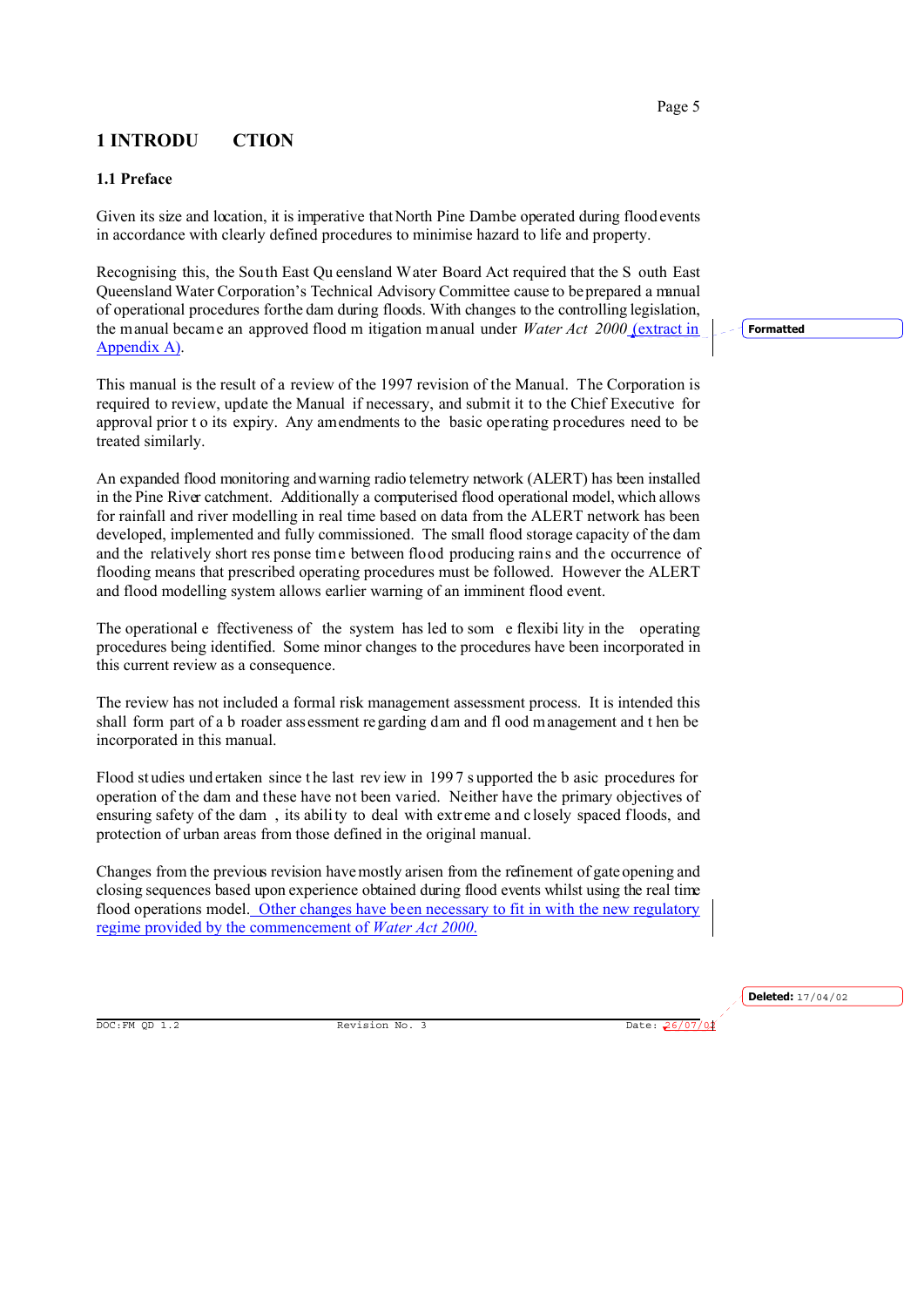# 1 INTRODUCTION

## 1.1 Preface

Given its size and location, it is imperative that North Pine Dam be operated during flood events in accordance with clearly defined procedures to minimise hazard to life and property.

Recognising this, the South East Queensland Water Board Act required that the South East Queensland Water Corporation's Technical Advisory Committee cause to be prepared a manual of operational procedures for the dam during floods. With changes to the controlling legislation, the manual became an approved flood mitigation manual under *Water Act 2000* (extract in Appendix A).

This manual is the result of a review of the 1997 revision of the Manual. The Corporation is required to review, update the Manual if necessary, and submit it to the Chief Executive for approval prior to its expiry. Any amendments to the basic operating procedures need to be treated similarly.

An expanded flood monitoring and warning radio telemetry network (ALERT) has been installed in the Pine River catchment. Additionally a computerised flood operational model, which allows for rainfall and river modelling in real time based on data from the ALERT network has been developed, implemented and fully commissioned. The small flood storage capacity of the dam and the relatively short response time between flood producing rains and the occurrence of flooding means that prescribed operating procedures must be followed. However the ALERT and flood modelling system allows earlier warning of an imminent flood event.

The operational effectiveness of the system has led to some flexibility in the operating procedures being identified. Some minor changes to the procedures have been incorporated in this current review as a consequence.

The review has not included a formal risk management assessment process. It is intended this shall form part of a broader assessment regarding dam and flood management and then be incorporated in this manual.

Flood studies undertaken since the last review in 1997 supported the basic procedures for operation of the dam and these have not been varied. Neither have the primary objectives of ensuring safety of the dam, its ability to deal with extreme and closely spaced floods, and protection of urban areas from those defined in the original manual.

Changes from the previous revision have mostly arisen from the refinement of gate opening and closing sequences based upon experience obtained during flood events whilst using the real time flood operations model. Other changes have been necessary to fit in with the new regulatory regime provided by the commencement of *Water Act 2000*.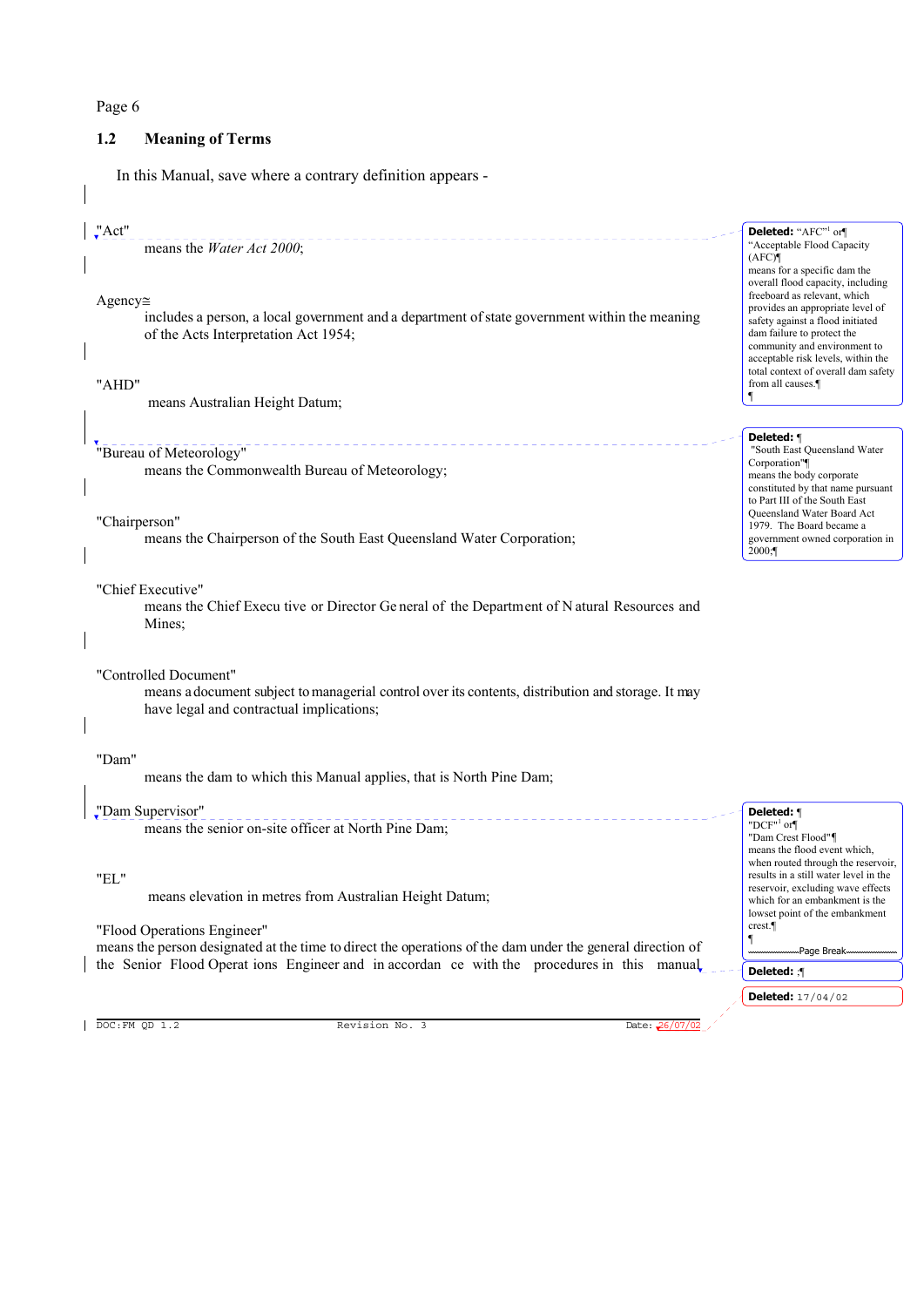## 1.2 Meaning of Terms

In this Manual, save where a contrary definition appears -

"Act"

means the *Water Act 2000*;

Agency≅

includes a person, a local government and a department of state government within the meaning of the Acts Interpretation Act 1954;

"AHD"

means Australian Height Datum;

"Bureau of Meteorology"

means the Commonwealth Bureau of Meteorology;

"Chairperson"

means the Chairperson of the South East Queensland Water Corporation;

"Chief Executive"

means the Chief Executive or Director General of the Department of Natural Resources and Mines;

"Controlled Document"

means a document subject to managerial control over its contents, distribution and storage. It may have legal and contractual implications;

"Dam"

means the dam to which this Manual applies, that is North Pine Dam;

"Dam Supervisor"

means the senior on-site officer at North Pine Dam;

"EL"

means elevation in metres from Australian Height Datum;

"Flood Operations Engineer"

means the person designated at the time to direct the operations of the dam under the general direction of the Senior Flood Operations Engineer and in accordance with the procedures in this manual

**Deleted:** "AFC"[1] or
"Acceptable Flood Capacity (AFC)"
means for a specific dam the overall flood capacity, including freeboard as relevant, which provides an appropriate level of safety against a flood initiated dam failure to protect the community and environment to acceptable risk levels, within the total context of overall dam safety from all causes.

**Deleted:** "South East Queensland Water Corporation"
means the body corporate constituted by that name pursuant to Part III of the South East Queensland Water Board Act 1979. The Board became a government owned corporation in 2000;

**Deleted:** "DCF"[1] or
"Dam Crest Flood"
means the flood event which, when routed through the reservoir, results in a still water level in the reservoir, excluding wave effects which for an embankment is the lowset point of the embankment crest.

**Deleted:** ;

**Deleted:** 17/04/02

DOC:FM QD 1.2 Revision No. 3 Date: 26/07/02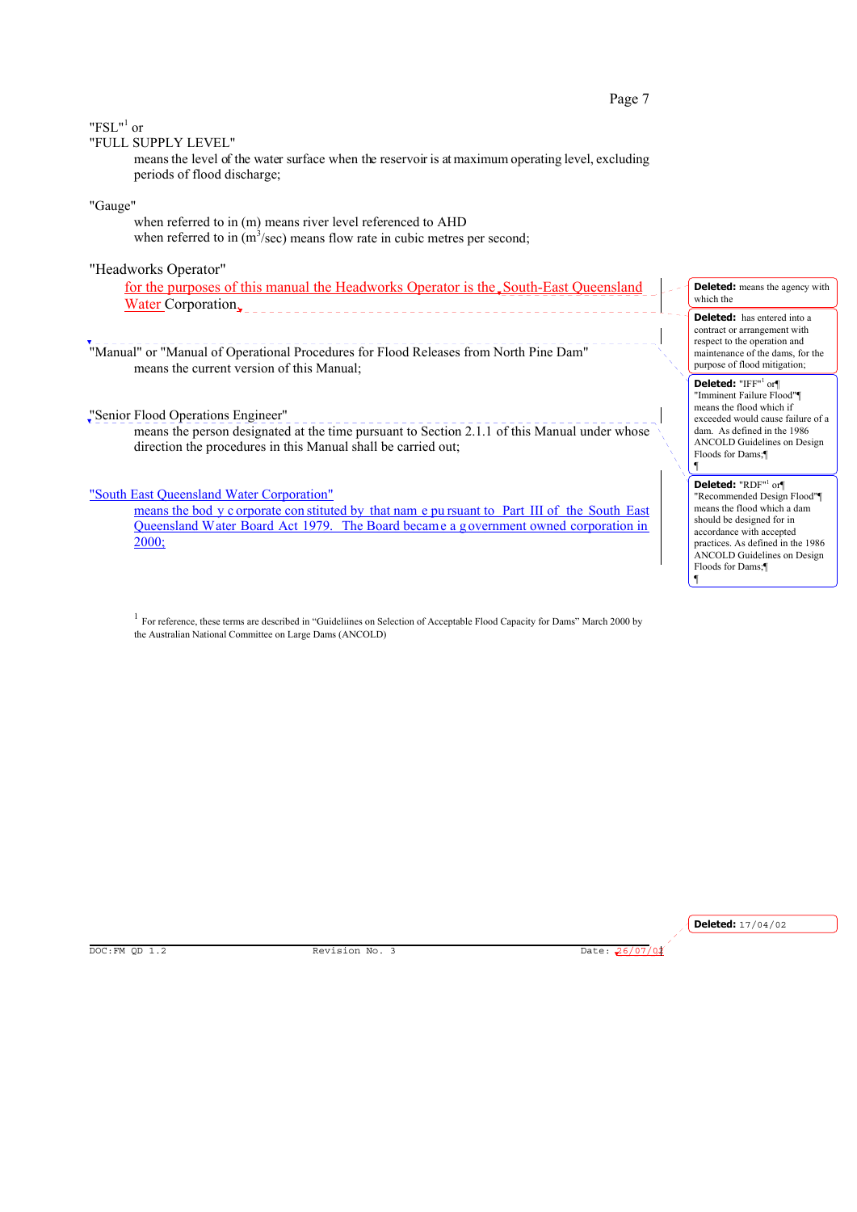"FSL"[1] or
"FULL SUPPLY LEVEL"

means the level of the water surface when the reservoir is at maximum operating level, excluding periods of flood discharge;

"Gauge"

when referred to in (m) means river level referenced to AHD
when referred to in ($m^3$/sec) means flow rate in cubic metres per second;

"Headworks Operator"

for the purposes of this manual the Headworks Operator is the South-East Queensland Water Corporation.

"Manual" or "Manual of Operational Procedures for Flood Releases from North Pine Dam"

means the current version of this Manual;

"Senior Flood Operations Engineer"

means the person designated at the time pursuant to Section 2.1.1 of this Manual under whose direction the procedures in this Manual shall be carried out;

"South East Queensland Water Corporation"

means the body corporate constituted by that name pursuant to Part III of the South East Queensland Water Board Act 1979. The Board became a government owned corporation in 2000;

[1] For reference, these terms are described in "Guideliines on Selection of Acceptable Flood Capacity for Dams" March 2000 by the Australian National Committee on Large Dams (ANCOLD)

**Deleted:** means the agency with which the

**Deleted:** has entered into a contract or arrangement with respect to the operation and maintenance of the dams, for the purpose of flood mitigation;

**Deleted:** "IFF"[1] or
"Imminent Failure Flood"
means the flood which if exceeded would cause failure of a dam. As defined in the 1986 ANCOLD Guidelines on Design Floods for Dams;

**Deleted:** "RDF"[1] or
"Recommended Design Flood"
means the flood which a dam should be designed for in accordance with accepted practices. As defined in the 1986 ANCOLD Guidelines on Design Floods for Dams;

**Deleted:** 17/04/02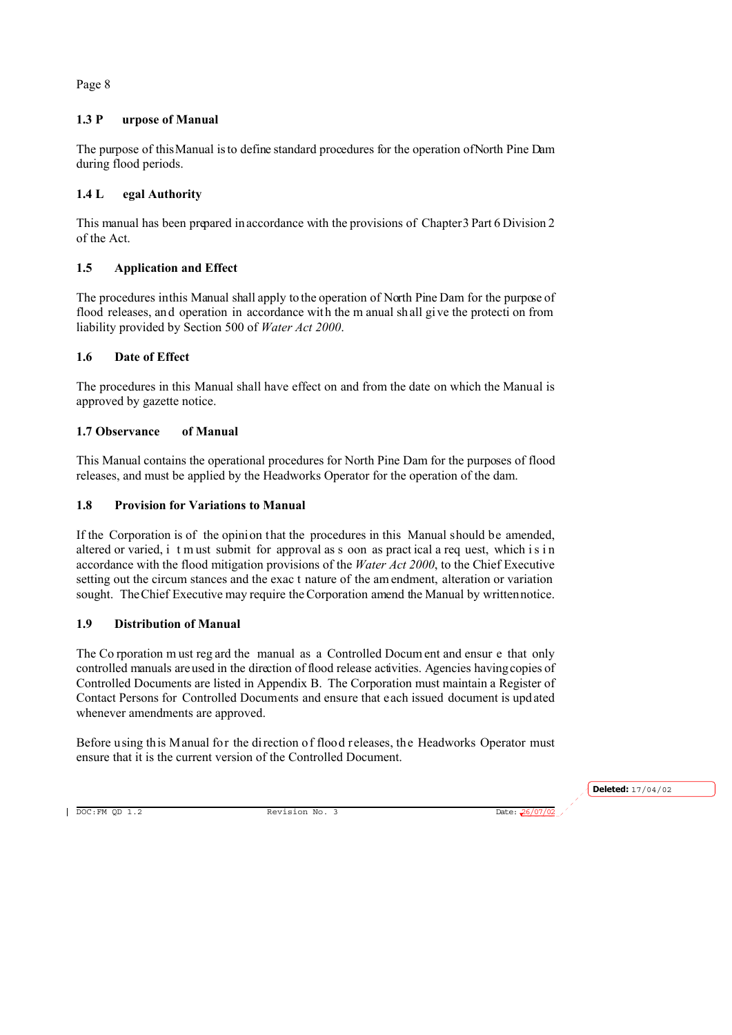## 1.3 Purpose of Manual

The purpose of this Manual is to define standard procedures for the operation of North Pine Dam during flood periods.

## 1.4 Legal Authority

This manual has been prepared in accordance with the provisions of Chapter 3 Part 6 Division 2 of the Act.

## 1.5 Application and Effect

The procedures in this Manual shall apply to the operation of North Pine Dam for the purpose of flood releases, and operation in accordance with the manual shall give the protection from liability provided by Section 500 of *Water Act 2000*.

## 1.6 Date of Effect

The procedures in this Manual shall have effect on and from the date on which the Manual is approved by gazette notice.

## 1.7 Observance of Manual

This Manual contains the operational procedures for North Pine Dam for the purposes of flood releases, and must be applied by the Headworks Operator for the operation of the dam.

## 1.8 Provision for Variations to Manual

If the Corporation is of the opinion that the procedures in this Manual should be amended, altered or varied, it must submit for approval as soon as practical a request, which is in accordance with the flood mitigation provisions of the *Water Act 2000*, to the Chief Executive setting out the circumstances and the exact nature of the amendment, alteration or variation sought. The Chief Executive may require the Corporation amend the Manual by written notice.

## 1.9 Distribution of Manual

The Corporation must regard the manual as a Controlled Document and ensure that only controlled manuals are used in the direction of flood release activities. Agencies having copies of Controlled Documents are listed in Appendix B. The Corporation must maintain a Register of Contact Persons for Controlled Documents and ensure that each issued document is updated whenever amendments are approved.

Before using this Manual for the direction of flood releases, the Headworks Operator must ensure that it is the current version of the Controlled Document.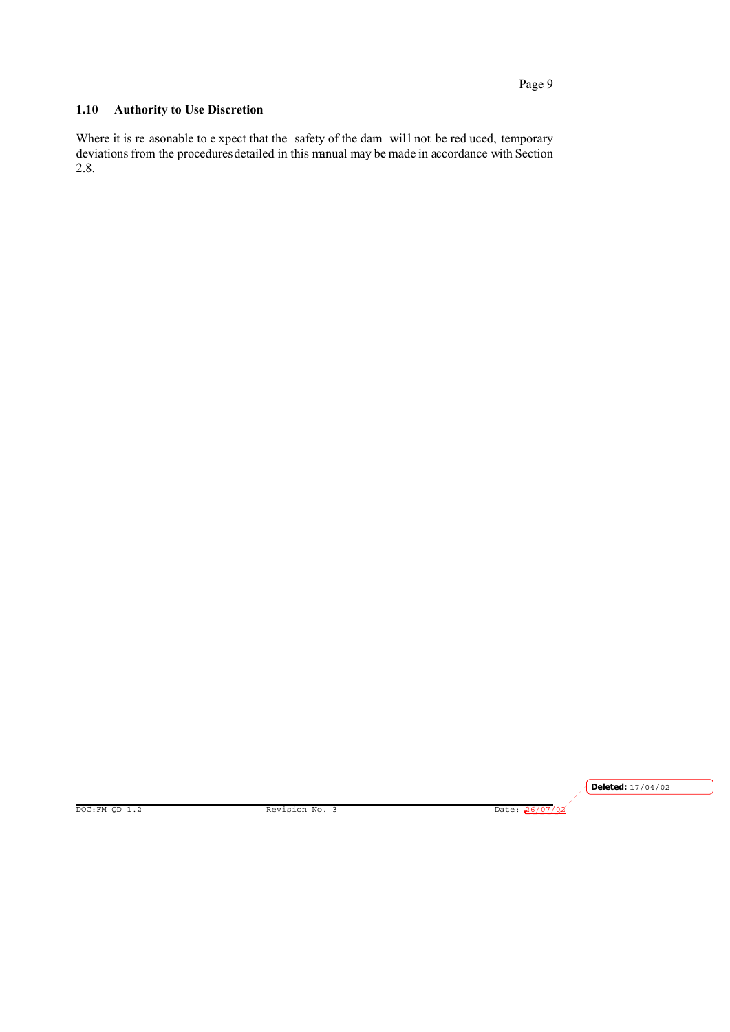## 1.10 Authority to Use Discretion

Where it is reasonable to expect that the safety of the dam will not be reduced, temporary deviations from the procedures detailed in this manual may be made in accordance with Section 2.8.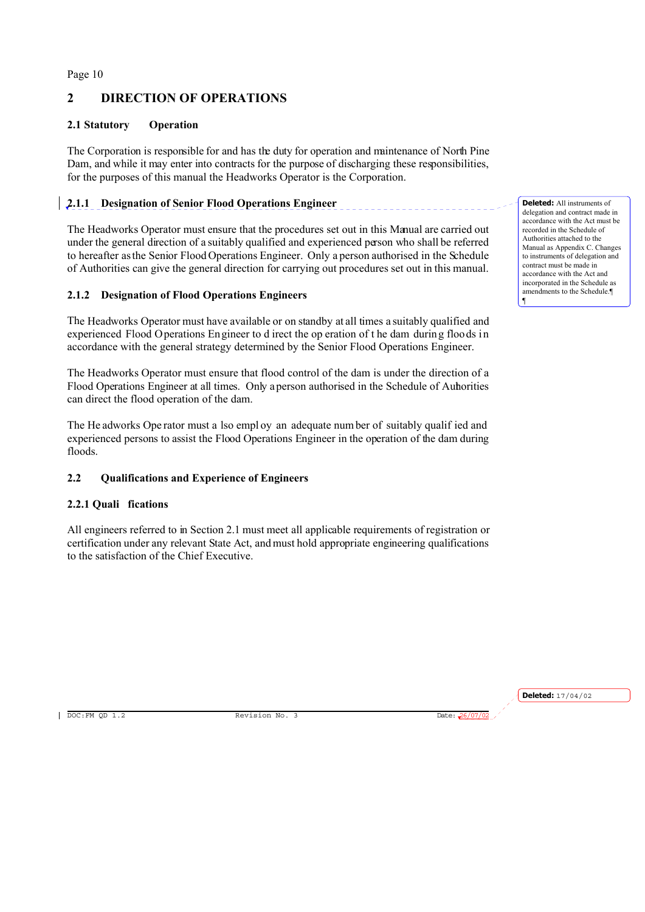## 2 DIRECTION OF OPERATIONS

### 2.1 Statutory Operation

The Corporation is responsible for and has the duty for operation and maintenance of North Pine Dam, and while it may enter into contracts for the purpose of discharging these responsibilities, for the purposes of this manual the Headworks Operator is the Corporation.

#### 2.1.1 Designation of Senior Flood Operations Engineer

The Headworks Operator must ensure that the procedures set out in this Manual are carried out under the general direction of a suitably qualified and experienced person who shall be referred to hereafter as the Senior Flood Operations Engineer. Only a person authorised in the Schedule of Authorities can give the general direction for carrying out procedures set out in this manual.

**Deleted:** All instruments of delegation and contract made in accordance with the Act must be recorded in the Schedule of Authorities attached to the Manual as Appendix C. Changes to instruments of delegation and contract must be made in accordance with the Act and incorporated in the Schedule as amendments to the Schedule.¶

#### 2.1.2 Designation of Flood Operations Engineers

The Headworks Operator must have available or on standby at all times a suitably qualified and experienced Flood Operations Engineer to direct the operation of the dam during floods in accordance with the general strategy determined by the Senior Flood Operations Engineer.

The Headworks Operator must ensure that flood control of the dam is under the direction of a Flood Operations Engineer at all times. Only a person authorised in the Schedule of Authorities can direct the flood operation of the dam.

The Headworks Operator must also employ an adequate number of suitably qualified and experienced persons to assist the Flood Operations Engineer in the operation of the dam during floods.

### 2.2 Qualifications and Experience of Engineers

#### 2.2.1 Qualifications

All engineers referred to in Section 2.1 must meet all applicable requirements of registration or certification under any relevant State Act, and must hold appropriate engineering qualifications to the satisfaction of the Chief Executive.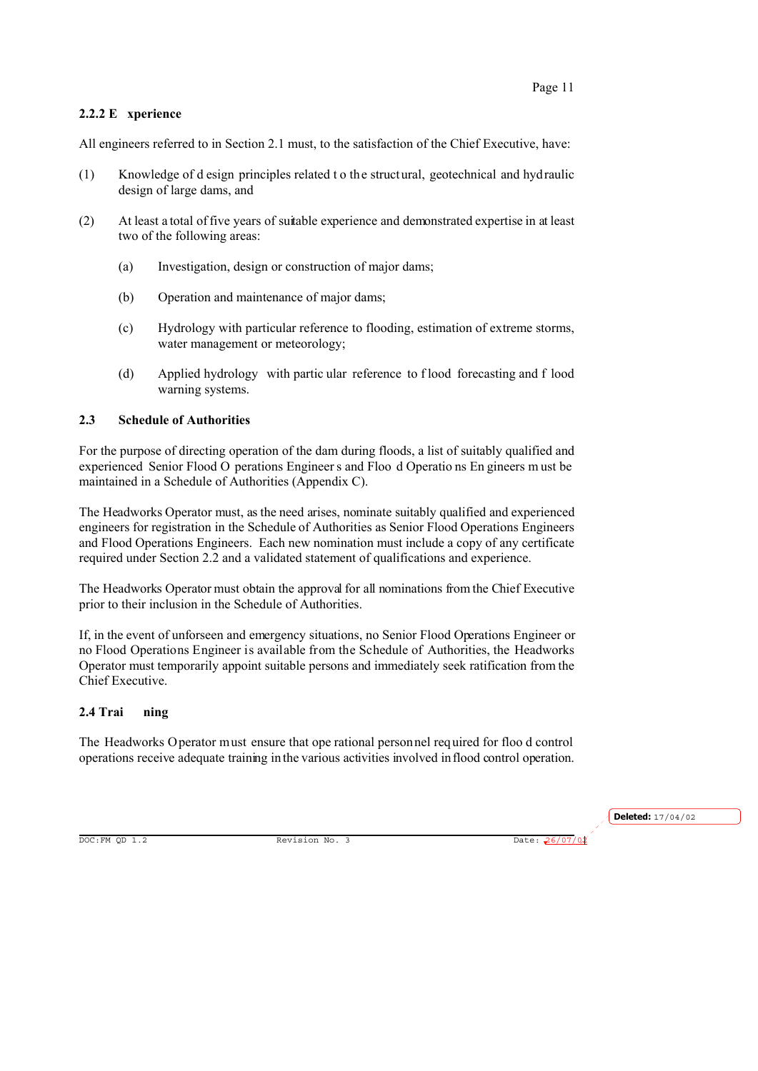### 2.2.2 Experience

All engineers referred to in Section 2.1 must, to the satisfaction of the Chief Executive, have:

(1) Knowledge of design principles related to the structural, geotechnical and hydraulic design of large dams, and

(2) At least a total of five years of suitable experience and demonstrated expertise in at least two of the following areas:

   (a) Investigation, design or construction of major dams;

   (b) Operation and maintenance of major dams;

   (c) Hydrology with particular reference to flooding, estimation of extreme storms, water management or meteorology;

   (d) Applied hydrology with particular reference to flood forecasting and flood warning systems.

## 2.3 Schedule of Authorities

For the purpose of directing operation of the dam during floods, a list of suitably qualified and experienced Senior Flood Operations Engineers and Flood Operations Engineers must be maintained in a Schedule of Authorities (Appendix C).

The Headworks Operator must, as the need arises, nominate suitably qualified and experienced engineers for registration in the Schedule of Authorities as Senior Flood Operations Engineers and Flood Operations Engineers. Each new nomination must include a copy of any certificate required under Section 2.2 and a validated statement of qualifications and experience.

The Headworks Operator must obtain the approval for all nominations from the Chief Executive prior to their inclusion in the Schedule of Authorities.

If, in the event of unforseen and emergency situations, no Senior Flood Operations Engineer or no Flood Operations Engineer is available from the Schedule of Authorities, the Headworks Operator must temporarily appoint suitable persons and immediately seek ratification from the Chief Executive.

## 2.4 Training

The Headworks Operator must ensure that operational personnel required for flood control operations receive adequate training in the various activities involved in flood control operation.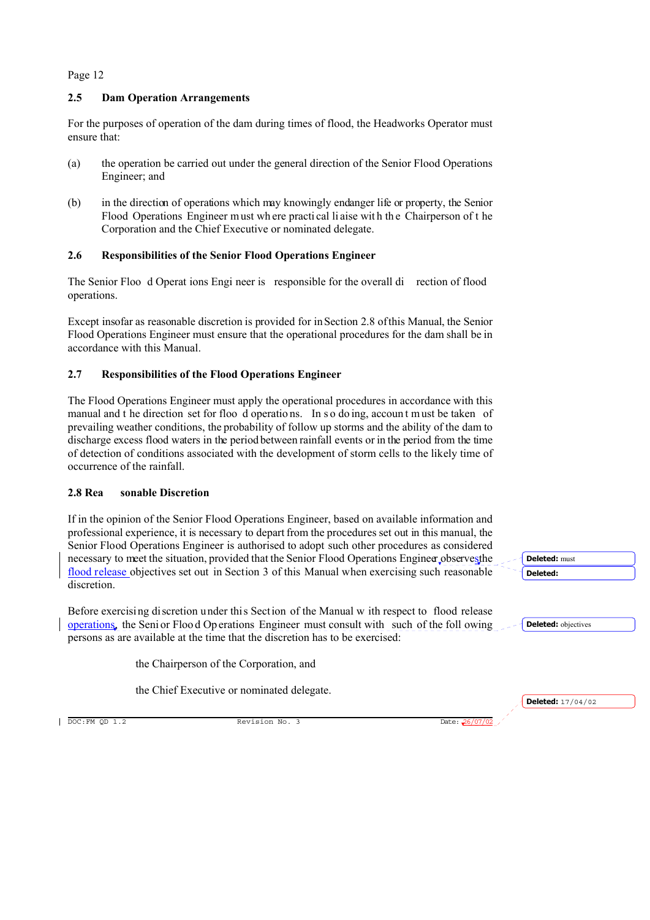## 2.5 Dam Operation Arrangements

For the purposes of operation of the dam during times of flood, the Headworks Operator must ensure that:

(a) the operation be carried out under the general direction of the Senior Flood Operations Engineer; and

(b) in the direction of operations which may knowingly endanger life or property, the Senior Flood Operations Engineer must where practical liaise with the Chairperson of the Corporation and the Chief Executive or nominated delegate.

## 2.6 Responsibilities of the Senior Flood Operations Engineer

The Senior Flood Operations Engineer is responsible for the overall direction of flood operations.

Except insofar as reasonable discretion is provided for in Section 2.8 of this Manual, the Senior Flood Operations Engineer must ensure that the operational procedures for the dam shall be in accordance with this Manual.

## 2.7 Responsibilities of the Flood Operations Engineer

The Flood Operations Engineer must apply the operational procedures in accordance with this manual and the direction set for flood operations. In so doing, account must be taken of prevailing weather conditions, the probability of follow up storms and the ability of the dam to discharge excess flood waters in the period between rainfall events or in the period from the time of detection of conditions associated with the development of storm cells to the likely time of occurrence of the rainfall.

## 2.8 Reasonable Discretion

If in the opinion of the Senior Flood Operations Engineer, based on available information and professional experience, it is necessary to depart from the procedures set out in this manual, the Senior Flood Operations Engineer is authorised to adopt such other procedures as considered necessary to meet the situation, provided that the Senior Flood Operations Engineer observes the flood release objectives set out in Section 3 of this Manual when exercising such reasonable discretion.

Before exercising discretion under this Section of the Manual with respect to flood release operations, the Senior Flood Operations Engineer must consult with such of the following persons as are available at the time that the discretion has to be exercised:

the Chairperson of the Corporation, and

the Chief Executive or nominated delegate.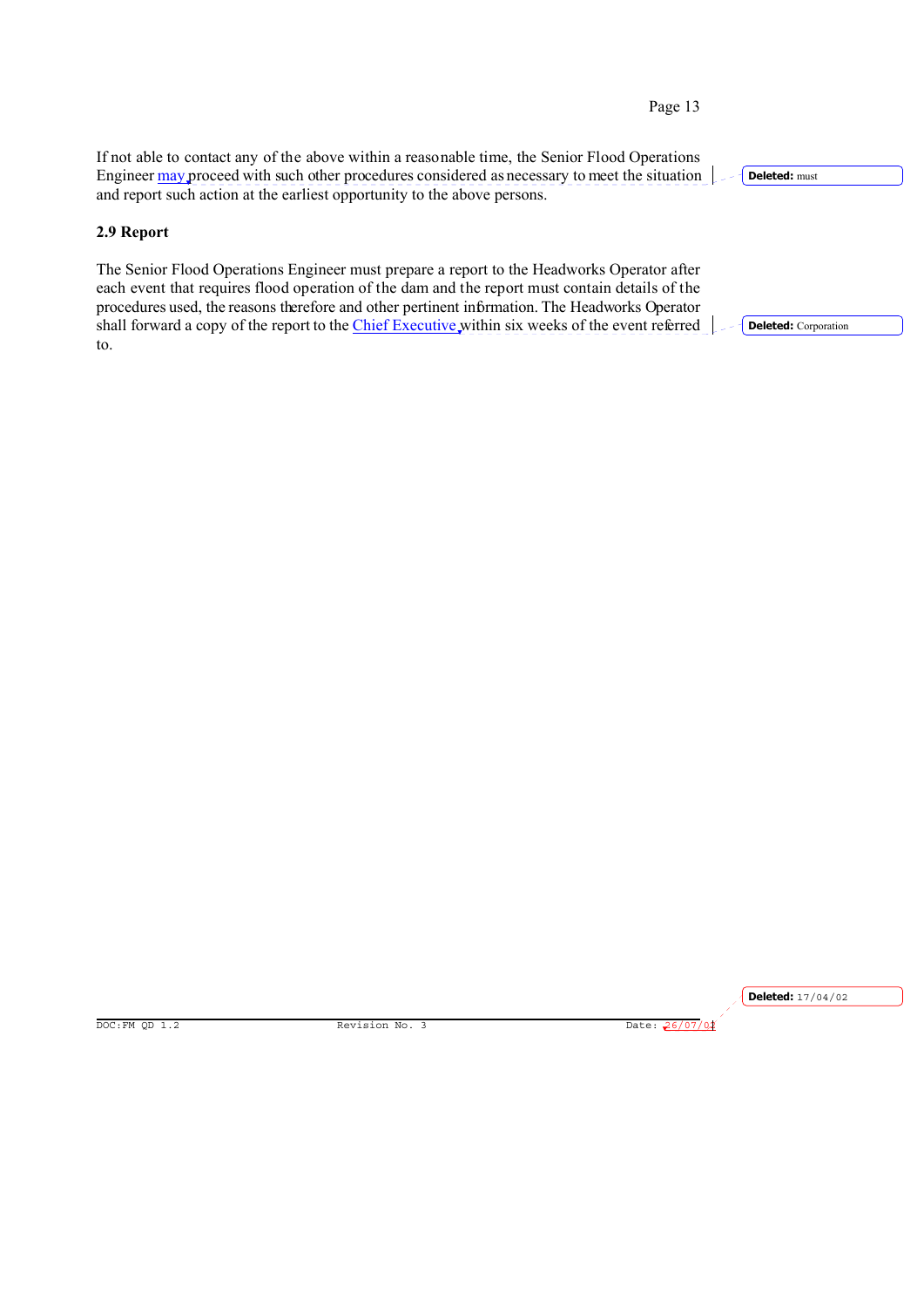If not able to contact any of the above within a reasonable time, the Senior Flood Operations Engineer may proceed with such other procedures considered as necessary to meet the situation and report such action at the earliest opportunity to the above persons.

**Deleted:** must

## 2.9 Report

The Senior Flood Operations Engineer must prepare a report to the Headworks Operator after each event that requires flood operation of the dam and the report must contain details of the procedures used, the reasons therefore and other pertinent information. The Headworks Operator shall forward a copy of the report to the Chief Executive within six weeks of the event referred to.

**Deleted:** Corporation

**Deleted:** 17/04/02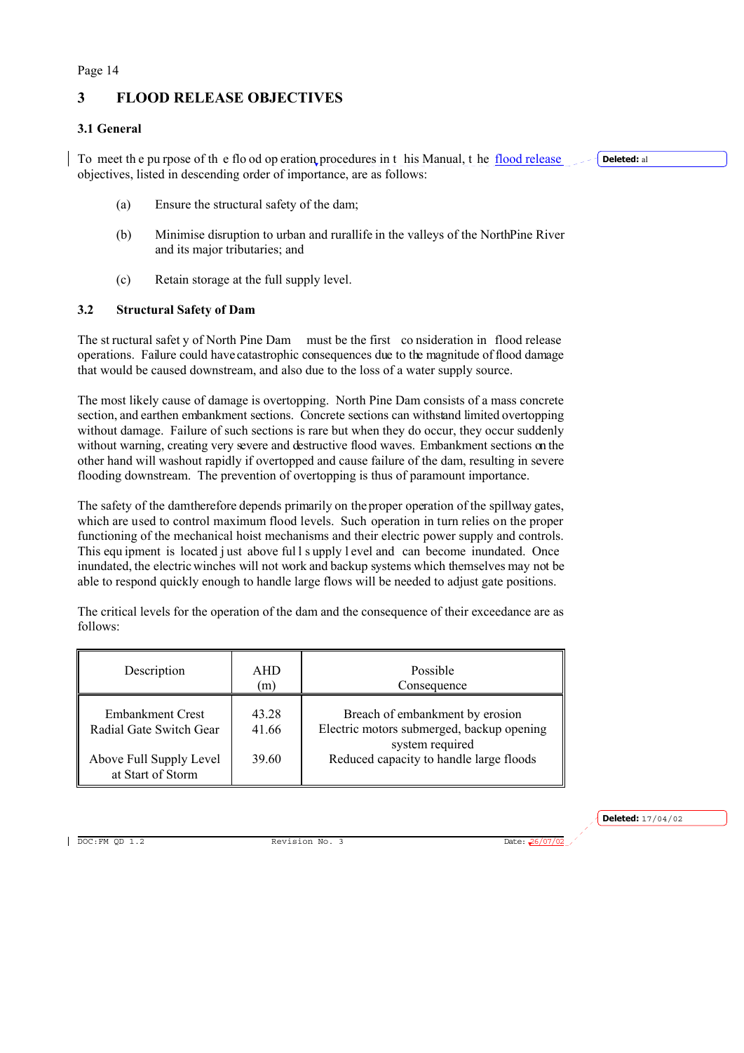# 3 FLOOD RELEASE OBJECTIVES

## 3.1 General

To meet the purpose of the flood operation procedures in this Manual, the flood release objectives, listed in descending order of importance, are as follows:

(a) Ensure the structural safety of the dam;

(b) Minimise disruption to urban and rurallife in the valleys of the NorthPine River and its major tributaries; and

(c) Retain storage at the full supply level.

## 3.2 Structural Safety of Dam

The structural safety of North Pine Dam must be the first consideration in flood release operations. Failure could have catastrophic consequences due to the magnitude of flood damage that would be caused downstream, and also due to the loss of a water supply source.

The most likely cause of damage is overtopping. North Pine Dam consists of a mass concrete section, and earthen embankment sections. Concrete sections can withstand limited overtopping without damage. Failure of such sections is rare but when they do occur, they occur suddenly without warning, creating very severe and destructive flood waves. Embankment sections on the other hand will washout rapidly if overtopped and cause failure of the dam, resulting in severe flooding downstream. The prevention of overtopping is thus of paramount importance.

The safety of the dam therefore depends primarily on the proper operation of the spillway gates, which are used to control maximum flood levels. Such operation in turn relies on the proper functioning of the mechanical hoist mechanisms and their electric power supply and controls. This equipment is located just above full supply level and can become inundated. Once inundated, the electric winches will not work and backup systems which themselves may not be able to respond quickly enough to handle large flows will be needed to adjust gate positions.

The critical levels for the operation of the dam and the consequence of their exceedance are as follows:

| Description | AHD (m) | Possible Consequence |
|---|---|---|
| Embankment Crest | 43.28 | Breach of embankment by erosion |
| Radial Gate Switch Gear | 41.66 | Electric motors submerged, backup opening system required |
| Above Full Supply Level at Start of Storm | 39.60 | Reduced capacity to handle large floods |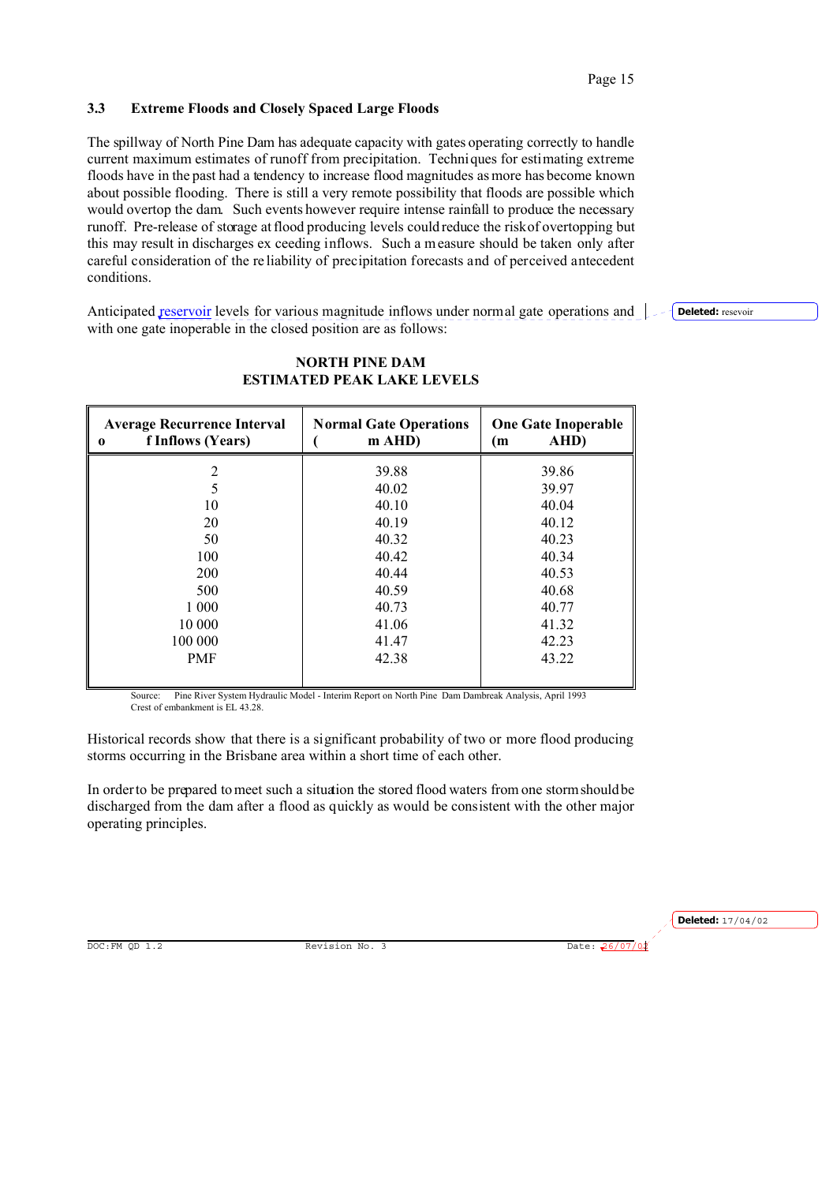### 3.3 Extreme Floods and Closely Spaced Large Floods

The spillway of North Pine Dam has adequate capacity with gates operating correctly to handle current maximum estimates of runoff from precipitation. Techniques for estimating extreme floods have in the past had a tendency to increase flood magnitudes as more has become known about possible flooding. There is still a very remote possibility that floods are possible which would overtop the dam. Such events however require intense rainfall to produce the necessary runoff. Pre-release of storage at flood producing levels could reduce the risk of overtopping but this may result in discharges exceeding inflows. Such a measure should be taken only after careful consideration of the reliability of precipitation forecasts and of perceived antecedent conditions.

Anticipated reservoir levels for various magnitude inflows under normal gate operations and with one gate inoperable in the closed position are as follows:

**NORTH PINE DAM**
**ESTIMATED PEAK LAKE LEVELS**

| Average Recurrence Interval of Inflows (Years) | Normal Gate Operations (m AHD) | One Gate Inoperable (m AHD) |
|---|---|---|
| 2 | 39.88 | 39.86 |
| 5 | 40.02 | 39.97 |
| 10 | 40.10 | 40.04 |
| 20 | 40.19 | 40.12 |
| 50 | 40.32 | 40.23 |
| 100 | 40.42 | 40.34 |
| 200 | 40.44 | 40.53 |
| 500 | 40.59 | 40.68 |
| 1 000 | 40.73 | 40.77 |
| 10 000 | 41.06 | 41.32 |
| 100 000 | 41.47 | 42.23 |
| PMF | 42.38 | 43.22 |

Source: Pine River System Hydraulic Model - Interim Report on North Pine Dam Dambreak Analysis, April 1993
Crest of embankment is EL 43.28.

Historical records show that there is a significant probability of two or more flood producing storms occurring in the Brisbane area within a short time of each other.

In order to be prepared to meet such a situation the stored flood waters from one storm should be discharged from the dam after a flood as quickly as would be consistent with the other major operating principles.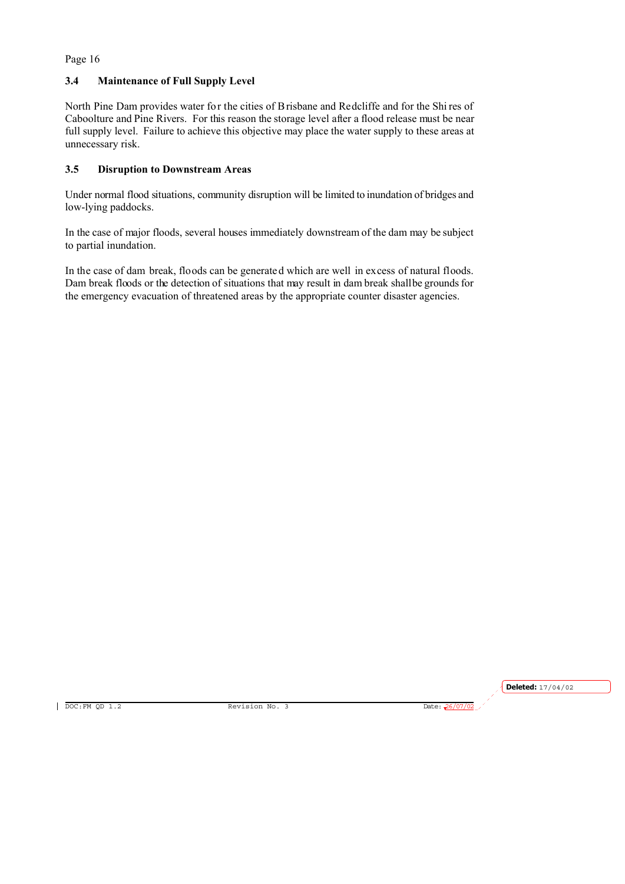### 3.4 Maintenance of Full Supply Level

North Pine Dam provides water for the cities of Brisbane and Redcliffe and for the Shires of Caboolture and Pine Rivers. For this reason the storage level after a flood release must be near full supply level. Failure to achieve this objective may place the water supply to these areas at unnecessary risk.

### 3.5 Disruption to Downstream Areas

Under normal flood situations, community disruption will be limited to inundation of bridges and low-lying paddocks.

In the case of major floods, several houses immediately downstream of the dam may be subject to partial inundation.

In the case of dam break, floods can be generated which are well in excess of natural floods. Dam break floods or the detection of situations that may result in dam break shall be grounds for the emergency evacuation of threatened areas by the appropriate counter disaster agencies.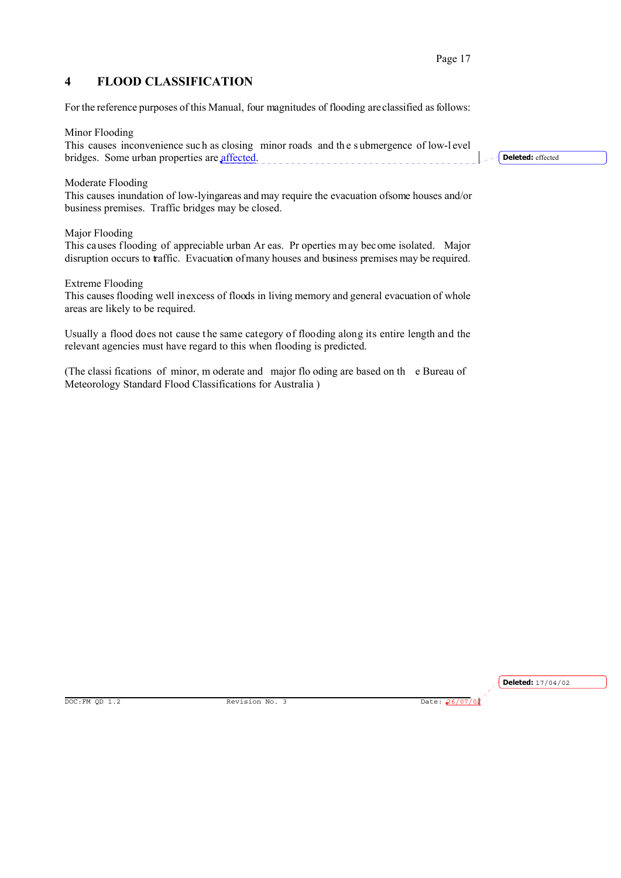# 4 FLOOD CLASSIFICATION

For the reference purposes of this Manual, four magnitudes of flooding are classified as follows:

Minor Flooding
This causes inconvenience such as closing minor roads and the submergence of low-level bridges. Some urban properties are affected.

Moderate Flooding
This causes inundation of low-lying areas and may require the evacuation of some houses and/or business premises. Traffic bridges may be closed.

Major Flooding
This causes flooding of appreciable urban Areas. Properties may become isolated. Major disruption occurs to traffic. Evacuation of many houses and business premises may be required.

Extreme Flooding
This causes flooding well in excess of floods in living memory and general evacuation of whole areas are likely to be required.

Usually a flood does not cause the same category of flooding along its entire length and the relevant agencies must have regard to this when flooding is predicted.

(The classifications of minor, moderate and major flooding are based on the Bureau of Meteorology Standard Flood Classifications for Australia )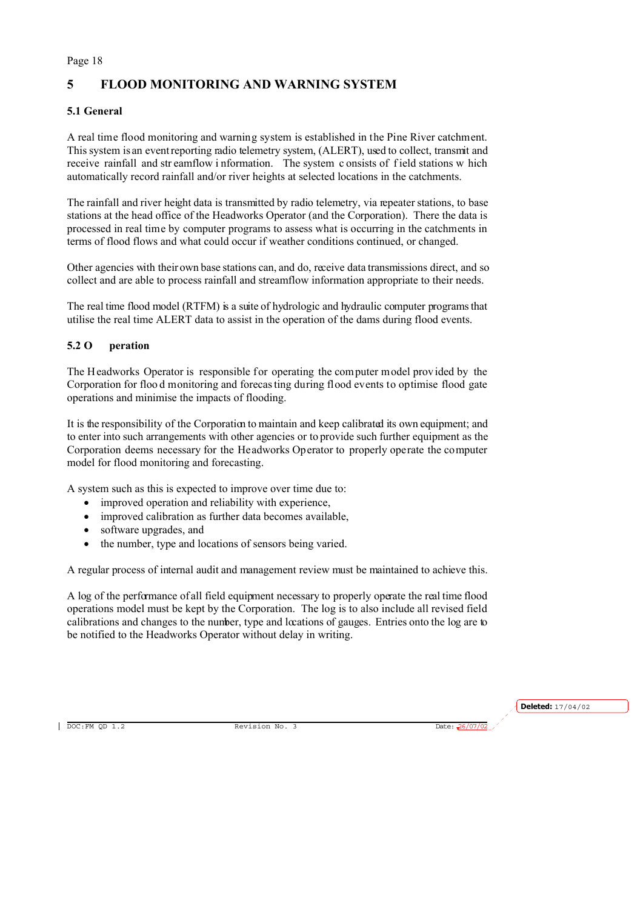# 5 FLOOD MONITORING AND WARNING SYSTEM

## 5.1 General

A real time flood monitoring and warning system is established in the Pine River catchment. This system is an event reporting radio telemetry system, (ALERT), used to collect, transmit and receive rainfall and streamflow information. The system consists of field stations which automatically record rainfall and/or river heights at selected locations in the catchments.

The rainfall and river height data is transmitted by radio telemetry, via repeater stations, to base stations at the head office of the Headworks Operator (and the Corporation). There the data is processed in real time by computer programs to assess what is occurring in the catchments in terms of flood flows and what could occur if weather conditions continued, or changed.

Other agencies with their own base stations can, and do, receive data transmissions direct, and so collect and are able to process rainfall and streamflow information appropriate to their needs.

The real time flood model (RTFM) is a suite of hydrologic and hydraulic computer programs that utilise the real time ALERT data to assist in the operation of the dams during flood events.

## 5.2 Operation

The Headworks Operator is responsible for operating the computer model provided by the Corporation for flood monitoring and forecasting during flood events to optimise flood gate operations and minimise the impacts of flooding.

It is the responsibility of the Corporation to maintain and keep calibrated its own equipment; and to enter into such arrangements with other agencies or to provide such further equipment as the Corporation deems necessary for the Headworks Operator to properly operate the computer model for flood monitoring and forecasting.

A system such as this is expected to improve over time due to:

- improved operation and reliability with experience,
- improved calibration as further data becomes available,
- software upgrades, and
- the number, type and locations of sensors being varied.

A regular process of internal audit and management review must be maintained to achieve this.

A log of the performance of all field equipment necessary to properly operate the real time flood operations model must be kept by the Corporation. The log is to also include all revised field calibrations and changes to the number, type and locations of gauges. Entries onto the log are to be notified to the Headworks Operator without delay in writing.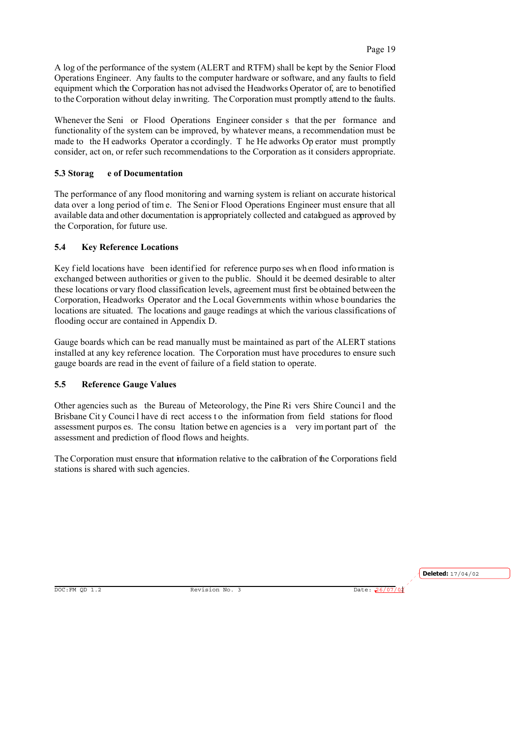A log of the performance of the system (ALERT and RTFM) shall be kept by the Senior Flood Operations Engineer. Any faults to the computer hardware or software, and any faults to field equipment which the Corporation has not advised the Headworks Operator of, are to be notified to the Corporation without delay in writing. The Corporation must promptly attend to the faults.

Whenever the Senior Flood Operations Engineer considers that the performance and functionality of the system can be improved, by whatever means, a recommendation must be made to the Headworks Operator accordingly. The Headworks Operator must promptly consider, act on, or refer such recommendations to the Corporation as it considers appropriate.

### 5.3 Storage of Documentation

The performance of any flood monitoring and warning system is reliant on accurate historical data over a long period of time. The Senior Flood Operations Engineer must ensure that all available data and other documentation is appropriately collected and catalogued as approved by the Corporation, for future use.

### 5.4 Key Reference Locations

Key field locations have been identified for reference purposes when flood information is exchanged between authorities or given to the public. Should it be deemed desirable to alter these locations or vary flood classification levels, agreement must first be obtained between the Corporation, Headworks Operator and the Local Governments within whose boundaries the locations are situated. The locations and gauge readings at which the various classifications of flooding occur are contained in Appendix D.

Gauge boards which can be read manually must be maintained as part of the ALERT stations installed at any key reference location. The Corporation must have procedures to ensure such gauge boards are read in the event of failure of a field station to operate.

### 5.5 Reference Gauge Values

Other agencies such as the Bureau of Meteorology, the Pine Rivers Shire Council and the Brisbane City Council have direct access to the information from field stations for flood assessment purposes. The consultation between agencies is a very important part of the assessment and prediction of flood flows and heights.

The Corporation must ensure that information relative to the calibration of the Corporations field stations is shared with such agencies.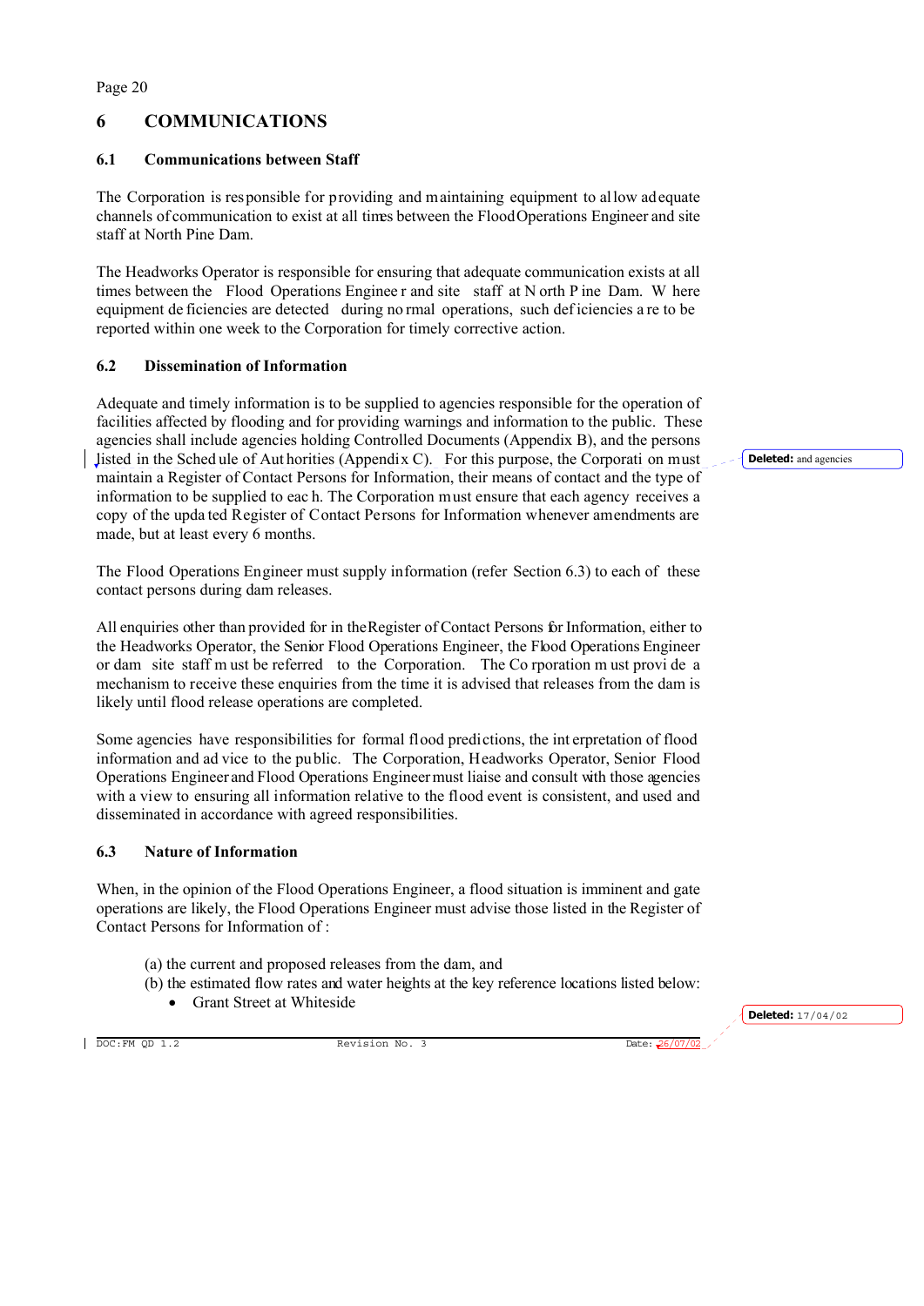# 6 COMMUNICATIONS

## 6.1 Communications between Staff

The Corporation is responsible for providing and maintaining equipment to allow adequate channels of communication to exist at all times between the Flood Operations Engineer and site staff at North Pine Dam.

The Headworks Operator is responsible for ensuring that adequate communication exists at all times between the Flood Operations Engineer and site staff at North Pine Dam. Where equipment deficiencies are detected during normal operations, such deficiencies are to be reported within one week to the Corporation for timely corrective action.

## 6.2 Dissemination of Information

Adequate and timely information is to be supplied to agencies responsible for the operation of facilities affected by flooding and for providing warnings and information to the public. These agencies shall include agencies holding Controlled Documents (Appendix B), and the persons listed in the Schedule of Authorities (Appendix C). For this purpose, the Corporation must maintain a Register of Contact Persons for Information, their means of contact and the type of information to be supplied to each. The Corporation must ensure that each agency receives a copy of the updated Register of Contact Persons for Information whenever amendments are made, but at least every 6 months.

The Flood Operations Engineer must supply information (refer Section 6.3) to each of these contact persons during dam releases.

All enquiries other than provided for in the Register of Contact Persons for Information, either to the Headworks Operator, the Senior Flood Operations Engineer, the Flood Operations Engineer or dam site staff must be referred to the Corporation. The Corporation must provide a mechanism to receive these enquiries from the time it is advised that releases from the dam is likely until flood release operations are completed.

Some agencies have responsibilities for formal flood predictions, the interpretation of flood information and advice to the public. The Corporation, Headworks Operator, Senior Flood Operations Engineer and Flood Operations Engineer must liaise and consult with those agencies with a view to ensuring all information relative to the flood event is consistent, and used and disseminated in accordance with agreed responsibilities.

## 6.3 Nature of Information

When, in the opinion of the Flood Operations Engineer, a flood situation is imminent and gate operations are likely, the Flood Operations Engineer must advise those listed in the Register of Contact Persons for Information of :

(a) the current and proposed releases from the dam, and

(b) the estimated flow rates and water heights at the key reference locations listed below:

- Grant Street at Whiteside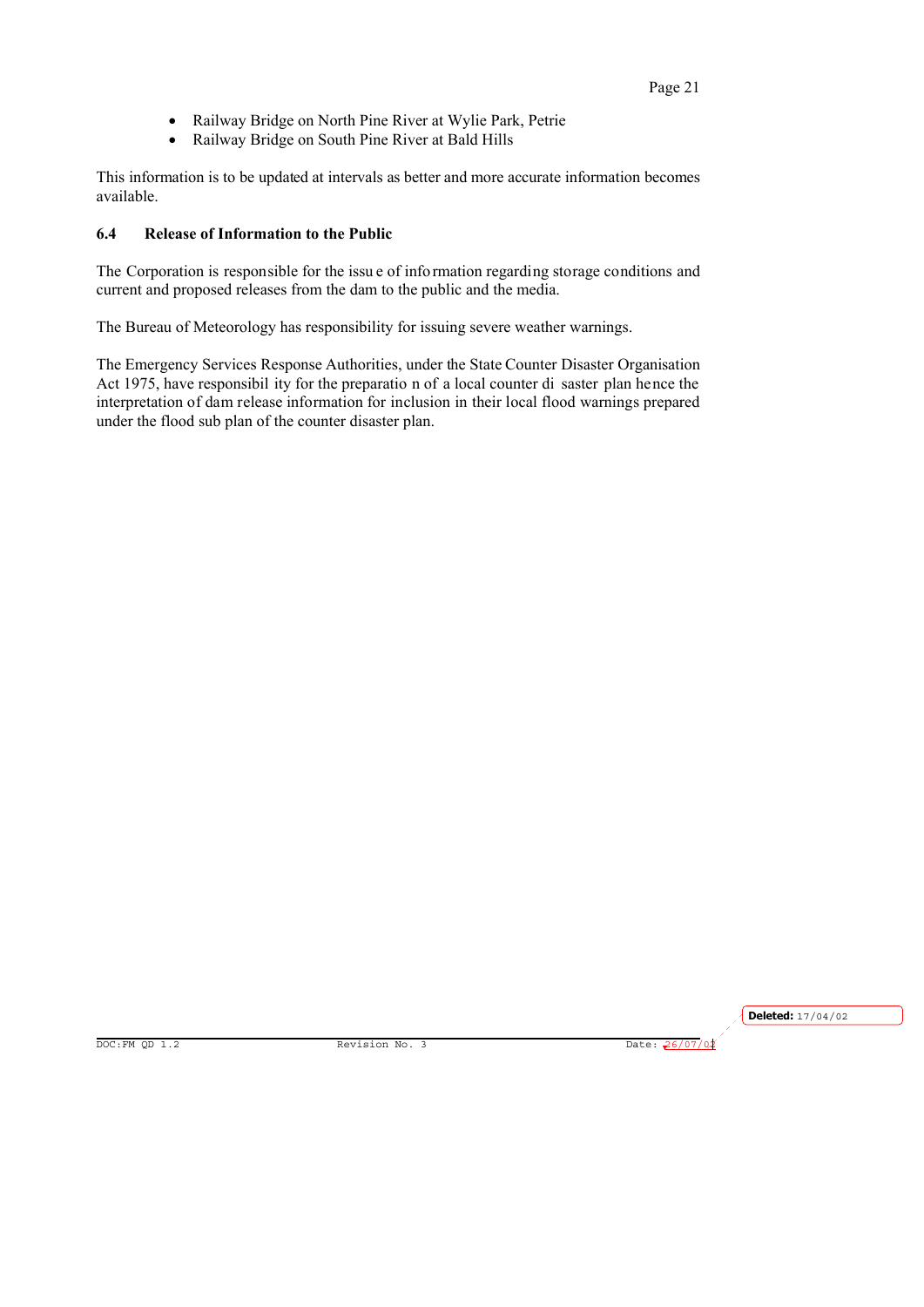- Railway Bridge on North Pine River at Wylie Park, Petrie
- Railway Bridge on South Pine River at Bald Hills

This information is to be updated at intervals as better and more accurate information becomes available.

### 6.4 Release of Information to the Public

The Corporation is responsible for the issue of information regarding storage conditions and current and proposed releases from the dam to the public and the media.

The Bureau of Meteorology has responsibility for issuing severe weather warnings.

The Emergency Services Response Authorities, under the State Counter Disaster Organisation Act 1975, have responsibility for the preparation of a local counter disaster plan hence the interpretation of dam release information for inclusion in their local flood warnings prepared under the flood sub plan of the counter disaster plan.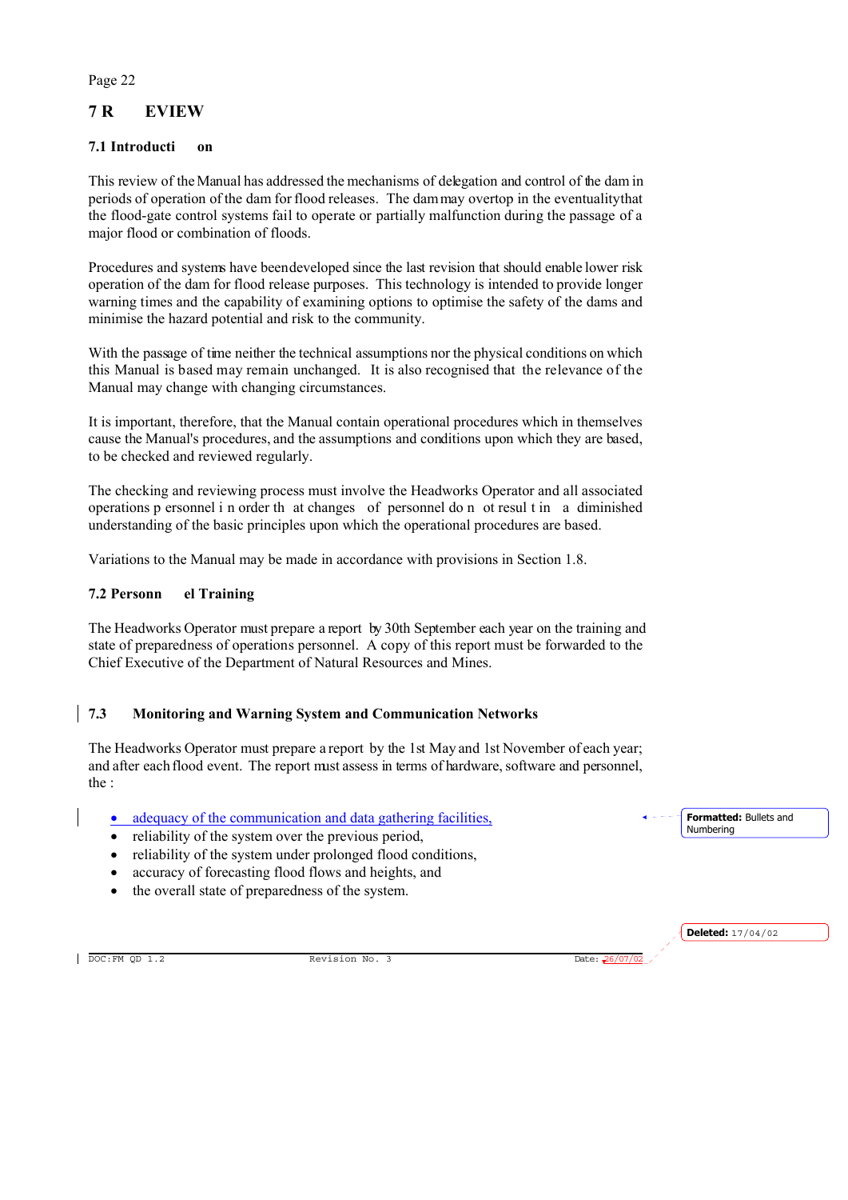# 7 REVIEW

### 7.1 Introduction

This review of the Manual has addressed the mechanisms of delegation and control of the dam in periods of operation of the dam for flood releases. The dam may overtop in the eventuality that the flood-gate control systems fail to operate or partially malfunction during the passage of a major flood or combination of floods.

Procedures and systems have been developed since the last revision that should enable lower risk operation of the dam for flood release purposes. This technology is intended to provide longer warning times and the capability of examining options to optimise the safety of the dams and minimise the hazard potential and risk to the community.

With the passage of time neither the technical assumptions nor the physical conditions on which this Manual is based may remain unchanged. It is also recognised that the relevance of the Manual may change with changing circumstances.

It is important, therefore, that the Manual contain operational procedures which in themselves cause the Manual's procedures, and the assumptions and conditions upon which they are based, to be checked and reviewed regularly.

The checking and reviewing process must involve the Headworks Operator and all associated operations personnel in order that changes of personnel do not result in a diminished understanding of the basic principles upon which the operational procedures are based.

Variations to the Manual may be made in accordance with provisions in Section 1.8.

### 7.2 Personnel Training

The Headworks Operator must prepare a report by 30th September each year on the training and state of preparedness of operations personnel. A copy of this report must be forwarded to the Chief Executive of the Department of Natural Resources and Mines.

### 7.3 Monitoring and Warning System and Communication Networks

The Headworks Operator must prepare a report by the 1st May and 1st November of each year; and after each flood event. The report must assess in terms of hardware, software and personnel, the :

- adequacy of the communication and data gathering facilities,
- reliability of the system over the previous period,
- reliability of the system under prolonged flood conditions,
- accuracy of forecasting flood flows and heights, and
- the overall state of preparedness of the system.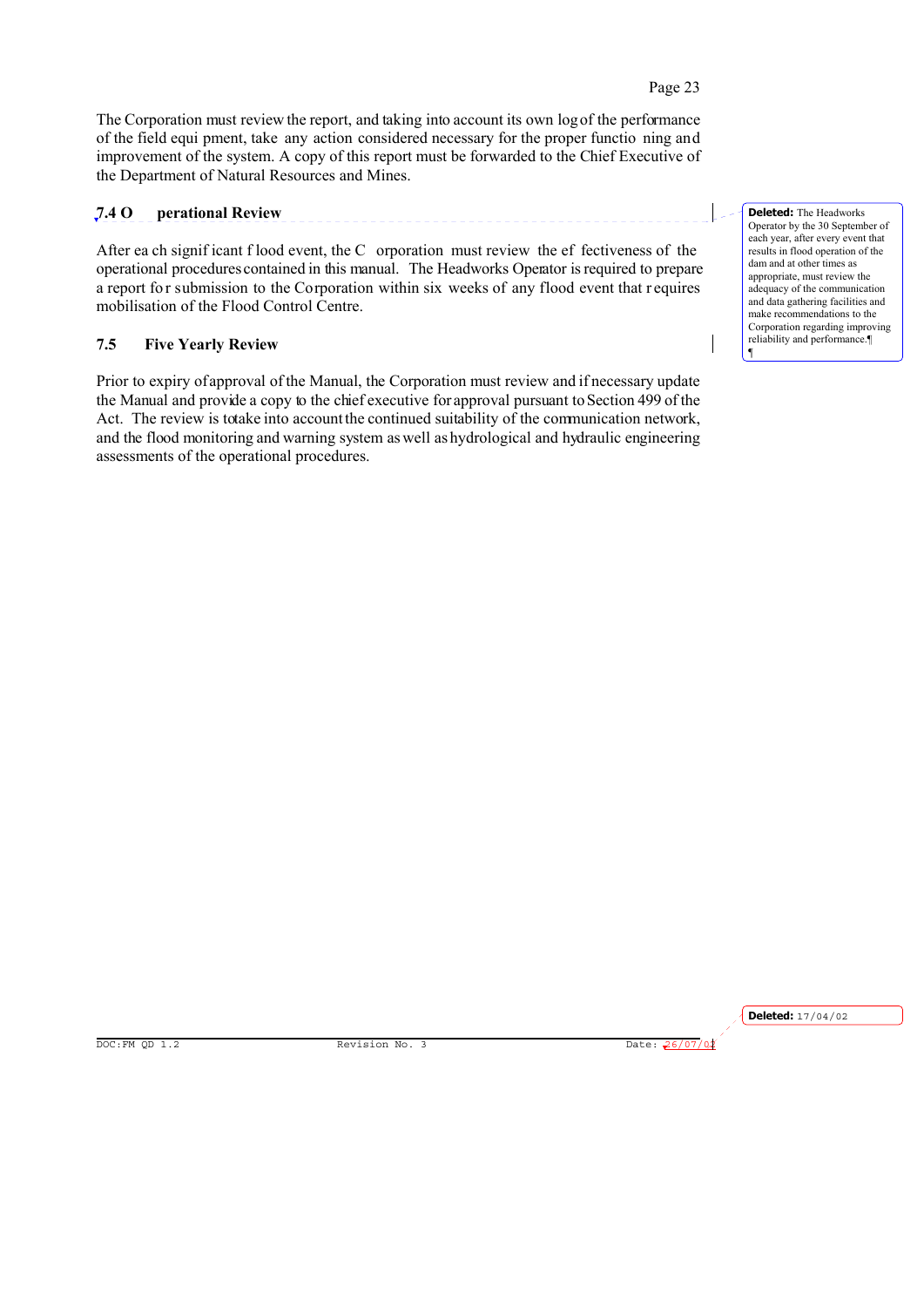The Corporation must review the report, and taking into account its own log of the performance of the field equipment, take any action considered necessary for the proper functioning and improvement of the system. A copy of this report must be forwarded to the Chief Executive of the Department of Natural Resources and Mines.

### 7.4 Operational Review

After each significant flood event, the Corporation must review the effectiveness of the operational procedures contained in this manual. The Headworks Operator is required to prepare a report for submission to the Corporation within six weeks of any flood event that requires mobilisation of the Flood Control Centre.

**Deleted:** The Headworks Operator by the 30 September of each year, after every event that results in flood operation of the dam and at other times as appropriate, must review the adequacy of the communication and data gathering facilities and make recommendations to the Corporation regarding improving reliability and performance.

### 7.5 Five Yearly Review

Prior to expiry of approval of the Manual, the Corporation must review and if necessary update the Manual and provide a copy to the chief executive for approval pursuant to Section 499 of the Act. The review is to take into account the continued suitability of the communication network, and the flood monitoring and warning system as well as hydrological and hydraulic engineering assessments of the operational procedures.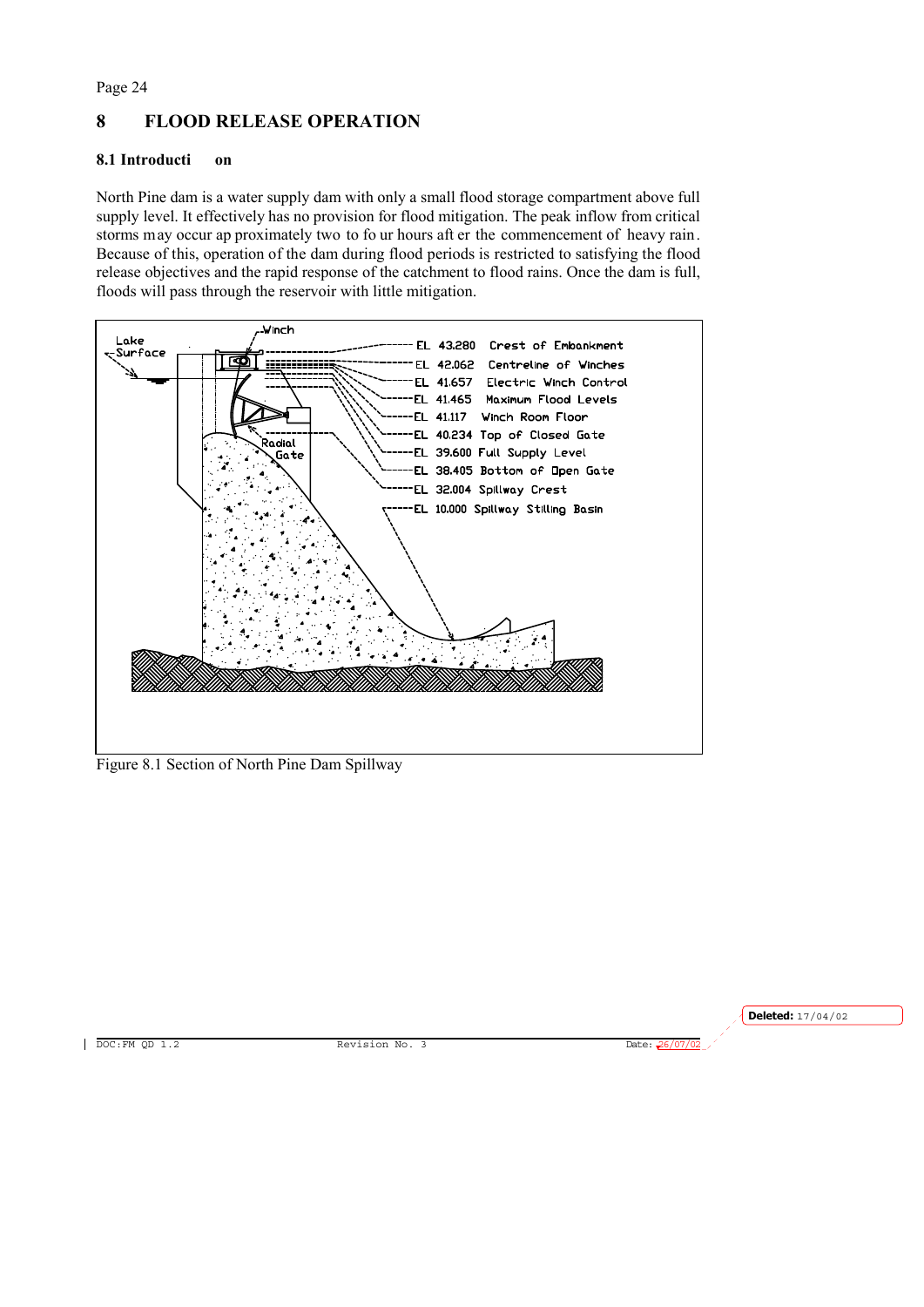## 8 FLOOD RELEASE OPERATION

### 8.1 Introduction

North Pine dam is a water supply dam with only a small flood storage compartment above full supply level. It effectively has no provision for flood mitigation. The peak inflow from critical storms may occur approximately two to four hours after the commencement of heavy rain. Because of this, operation of the dam during flood periods is restricted to satisfying the flood release objectives and the rapid response of the catchment to flood rains. Once the dam is full, floods will pass through the reservoir with little mitigation.

Figure 8.1 Section of North Pine Dam Spillway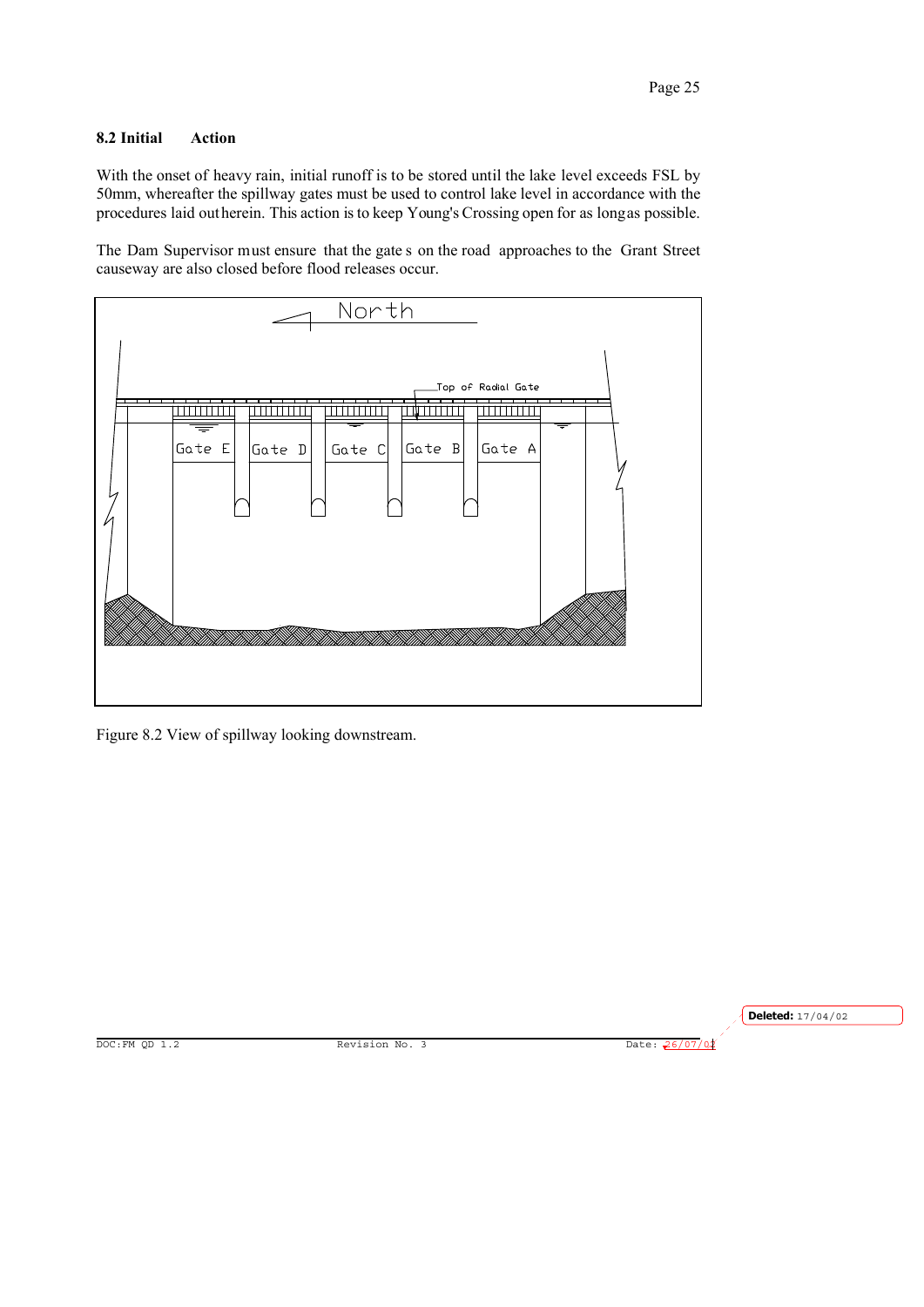## 8.2 Initial Action

With the onset of heavy rain, initial runoff is to be stored until the lake level exceeds FSL by 50mm, whereafter the spillway gates must be used to control lake level in accordance with the procedures laid out herein. This action is to keep Young's Crossing open for as long as possible.

The Dam Supervisor must ensure that the gates on the road approaches to the Grant Street causeway are also closed before flood releases occur.

Figure 8.2 View of spillway looking downstream.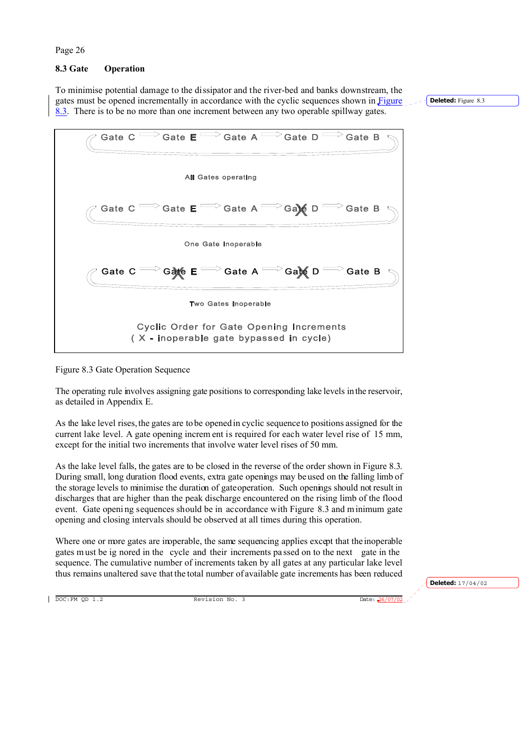## 8.3 Gate Operation

To minimise potential damage to the dissipator and the river-bed and banks downstream, the gates must be opened incrementally in accordance with the cyclic sequences shown in Figure 8.3. There is to be no more than one increment between any two operable spillway gates.

Gate C → Gate E → Gate A → Gate D → Gate B

All Gates operating

Gate C → Gate E → Gate A → Ga~~t~~e D (X) → Gate B

One Gate Inoperable

Gate C → Ga~~t~~e E (X) → Gate A → Ga~~t~~e D (X) → Gate B

Two Gates Inoperable

Cyclic Order for Gate Opening Increments
( X - inoperable gate bypassed in cycle)

Figure 8.3 Gate Operation Sequence

The operating rule involves assigning gate positions to corresponding lake levels in the reservoir, as detailed in Appendix E.

As the lake level rises, the gates are to be opened in cyclic sequence to positions assigned for the current lake level. A gate opening increment is required for each water level rise of 15 mm, except for the initial two increments that involve water level rises of 50 mm.

As the lake level falls, the gates are to be closed in the reverse of the order shown in Figure 8.3. During small, long duration flood events, extra gate openings may be used on the falling limb of the storage levels to minimise the duration of gate operation. Such openings should not result in discharges that are higher than the peak discharge encountered on the rising limb of the flood event. Gate opening sequences should be in accordance with Figure 8.3 and minimum gate opening and closing intervals should be observed at all times during this operation.

Where one or more gates are inoperable, the same sequencing applies except that the inoperable gates must be ignored in the cycle and their increments passed on to the next gate in the sequence. The cumulative number of increments taken by all gates at any particular lake level thus remains unaltered save that the total number of available gate increments has been reduced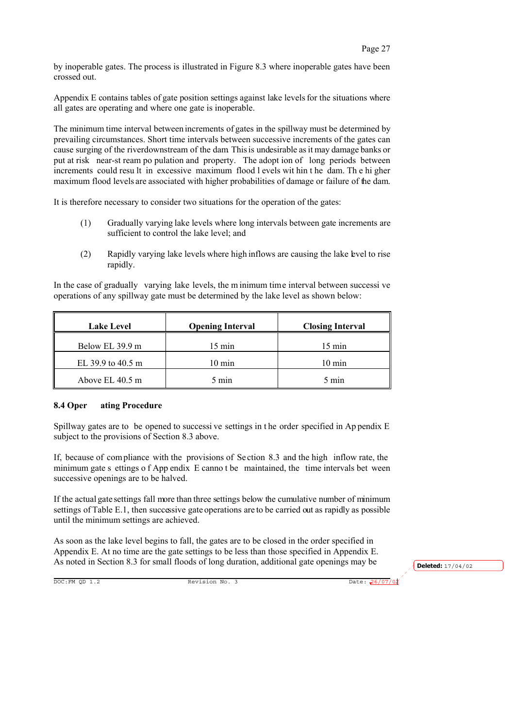by inoperable gates. The process is illustrated in Figure 8.3 where inoperable gates have been crossed out.

Appendix E contains tables of gate position settings against lake levels for the situations where all gates are operating and where one gate is inoperable.

The minimum time interval between increments of gates in the spillway must be determined by prevailing circumstances. Short time intervals between successive increments of the gates can cause surging of the river downstream of the dam. This is undesirable as it may damage banks or put at risk near-stream population and property. The adoption of long periods between increments could result in excessive maximum flood levels within the dam. The higher maximum flood levels are associated with higher probabilities of damage or failure of the dam.

It is therefore necessary to consider two situations for the operation of the gates:

(1) Gradually varying lake levels where long intervals between gate increments are sufficient to control the lake level; and

(2) Rapidly varying lake levels where high inflows are causing the lake level to rise rapidly.

In the case of gradually varying lake levels, the minimum time interval between successive operations of any spillway gate must be determined by the lake level as shown below:

| Lake Level | Opening Interval | Closing Interval |
|---|---|---|
| Below EL 39.9 m | 15 min | 15 min |
| EL 39.9 to 40.5 m | 10 min | 10 min |
| Above EL 40.5 m | 5 min | 5 min |

### 8.4 Operating Procedure

Spillway gates are to be opened to successive settings in the order specified in Appendix E subject to the provisions of Section 8.3 above.

If, because of compliance with the provisions of Section 8.3 and the high inflow rate, the minimum gate settings of Appendix E cannot be maintained, the time intervals between successive openings are to be halved.

If the actual gate settings fall more than three settings below the cumulative number of minimum settings of Table E.1, then successive gate operations are to be carried out as rapidly as possible until the minimum settings are achieved.

As soon as the lake level begins to fall, the gates are to be closed in the order specified in Appendix E. At no time are the gate settings to be less than those specified in Appendix E. As noted in Section 8.3 for small floods of long duration, additional gate openings may be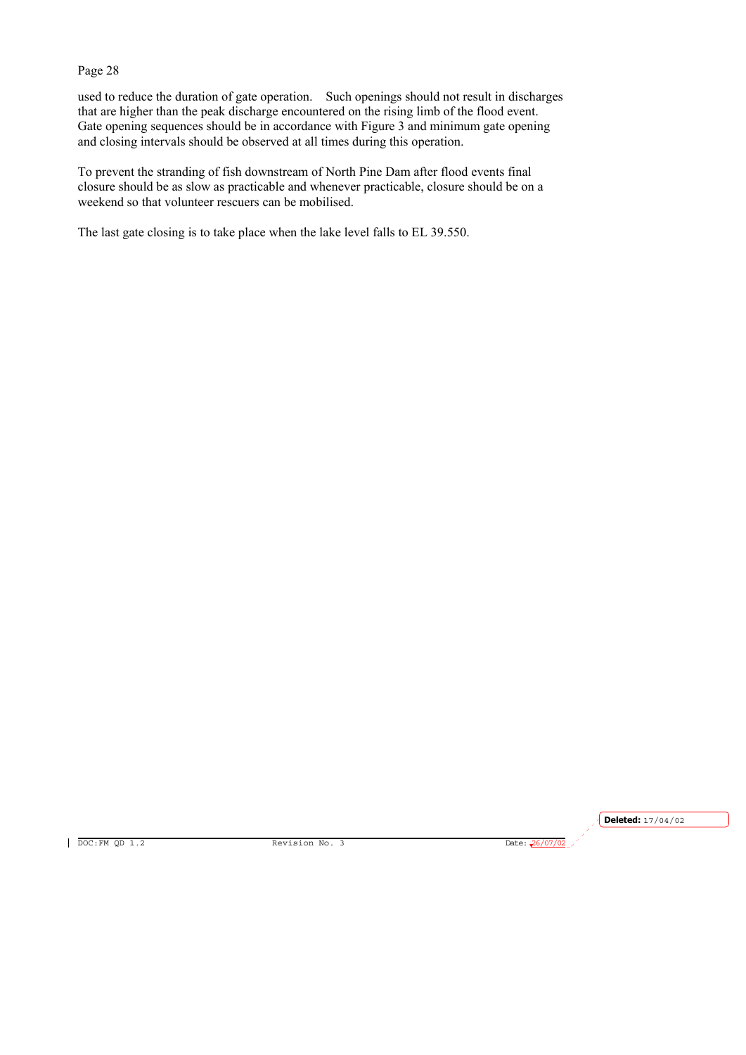used to reduce the duration of gate operation. Such openings should not result in discharges that are higher than the peak discharge encountered on the rising limb of the flood event. Gate opening sequences should be in accordance with Figure 3 and minimum gate opening and closing intervals should be observed at all times during this operation.

To prevent the stranding of fish downstream of North Pine Dam after flood events final closure should be as slow as practicable and whenever practicable, closure should be on a weekend so that volunteer rescuers can be mobilised.

The last gate closing is to take place when the lake level falls to EL 39.550.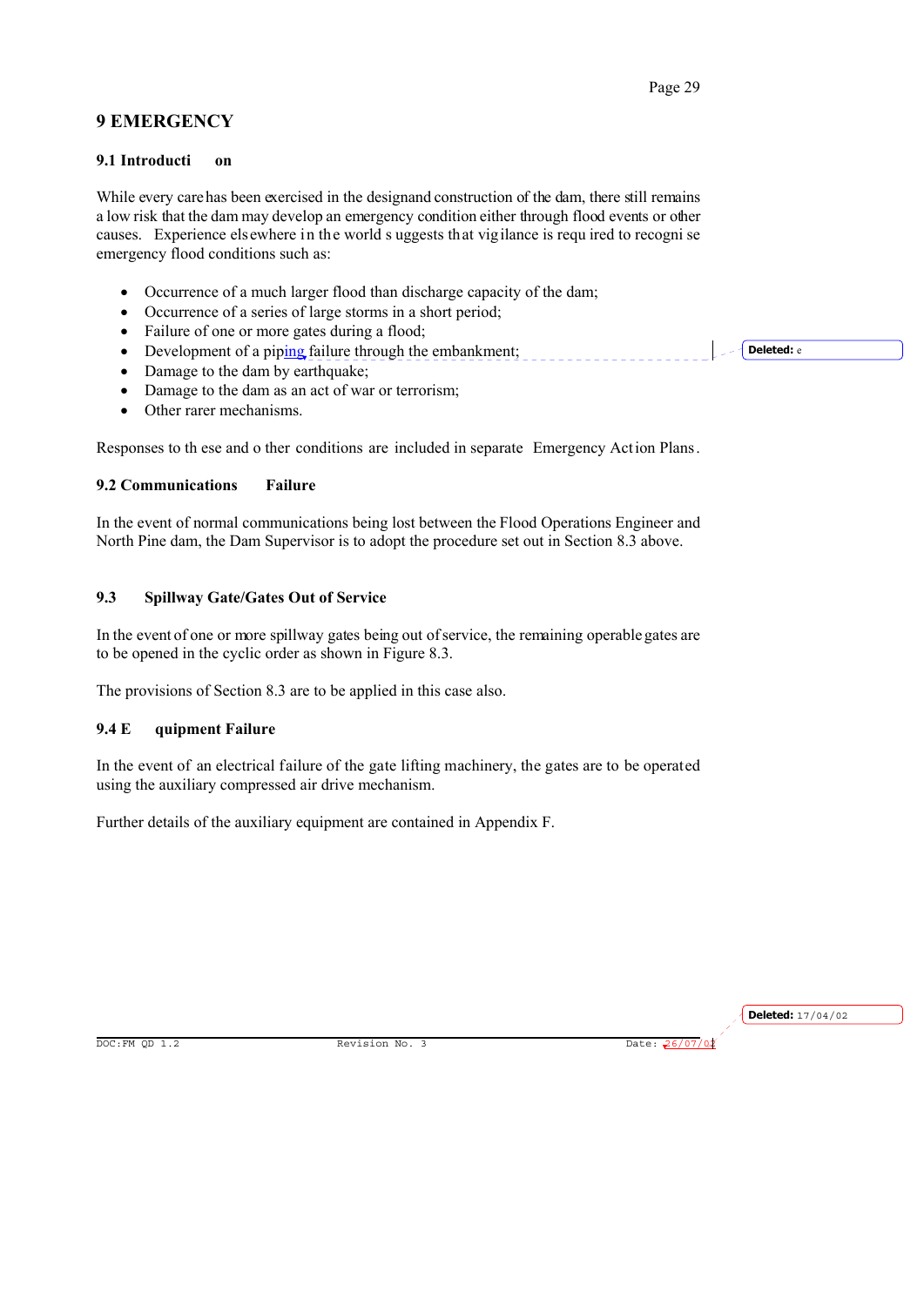# 9 EMERGENCY

## 9.1 Introduction

While every care has been exercised in the design and construction of the dam, there still remains a low risk that the dam may develop an emergency condition either through flood events or other causes. Experience elsewhere in the world suggests that vigilance is required to recognise emergency flood conditions such as:

- Occurrence of a much larger flood than discharge capacity of the dam;
- Occurrence of a series of large storms in a short period;
- Failure of one or more gates during a flood;
- Development of a piping failure through the embankment;
- Damage to the dam by earthquake;
- Damage to the dam as an act of war or terrorism;
- Other rarer mechanisms.

Responses to these and other conditions are included in separate Emergency Action Plans.

## 9.2 Communications Failure

In the event of normal communications being lost between the Flood Operations Engineer and North Pine dam, the Dam Supervisor is to adopt the procedure set out in Section 8.3 above.

## 9.3 Spillway Gate/Gates Out of Service

In the event of one or more spillway gates being out of service, the remaining operable gates are to be opened in the cyclic order as shown in Figure 8.3.

The provisions of Section 8.3 are to be applied in this case also.

## 9.4 Equipment Failure

In the event of an electrical failure of the gate lifting machinery, the gates are to be operated using the auxiliary compressed air drive mechanism.

Further details of the auxiliary equipment are contained in Appendix F.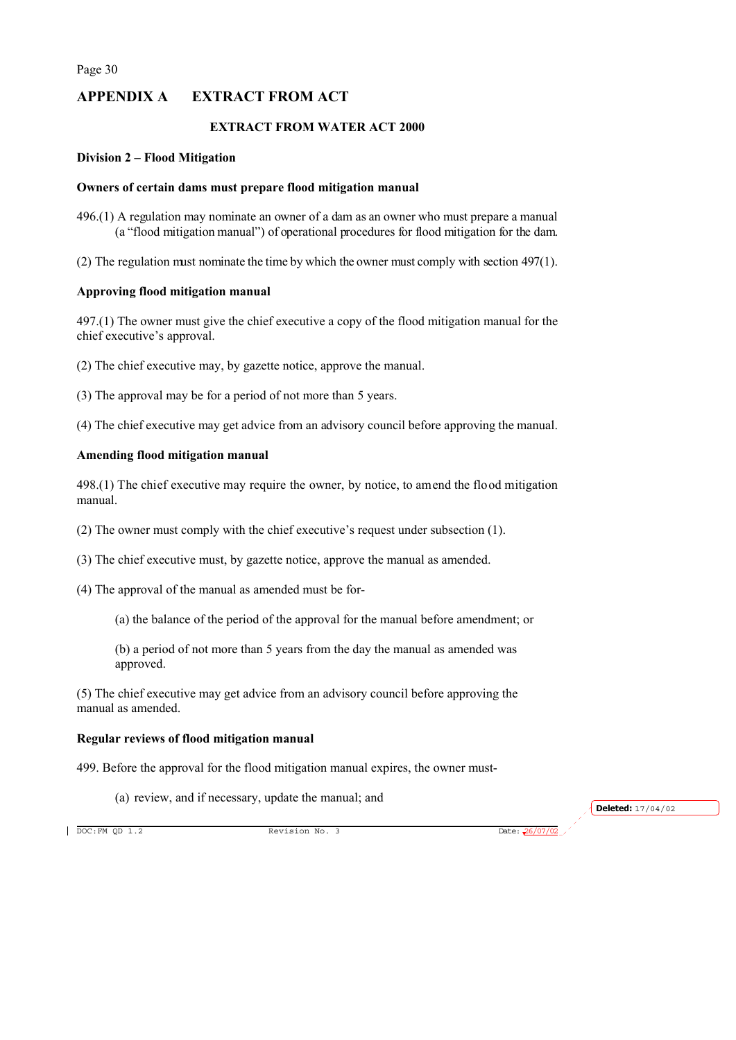## APPENDIX A EXTRACT FROM ACT

### EXTRACT FROM WATER ACT 2000

**Division 2 – Flood Mitigation**

**Owners of certain dams must prepare flood mitigation manual**

496.(1) A regulation may nominate an owner of a dam as an owner who must prepare a manual (a "flood mitigation manual") of operational procedures for flood mitigation for the dam.

(2) The regulation must nominate the time by which the owner must comply with section 497(1).

**Approving flood mitigation manual**

497.(1) The owner must give the chief executive a copy of the flood mitigation manual for the chief executive's approval.

(2) The chief executive may, by gazette notice, approve the manual.

(3) The approval may be for a period of not more than 5 years.

(4) The chief executive may get advice from an advisory council before approving the manual.

**Amending flood mitigation manual**

498.(1) The chief executive may require the owner, by notice, to amend the flood mitigation manual.

(2) The owner must comply with the chief executive's request under subsection (1).

(3) The chief executive must, by gazette notice, approve the manual as amended.

(4) The approval of the manual as amended must be for-

(a) the balance of the period of the approval for the manual before amendment; or

(b) a period of not more than 5 years from the day the manual as amended was approved.

(5) The chief executive may get advice from an advisory council before approving the manual as amended.

**Regular reviews of flood mitigation manual**

499. Before the approval for the flood mitigation manual expires, the owner must-

(a) review, and if necessary, update the manual; and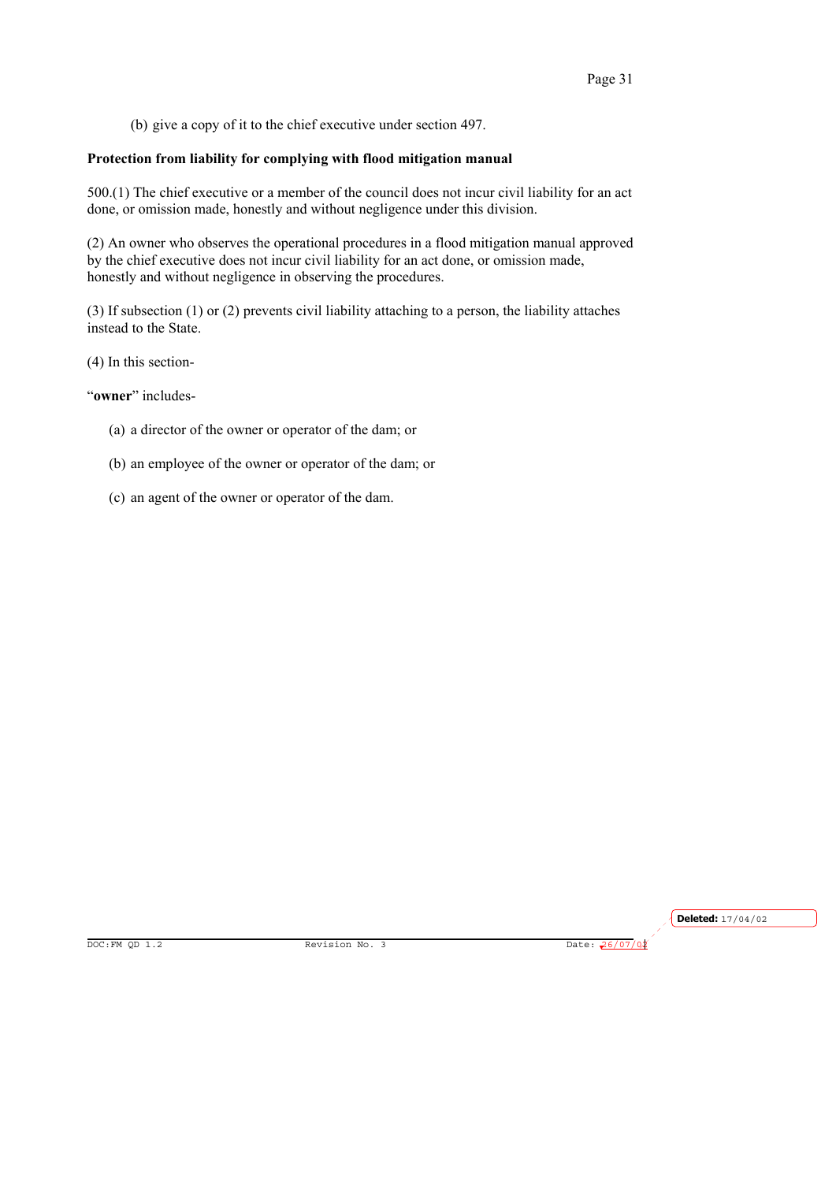(b) give a copy of it to the chief executive under section 497.

**Protection from liability for complying with flood mitigation manual**

500.(1) The chief executive or a member of the council does not incur civil liability for an act done, or omission made, honestly and without negligence under this division.

(2) An owner who observes the operational procedures in a flood mitigation manual approved by the chief executive does not incur civil liability for an act done, or omission made, honestly and without negligence in observing the procedures.

(3) If subsection (1) or (2) prevents civil liability attaching to a person, the liability attaches instead to the State.

(4) In this section-

"**owner**" includes-

(a) a director of the owner or operator of the dam; or

(b) an employee of the owner or operator of the dam; or

(c) an agent of the owner or operator of the dam.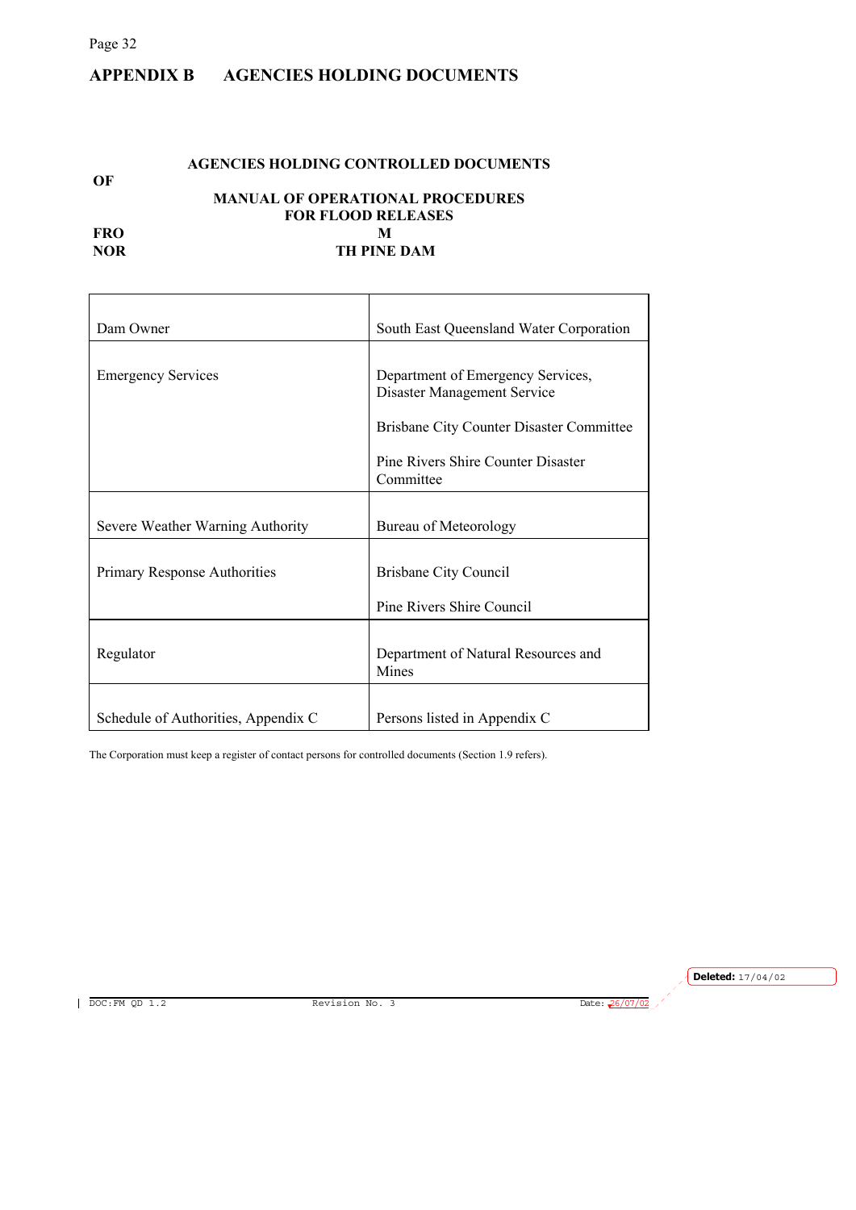## APPENDIX B AGENCIES HOLDING DOCUMENTS

**AGENCIES HOLDING CONTROLLED DOCUMENTS OF MANUAL OF OPERATIONAL PROCEDURES FOR FLOOD RELEASES FROM NORTH PINE DAM**

| | |
|---|---|
| Dam Owner | South East Queensland Water Corporation |
| Emergency Services | Department of Emergency Services, Disaster Management Service<br><br>Brisbane City Counter Disaster Committee<br><br>Pine Rivers Shire Counter Disaster Committee |
| Severe Weather Warning Authority | Bureau of Meteorology |
| Primary Response Authorities | Brisbane City Council<br><br>Pine Rivers Shire Council |
| Regulator | Department of Natural Resources and Mines |
| Schedule of Authorities, Appendix C | Persons listed in Appendix C |

The Corporation must keep a register of contact persons for controlled documents (Section 1.9 refers).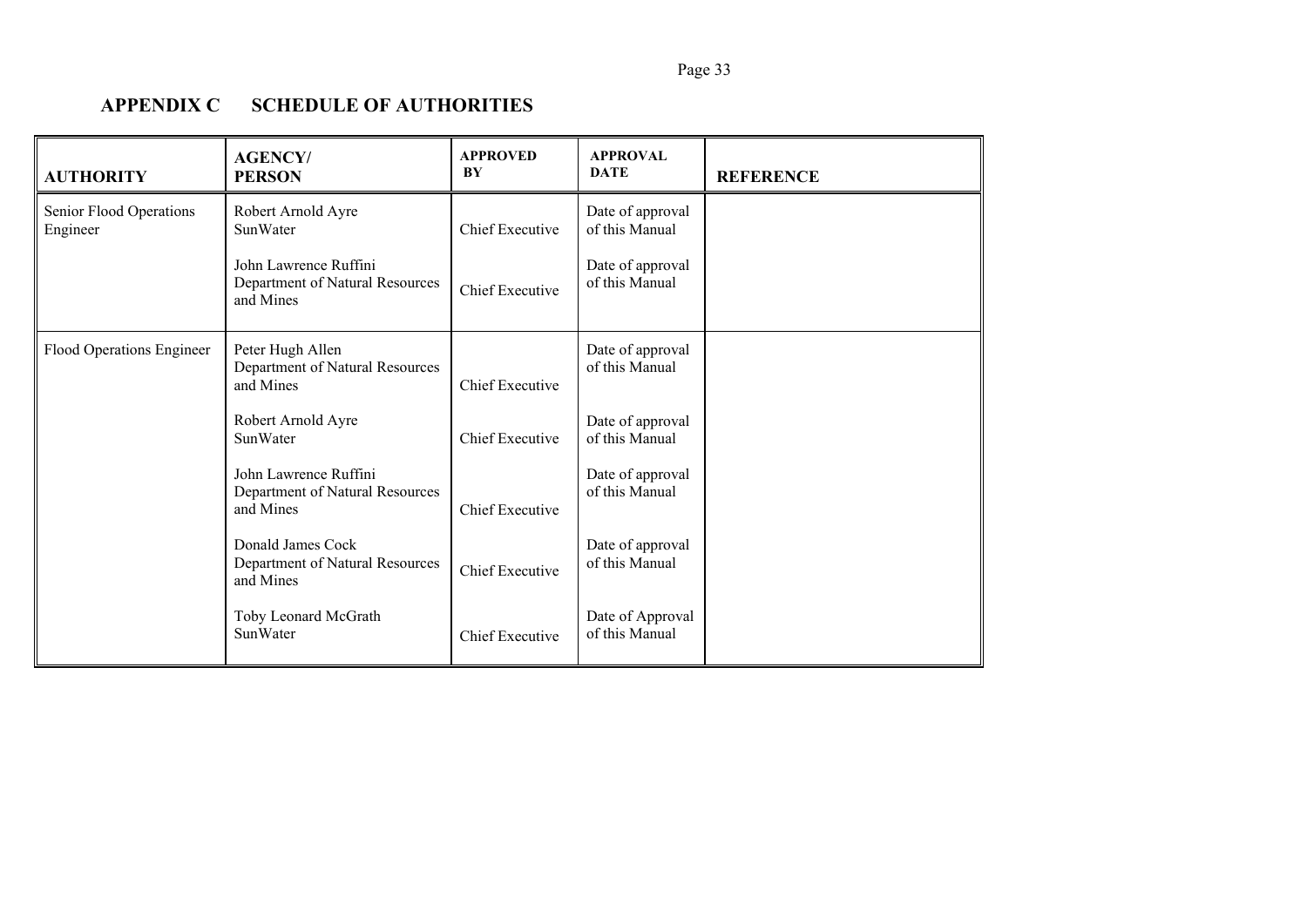# APPENDIX C SCHEDULE OF AUTHORITIES

| AUTHORITY | AGENCY/ PERSON | APPROVED BY | APPROVAL DATE | REFERENCE |
|---|---|---|---|---|
| Senior Flood Operations Engineer | Robert Arnold Ayre SunWater | Chief Executive | Date of approval of this Manual | |
| | John Lawrence Ruffini Department of Natural Resources and Mines | Chief Executive | Date of approval of this Manual | |
| Flood Operations Engineer | Peter Hugh Allen Department of Natural Resources and Mines | Chief Executive | Date of approval of this Manual | |
| | Robert Arnold Ayre SunWater | Chief Executive | Date of approval of this Manual | |
| | John Lawrence Ruffini Department of Natural Resources and Mines | Chief Executive | Date of approval of this Manual | |
| | Donald James Cock Department of Natural Resources and Mines | Chief Executive | Date of approval of this Manual | |
| | Toby Leonard McGrath SunWater | Chief Executive | Date of Approval of this Manual | |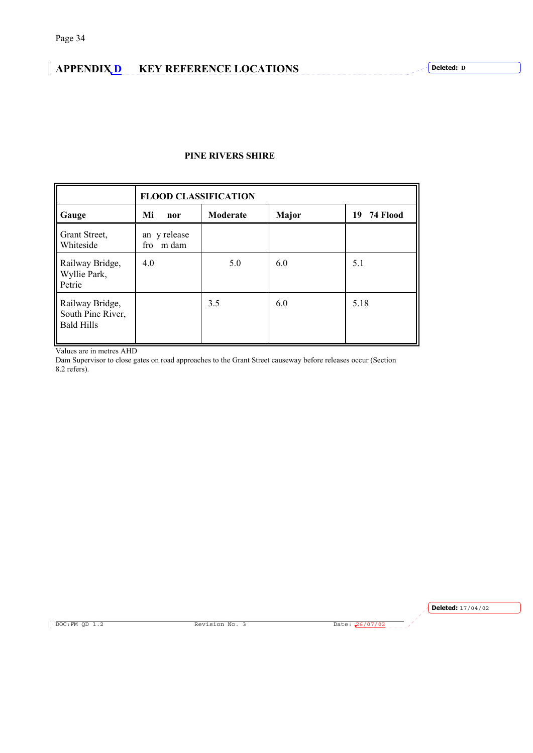# APPENDIX D KEY REFERENCE LOCATIONS

## PINE RIVERS SHIRE

| | FLOOD CLASSIFICATION | | | |
|---|---|---|---|---|
| **Gauge** | **Mi nor** | **Moderate** | **Major** | **19 74 Flood** |
| Grant Street, Whiteside | an y release fro m dam | | | |
| Railway Bridge, Wyllie Park, Petrie | 4.0 | 5.0 | 6.0 | 5.1 |
| Railway Bridge, South Pine River, Bald Hills | | 3.5 | 6.0 | 5.18 |

Values are in metres AHD

Dam Supervisor to close gates on road approaches to the Grant Street causeway before releases occur (Section 8.2 refers).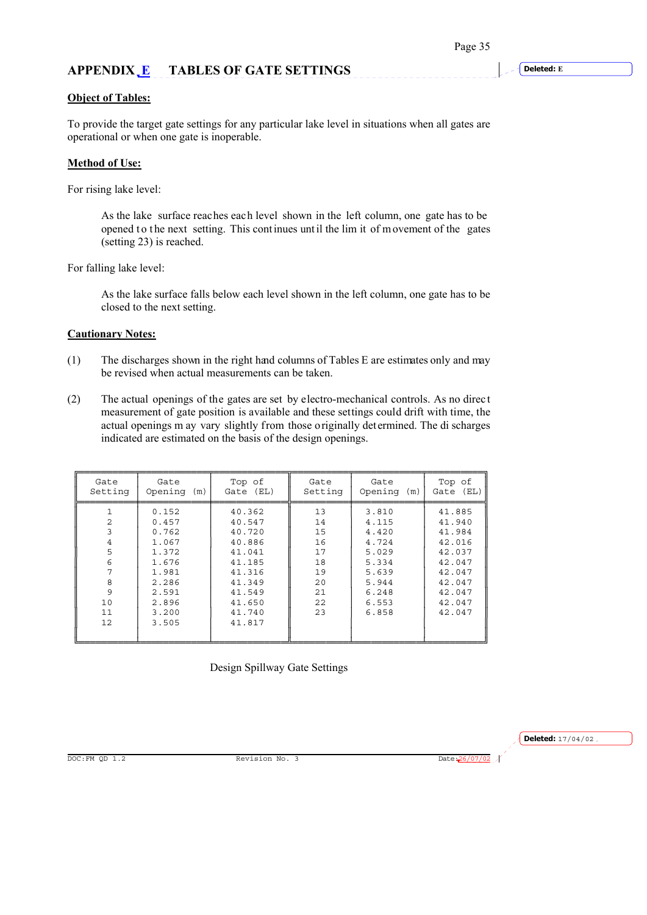## APPENDIX E TABLES OF GATE SETTINGS

**Object of Tables:**

To provide the target gate settings for any particular lake level in situations when all gates are operational or when one gate is inoperable.

**Method of Use:**

For rising lake level:

> As the lake surface reaches each level shown in the left column, one gate has to be opened to the next setting. This continues until the limit of movement of the gates (setting 23) is reached.

For falling lake level:

> As the lake surface falls below each level shown in the left column, one gate has to be closed to the next setting.

**Cautionary Notes:**

(1) The discharges shown in the right hand columns of Tables E are estimates only and may be revised when actual measurements can be taken.

(2) The actual openings of the gates are set by electro-mechanical controls. As no direct measurement of gate position is available and these settings could drift with time, the actual openings may vary slightly from those originally determined. The discharges indicated are estimated on the basis of the design openings.

| Gate Setting | Gate Opening (m) | Top of Gate (EL) | Gate Setting | Gate Opening (m) | Top of Gate (EL) |
|---|---|---|---|---|---|
| 1 | 0.152 | 40.362 | 13 | 3.810 | 41.885 |
| 2 | 0.457 | 40.547 | 14 | 4.115 | 41.940 |
| 3 | 0.762 | 40.720 | 15 | 4.420 | 41.984 |
| 4 | 1.067 | 40.886 | 16 | 4.724 | 42.016 |
| 5 | 1.372 | 41.041 | 17 | 5.029 | 42.037 |
| 6 | 1.676 | 41.185 | 18 | 5.334 | 42.047 |
| 7 | 1.981 | 41.316 | 19 | 5.639 | 42.047 |
| 8 | 2.286 | 41.349 | 20 | 5.944 | 42.047 |
| 9 | 2.591 | 41.549 | 21 | 6.248 | 42.047 |
| 10 | 2.896 | 41.650 | 22 | 6.553 | 42.047 |
| 11 | 3.200 | 41.740 | 23 | 6.858 | 42.047 |
| 12 | 3.505 | 41.817 | | | |

Design Spillway Gate Settings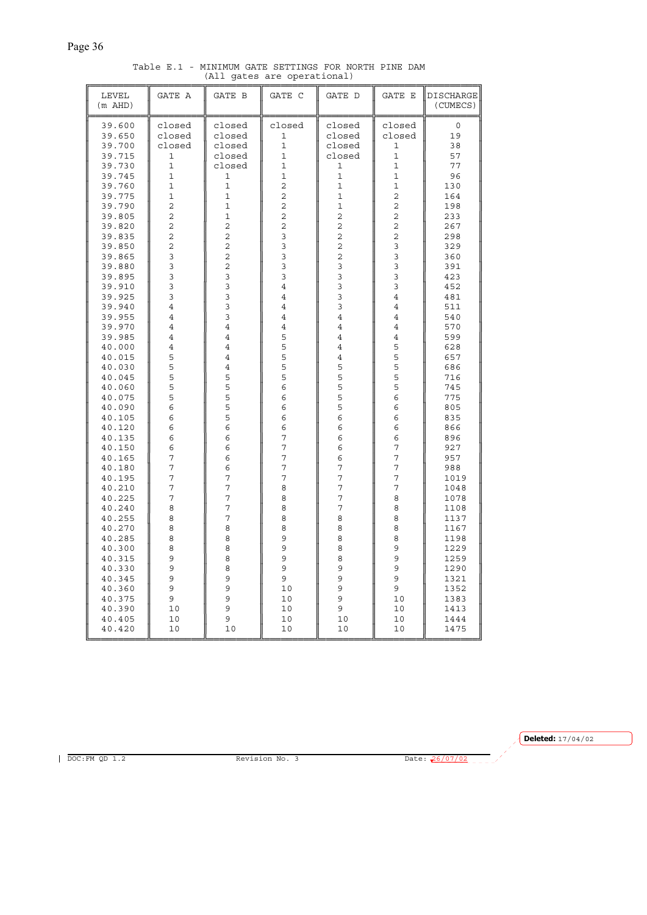Table E.1 - MINIMUM GATE SETTINGS FOR NORTH PINE DAM
(All gates are operational)

| LEVEL (m AHD) | GATE A | GATE B | GATE C | GATE D | GATE E | DISCHARGE (CUMECS) |
|---|---|---|---|---|---|---|
| 39.600 | closed | closed | closed | closed | closed | 0 |
| 39.650 | closed | closed | 1 | closed | closed | 19 |
| 39.700 | closed | closed | 1 | closed | 1 | 38 |
| 39.715 | 1 | closed | 1 | closed | 1 | 57 |
| 39.730 | 1 | closed | 1 | 1 | 1 | 77 |
| 39.745 | 1 | 1 | 1 | 1 | 1 | 96 |
| 39.760 | 1 | 1 | 2 | 1 | 1 | 130 |
| 39.775 | 1 | 1 | 2 | 1 | 2 | 164 |
| 39.790 | 2 | 1 | 2 | 1 | 2 | 198 |
| 39.805 | 2 | 1 | 2 | 2 | 2 | 233 |
| 39.820 | 2 | 2 | 2 | 2 | 2 | 267 |
| 39.835 | 2 | 2 | 3 | 2 | 2 | 298 |
| 39.850 | 2 | 2 | 3 | 2 | 3 | 329 |
| 39.865 | 3 | 2 | 3 | 2 | 3 | 360 |
| 39.880 | 3 | 2 | 3 | 3 | 3 | 391 |
| 39.895 | 3 | 3 | 3 | 3 | 3 | 423 |
| 39.910 | 3 | 3 | 4 | 3 | 3 | 452 |
| 39.925 | 3 | 3 | 4 | 3 | 4 | 481 |
| 39.940 | 4 | 3 | 4 | 3 | 4 | 511 |
| 39.955 | 4 | 3 | 4 | 4 | 4 | 540 |
| 39.970 | 4 | 4 | 4 | 4 | 4 | 570 |
| 39.985 | 4 | 4 | 5 | 4 | 4 | 599 |
| 40.000 | 4 | 4 | 5 | 4 | 5 | 628 |
| 40.015 | 5 | 4 | 5 | 4 | 5 | 657 |
| 40.030 | 5 | 4 | 5 | 5 | 5 | 686 |
| 40.045 | 5 | 5 | 5 | 5 | 5 | 716 |
| 40.060 | 5 | 5 | 6 | 5 | 5 | 745 |
| 40.075 | 5 | 5 | 6 | 5 | 6 | 775 |
| 40.090 | 6 | 5 | 6 | 5 | 6 | 805 |
| 40.105 | 6 | 5 | 6 | 6 | 6 | 835 |
| 40.120 | 6 | 6 | 6 | 6 | 6 | 866 |
| 40.135 | 6 | 6 | 7 | 6 | 6 | 896 |
| 40.150 | 6 | 6 | 7 | 6 | 7 | 927 |
| 40.165 | 7 | 6 | 7 | 6 | 7 | 957 |
| 40.180 | 7 | 6 | 7 | 7 | 7 | 988 |
| 40.195 | 7 | 7 | 7 | 7 | 7 | 1019 |
| 40.210 | 7 | 7 | 8 | 7 | 7 | 1048 |
| 40.225 | 7 | 7 | 8 | 7 | 8 | 1078 |
| 40.240 | 8 | 7 | 8 | 7 | 8 | 1108 |
| 40.255 | 8 | 7 | 8 | 8 | 8 | 1137 |
| 40.270 | 8 | 8 | 8 | 8 | 8 | 1167 |
| 40.285 | 8 | 8 | 9 | 8 | 8 | 1198 |
| 40.300 | 8 | 8 | 9 | 8 | 9 | 1229 |
| 40.315 | 9 | 8 | 9 | 8 | 9 | 1259 |
| 40.330 | 9 | 8 | 9 | 9 | 9 | 1290 |
| 40.345 | 9 | 9 | 9 | 9 | 9 | 1321 |
| 40.360 | 9 | 9 | 10 | 9 | 9 | 1352 |
| 40.375 | 9 | 9 | 10 | 9 | 10 | 1383 |
| 40.390 | 10 | 9 | 10 | 9 | 10 | 1413 |
| 40.405 | 10 | 9 | 10 | 10 | 10 | 1444 |
| 40.420 | 10 | 10 | 10 | 10 | 10 | 1475 |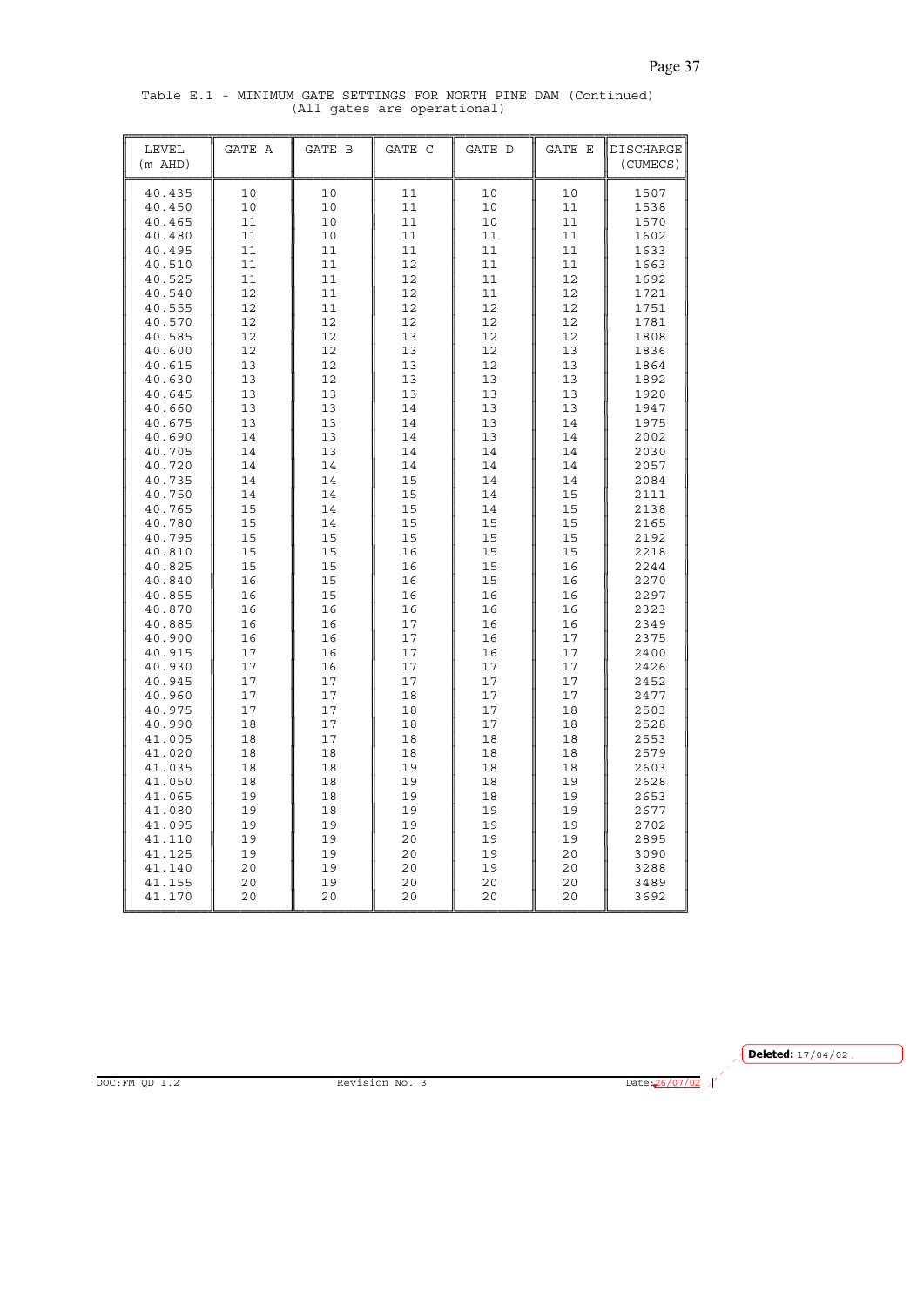Table E.1 - MINIMUM GATE SETTINGS FOR NORTH PINE DAM (Continued)
(All gates are operational)

| LEVEL (m AHD) | GATE A | GATE B | GATE C | GATE D | GATE E | DISCHARGE (CUMECS) |
|---|---|---|---|---|---|---|
| 40.435 | 10 | 10 | 11 | 10 | 10 | 1507 |
| 40.450 | 10 | 10 | 11 | 10 | 11 | 1538 |
| 40.465 | 11 | 10 | 11 | 10 | 11 | 1570 |
| 40.480 | 11 | 10 | 11 | 11 | 11 | 1602 |
| 40.495 | 11 | 11 | 11 | 11 | 11 | 1633 |
| 40.510 | 11 | 11 | 12 | 11 | 11 | 1663 |
| 40.525 | 11 | 11 | 12 | 11 | 12 | 1692 |
| 40.540 | 12 | 11 | 12 | 11 | 12 | 1721 |
| 40.555 | 12 | 11 | 12 | 12 | 12 | 1751 |
| 40.570 | 12 | 12 | 12 | 12 | 12 | 1781 |
| 40.585 | 12 | 12 | 13 | 12 | 12 | 1808 |
| 40.600 | 12 | 12 | 13 | 12 | 13 | 1836 |
| 40.615 | 13 | 12 | 13 | 12 | 13 | 1864 |
| 40.630 | 13 | 12 | 13 | 13 | 13 | 1892 |
| 40.645 | 13 | 13 | 13 | 13 | 13 | 1920 |
| 40.660 | 13 | 13 | 14 | 13 | 13 | 1947 |
| 40.675 | 13 | 13 | 14 | 13 | 14 | 1975 |
| 40.690 | 14 | 13 | 14 | 13 | 14 | 2002 |
| 40.705 | 14 | 13 | 14 | 14 | 14 | 2030 |
| 40.720 | 14 | 14 | 14 | 14 | 14 | 2057 |
| 40.735 | 14 | 14 | 15 | 14 | 14 | 2084 |
| 40.750 | 14 | 14 | 15 | 14 | 15 | 2111 |
| 40.765 | 15 | 14 | 15 | 14 | 15 | 2138 |
| 40.780 | 15 | 14 | 15 | 15 | 15 | 2165 |
| 40.795 | 15 | 15 | 15 | 15 | 15 | 2192 |
| 40.810 | 15 | 15 | 16 | 15 | 15 | 2218 |
| 40.825 | 15 | 15 | 16 | 15 | 16 | 2244 |
| 40.840 | 16 | 15 | 16 | 15 | 16 | 2270 |
| 40.855 | 16 | 15 | 16 | 16 | 16 | 2297 |
| 40.870 | 16 | 16 | 16 | 16 | 16 | 2323 |
| 40.885 | 16 | 16 | 17 | 16 | 16 | 2349 |
| 40.900 | 16 | 16 | 17 | 16 | 17 | 2375 |
| 40.915 | 17 | 16 | 17 | 16 | 17 | 2400 |
| 40.930 | 17 | 16 | 17 | 17 | 17 | 2426 |
| 40.945 | 17 | 17 | 17 | 17 | 17 | 2452 |
| 40.960 | 17 | 17 | 18 | 17 | 17 | 2477 |
| 40.975 | 17 | 17 | 18 | 17 | 18 | 2503 |
| 40.990 | 18 | 17 | 18 | 17 | 18 | 2528 |
| 41.005 | 18 | 17 | 18 | 18 | 18 | 2553 |
| 41.020 | 18 | 18 | 18 | 18 | 18 | 2579 |
| 41.035 | 18 | 18 | 19 | 18 | 18 | 2603 |
| 41.050 | 18 | 18 | 19 | 18 | 19 | 2628 |
| 41.065 | 19 | 18 | 19 | 18 | 19 | 2653 |
| 41.080 | 19 | 18 | 19 | 19 | 19 | 2677 |
| 41.095 | 19 | 19 | 19 | 19 | 19 | 2702 |
| 41.110 | 19 | 19 | 20 | 19 | 19 | 2895 |
| 41.125 | 19 | 19 | 20 | 19 | 20 | 3090 |
| 41.140 | 20 | 19 | 20 | 19 | 20 | 3288 |
| 41.155 | 20 | 19 | 20 | 20 | 20 | 3489 |
| 41.170 | 20 | 20 | 20 | 20 | 20 | 3692 |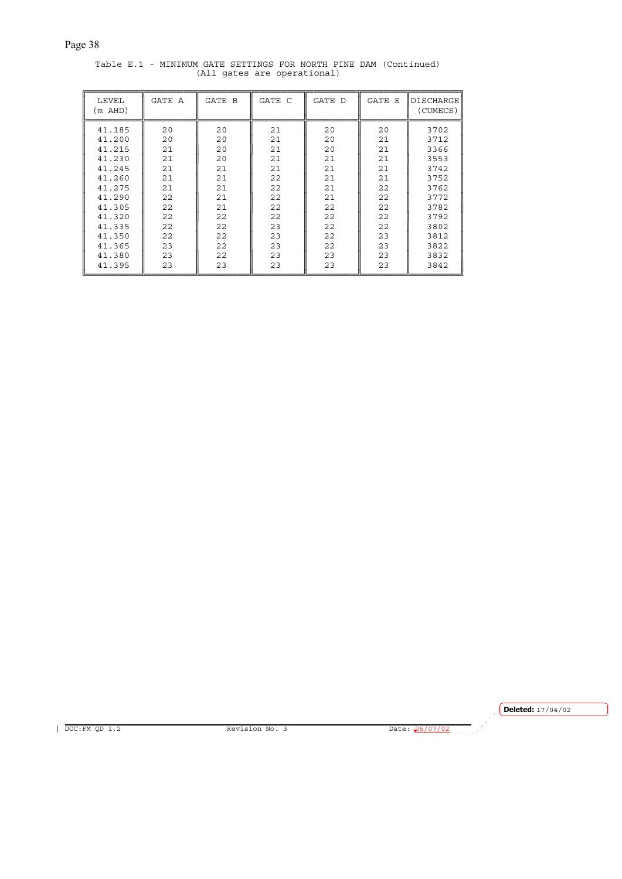Table E.1 - MINIMUM GATE SETTINGS FOR NORTH PINE DAM (Continued)
(All gates are operational)

| LEVEL (m AHD) | GATE A | GATE B | GATE C | GATE D | GATE E | DISCHARGE (CUMECS) |
|---|---|---|---|---|---|---|
| 41.185 | 20 | 20 | 21 | 20 | 20 | 3702 |
| 41.200 | 20 | 20 | 21 | 20 | 21 | 3712 |
| 41.215 | 21 | 20 | 21 | 20 | 21 | 3366 |
| 41.230 | 21 | 20 | 21 | 21 | 21 | 3553 |
| 41.245 | 21 | 21 | 21 | 21 | 21 | 3742 |
| 41.260 | 21 | 21 | 22 | 21 | 21 | 3752 |
| 41.275 | 21 | 21 | 22 | 21 | 22 | 3762 |
| 41.290 | 22 | 21 | 22 | 21 | 22 | 3772 |
| 41.305 | 22 | 21 | 22 | 22 | 22 | 3782 |
| 41.320 | 22 | 22 | 22 | 22 | 22 | 3792 |
| 41.335 | 22 | 22 | 23 | 22 | 22 | 3802 |
| 41.350 | 22 | 22 | 23 | 22 | 23 | 3812 |
| 41.365 | 23 | 22 | 23 | 22 | 23 | 3822 |
| 41.380 | 23 | 22 | 23 | 23 | 23 | 3832 |
| 41.395 | 23 | 23 | 23 | 23 | 23 | 3842 |

Deleted: 17/04/02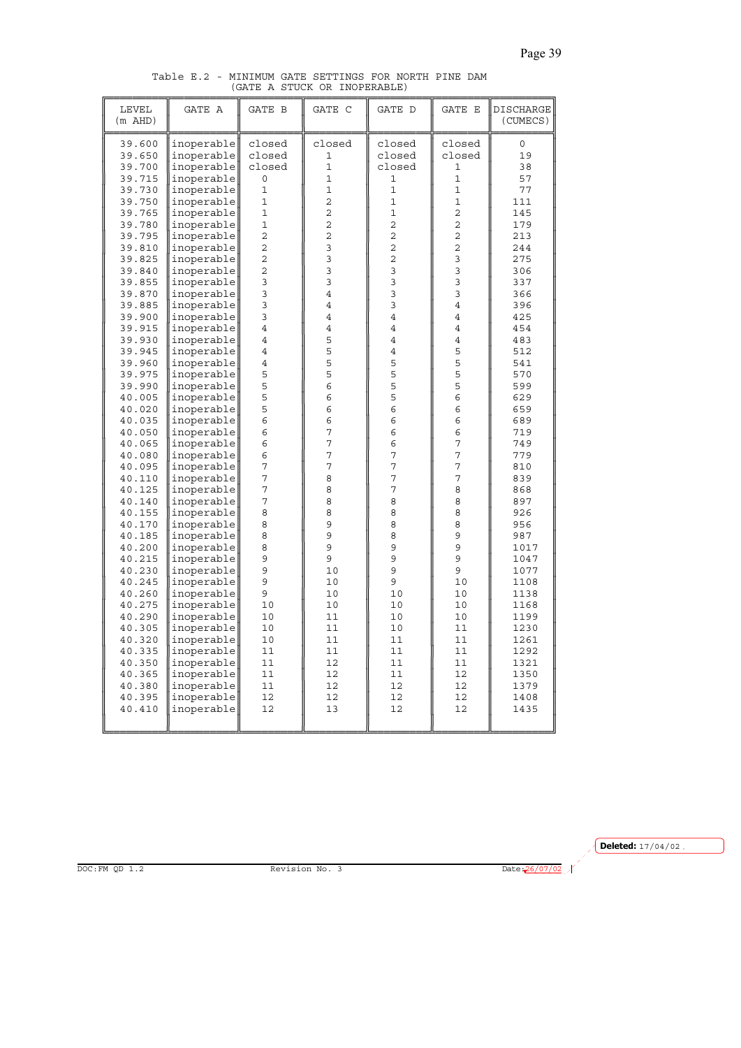Table E.2 - MINIMUM GATE SETTINGS FOR NORTH PINE DAM
(GATE A STUCK OR INOPERABLE)

| LEVEL (m AHD) | GATE A | GATE B | GATE C | GATE D | GATE E | DISCHARGE (CUMECS) |
|---|---|---|---|---|---|---|
| 39.600 | inoperable | closed | closed | closed | closed | 0 |
| 39.650 | inoperable | closed | 1 | closed | closed | 19 |
| 39.700 | inoperable | closed | 1 | closed | 1 | 38 |
| 39.715 | inoperable | 0 | 1 | 1 | 1 | 57 |
| 39.730 | inoperable | 1 | 1 | 1 | 1 | 77 |
| 39.750 | inoperable | 1 | 2 | 1 | 1 | 111 |
| 39.765 | inoperable | 1 | 2 | 1 | 2 | 145 |
| 39.780 | inoperable | 1 | 2 | 2 | 2 | 179 |
| 39.795 | inoperable | 2 | 2 | 2 | 2 | 213 |
| 39.810 | inoperable | 2 | 3 | 2 | 2 | 244 |
| 39.825 | inoperable | 2 | 3 | 2 | 3 | 275 |
| 39.840 | inoperable | 2 | 3 | 3 | 3 | 306 |
| 39.855 | inoperable | 3 | 3 | 3 | 3 | 337 |
| 39.870 | inoperable | 3 | 4 | 3 | 3 | 366 |
| 39.885 | inoperable | 3 | 4 | 3 | 4 | 396 |
| 39.900 | inoperable | 3 | 4 | 4 | 4 | 425 |
| 39.915 | inoperable | 4 | 4 | 4 | 4 | 454 |
| 39.930 | inoperable | 4 | 5 | 4 | 4 | 483 |
| 39.945 | inoperable | 4 | 5 | 4 | 5 | 512 |
| 39.960 | inoperable | 4 | 5 | 5 | 5 | 541 |
| 39.975 | inoperable | 5 | 5 | 5 | 5 | 570 |
| 39.990 | inoperable | 5 | 6 | 5 | 5 | 599 |
| 40.005 | inoperable | 5 | 6 | 5 | 6 | 629 |
| 40.020 | inoperable | 5 | 6 | 6 | 6 | 659 |
| 40.035 | inoperable | 6 | 6 | 6 | 6 | 689 |
| 40.050 | inoperable | 6 | 7 | 6 | 6 | 719 |
| 40.065 | inoperable | 6 | 7 | 6 | 7 | 749 |
| 40.080 | inoperable | 6 | 7 | 7 | 7 | 779 |
| 40.095 | inoperable | 7 | 7 | 7 | 7 | 810 |
| 40.110 | inoperable | 7 | 8 | 7 | 7 | 839 |
| 40.125 | inoperable | 7 | 8 | 7 | 8 | 868 |
| 40.140 | inoperable | 7 | 8 | 8 | 8 | 897 |
| 40.155 | inoperable | 8 | 8 | 8 | 8 | 926 |
| 40.170 | inoperable | 8 | 9 | 8 | 8 | 956 |
| 40.185 | inoperable | 8 | 9 | 8 | 9 | 987 |
| 40.200 | inoperable | 8 | 9 | 9 | 9 | 1017 |
| 40.215 | inoperable | 9 | 9 | 9 | 9 | 1047 |
| 40.230 | inoperable | 9 | 10 | 9 | 9 | 1077 |
| 40.245 | inoperable | 9 | 10 | 9 | 10 | 1108 |
| 40.260 | inoperable | 9 | 10 | 10 | 10 | 1138 |
| 40.275 | inoperable | 10 | 10 | 10 | 10 | 1168 |
| 40.290 | inoperable | 10 | 11 | 10 | 10 | 1199 |
| 40.305 | inoperable | 10 | 11 | 10 | 11 | 1230 |
| 40.320 | inoperable | 10 | 11 | 11 | 11 | 1261 |
| 40.335 | inoperable | 11 | 11 | 11 | 11 | 1292 |
| 40.350 | inoperable | 11 | 12 | 11 | 11 | 1321 |
| 40.365 | inoperable | 11 | 12 | 11 | 12 | 1350 |
| 40.380 | inoperable | 11 | 12 | 12 | 12 | 1379 |
| 40.395 | inoperable | 12 | 12 | 12 | 12 | 1408 |
| 40.410 | inoperable | 12 | 13 | 12 | 12 | 1435 |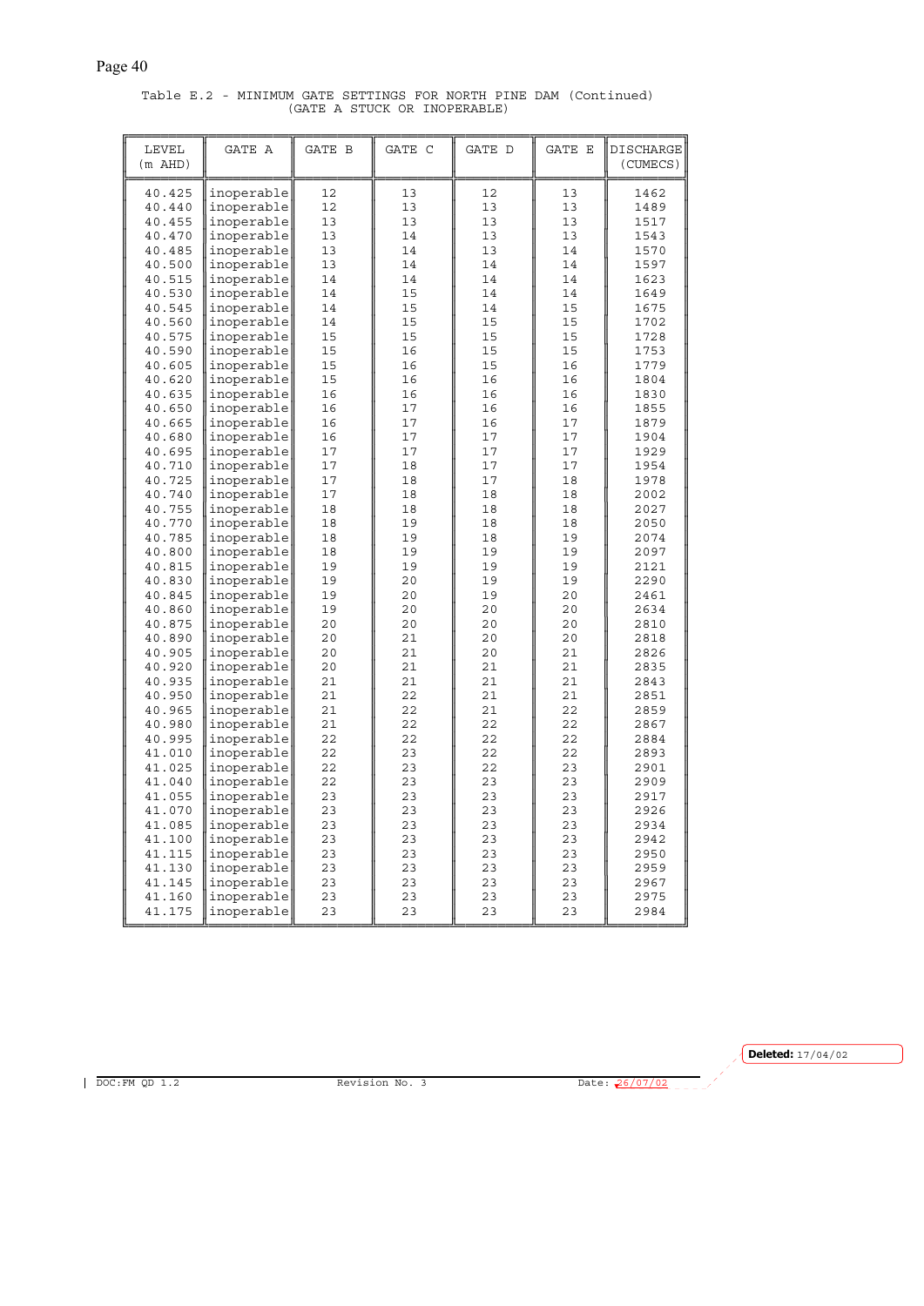Table E.2 - MINIMUM GATE SETTINGS FOR NORTH PINE DAM (Continued)
(GATE A STUCK OR INOPERABLE)

| LEVEL (m AHD) | GATE A | GATE B | GATE C | GATE D | GATE E | DISCHARGE (CUMECS) |
|---|---|---|---|---|---|---|
| 40.425 | inoperable | 12 | 13 | 12 | 13 | 1462 |
| 40.440 | inoperable | 12 | 13 | 13 | 13 | 1489 |
| 40.455 | inoperable | 13 | 13 | 13 | 13 | 1517 |
| 40.470 | inoperable | 13 | 14 | 13 | 13 | 1543 |
| 40.485 | inoperable | 13 | 14 | 13 | 14 | 1570 |
| 40.500 | inoperable | 13 | 14 | 14 | 14 | 1597 |
| 40.515 | inoperable | 14 | 14 | 14 | 14 | 1623 |
| 40.530 | inoperable | 14 | 15 | 14 | 14 | 1649 |
| 40.545 | inoperable | 14 | 15 | 14 | 15 | 1675 |
| 40.560 | inoperable | 14 | 15 | 15 | 15 | 1702 |
| 40.575 | inoperable | 15 | 15 | 15 | 15 | 1728 |
| 40.590 | inoperable | 15 | 16 | 15 | 15 | 1753 |
| 40.605 | inoperable | 15 | 16 | 15 | 16 | 1779 |
| 40.620 | inoperable | 15 | 16 | 16 | 16 | 1804 |
| 40.635 | inoperable | 16 | 16 | 16 | 16 | 1830 |
| 40.650 | inoperable | 16 | 17 | 16 | 16 | 1855 |
| 40.665 | inoperable | 16 | 17 | 16 | 17 | 1879 |
| 40.680 | inoperable | 16 | 17 | 17 | 17 | 1904 |
| 40.695 | inoperable | 17 | 17 | 17 | 17 | 1929 |
| 40.710 | inoperable | 17 | 18 | 17 | 17 | 1954 |
| 40.725 | inoperable | 17 | 18 | 17 | 18 | 1978 |
| 40.740 | inoperable | 17 | 18 | 18 | 18 | 2002 |
| 40.755 | inoperable | 18 | 18 | 18 | 18 | 2027 |
| 40.770 | inoperable | 18 | 19 | 18 | 18 | 2050 |
| 40.785 | inoperable | 18 | 19 | 18 | 19 | 2074 |
| 40.800 | inoperable | 18 | 19 | 19 | 19 | 2097 |
| 40.815 | inoperable | 19 | 19 | 19 | 19 | 2121 |
| 40.830 | inoperable | 19 | 20 | 19 | 19 | 2290 |
| 40.845 | inoperable | 19 | 20 | 19 | 20 | 2461 |
| 40.860 | inoperable | 19 | 20 | 20 | 20 | 2634 |
| 40.875 | inoperable | 20 | 20 | 20 | 20 | 2810 |
| 40.890 | inoperable | 20 | 21 | 20 | 20 | 2818 |
| 40.905 | inoperable | 20 | 21 | 20 | 21 | 2826 |
| 40.920 | inoperable | 20 | 21 | 21 | 21 | 2835 |
| 40.935 | inoperable | 21 | 21 | 21 | 21 | 2843 |
| 40.950 | inoperable | 21 | 22 | 21 | 21 | 2851 |
| 40.965 | inoperable | 21 | 22 | 21 | 22 | 2859 |
| 40.980 | inoperable | 21 | 22 | 22 | 22 | 2867 |
| 40.995 | inoperable | 22 | 22 | 22 | 22 | 2884 |
| 41.010 | inoperable | 22 | 23 | 22 | 22 | 2893 |
| 41.025 | inoperable | 22 | 23 | 22 | 23 | 2901 |
| 41.040 | inoperable | 22 | 23 | 23 | 23 | 2909 |
| 41.055 | inoperable | 23 | 23 | 23 | 23 | 2917 |
| 41.070 | inoperable | 23 | 23 | 23 | 23 | 2926 |
| 41.085 | inoperable | 23 | 23 | 23 | 23 | 2934 |
| 41.100 | inoperable | 23 | 23 | 23 | 23 | 2942 |
| 41.115 | inoperable | 23 | 23 | 23 | 23 | 2950 |
| 41.130 | inoperable | 23 | 23 | 23 | 23 | 2959 |
| 41.145 | inoperable | 23 | 23 | 23 | 23 | 2967 |
| 41.160 | inoperable | 23 | 23 | 23 | 23 | 2975 |
| 41.175 | inoperable | 23 | 23 | 23 | 23 | 2984 |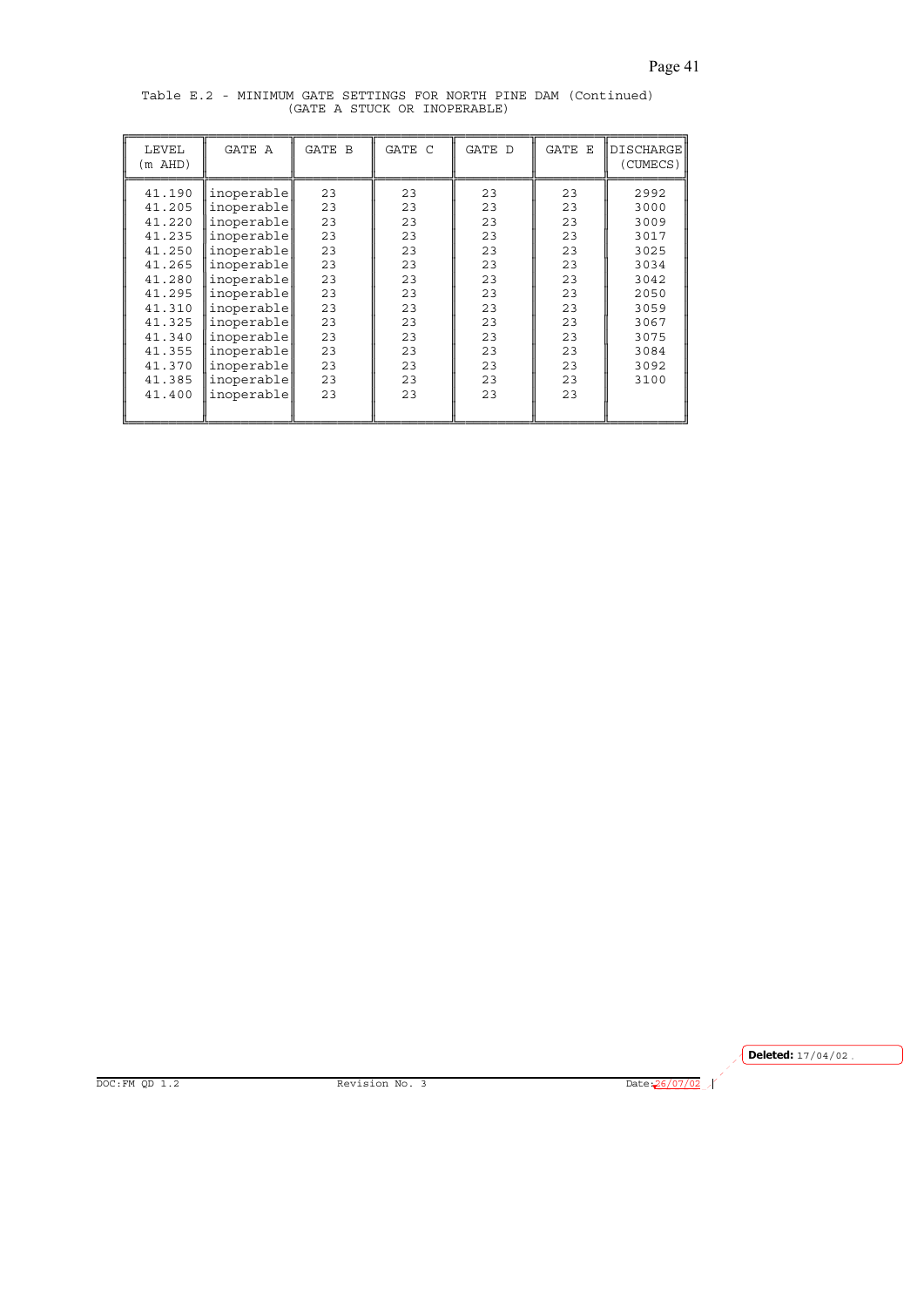Table E.2 - MINIMUM GATE SETTINGS FOR NORTH PINE DAM (Continued)
(GATE A STUCK OR INOPERABLE)

| LEVEL (m AHD) | GATE A | GATE B | GATE C | GATE D | GATE E | DISCHARGE (CUMECS) |
|---|---|---|---|---|---|---|
| 41.190 | inoperable | 23 | 23 | 23 | 23 | 2992 |
| 41.205 | inoperable | 23 | 23 | 23 | 23 | 3000 |
| 41.220 | inoperable | 23 | 23 | 23 | 23 | 3009 |
| 41.235 | inoperable | 23 | 23 | 23 | 23 | 3017 |
| 41.250 | inoperable | 23 | 23 | 23 | 23 | 3025 |
| 41.265 | inoperable | 23 | 23 | 23 | 23 | 3034 |
| 41.280 | inoperable | 23 | 23 | 23 | 23 | 3042 |
| 41.295 | inoperable | 23 | 23 | 23 | 23 | 2050 |
| 41.310 | inoperable | 23 | 23 | 23 | 23 | 3059 |
| 41.325 | inoperable | 23 | 23 | 23 | 23 | 3067 |
| 41.340 | inoperable | 23 | 23 | 23 | 23 | 3075 |
| 41.355 | inoperable | 23 | 23 | 23 | 23 | 3084 |
| 41.370 | inoperable | 23 | 23 | 23 | 23 | 3092 |
| 41.385 | inoperable | 23 | 23 | 23 | 23 | 3100 |
| 41.400 | inoperable | 23 | 23 | 23 | 23 | |

DOC:FM QD 1.2 Revision No. 3 Date: 26/07/02

Deleted: 17/04/02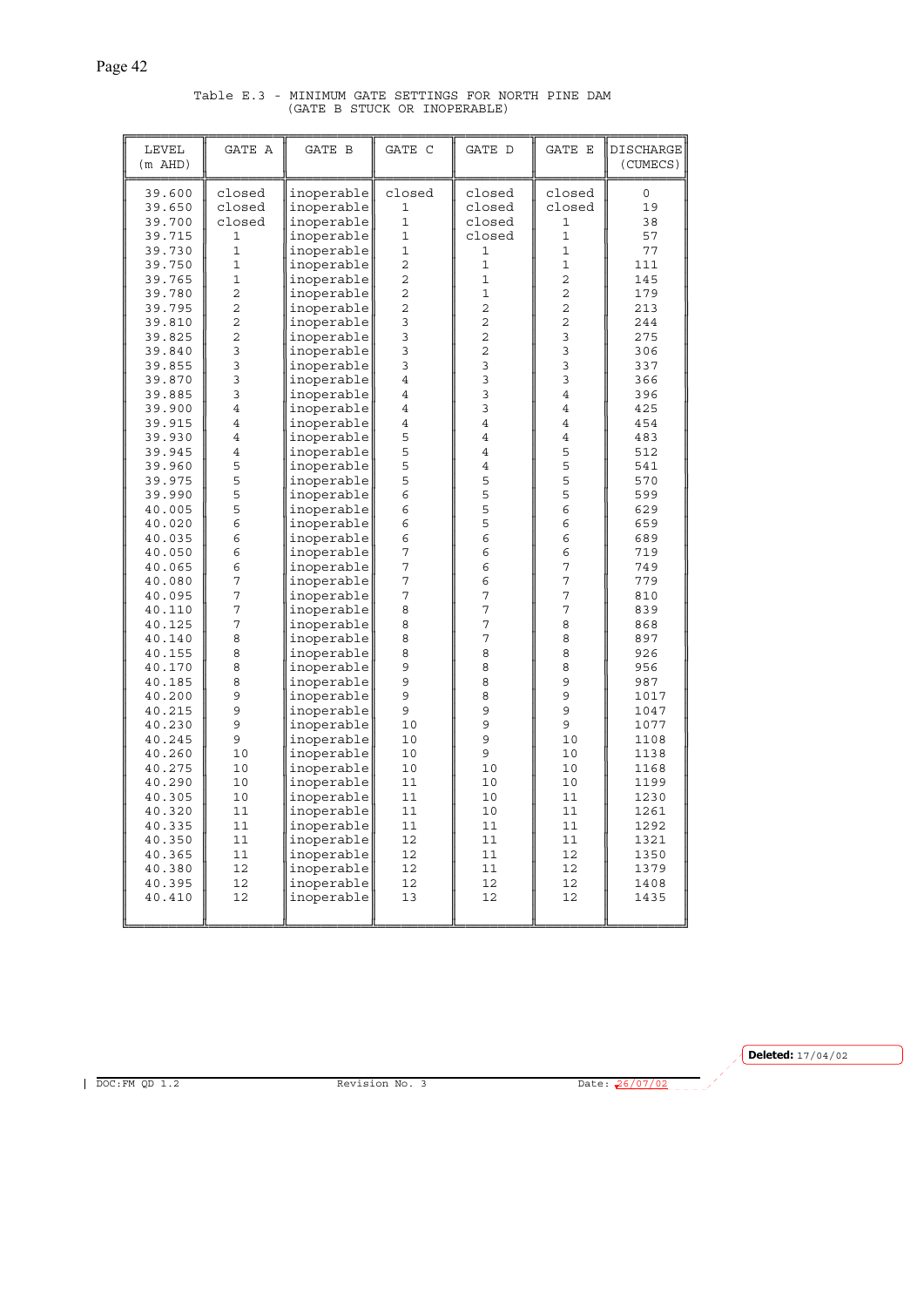Table E.3 - MINIMUM GATE SETTINGS FOR NORTH PINE DAM (GATE B STUCK OR INOPERABLE)

| LEVEL (m AHD) | GATE A | GATE B | GATE C | GATE D | GATE E | DISCHARGE (CUMECS) |
|---|---|---|---|---|---|---|
| 39.600 | closed | inoperable | closed | closed | closed | 0 |
| 39.650 | closed | inoperable | 1 | closed | closed | 19 |
| 39.700 | closed | inoperable | 1 | closed | 1 | 38 |
| 39.715 | 1 | inoperable | 1 | closed | 1 | 57 |
| 39.730 | 1 | inoperable | 1 | 1 | 1 | 77 |
| 39.750 | 1 | inoperable | 2 | 1 | 1 | 111 |
| 39.765 | 1 | inoperable | 2 | 1 | 2 | 145 |
| 39.780 | 2 | inoperable | 2 | 1 | 2 | 179 |
| 39.795 | 2 | inoperable | 2 | 2 | 2 | 213 |
| 39.810 | 2 | inoperable | 3 | 2 | 2 | 244 |
| 39.825 | 2 | inoperable | 3 | 2 | 3 | 275 |
| 39.840 | 3 | inoperable | 3 | 2 | 3 | 306 |
| 39.855 | 3 | inoperable | 3 | 3 | 3 | 337 |
| 39.870 | 3 | inoperable | 4 | 3 | 3 | 366 |
| 39.885 | 3 | inoperable | 4 | 3 | 4 | 396 |
| 39.900 | 4 | inoperable | 4 | 3 | 4 | 425 |
| 39.915 | 4 | inoperable | 4 | 4 | 4 | 454 |
| 39.930 | 4 | inoperable | 5 | 4 | 4 | 483 |
| 39.945 | 4 | inoperable | 5 | 4 | 5 | 512 |
| 39.960 | 5 | inoperable | 5 | 4 | 5 | 541 |
| 39.975 | 5 | inoperable | 5 | 5 | 5 | 570 |
| 39.990 | 5 | inoperable | 6 | 5 | 5 | 599 |
| 40.005 | 5 | inoperable | 6 | 5 | 6 | 629 |
| 40.020 | 6 | inoperable | 6 | 5 | 6 | 659 |
| 40.035 | 6 | inoperable | 6 | 6 | 6 | 689 |
| 40.050 | 6 | inoperable | 7 | 6 | 6 | 719 |
| 40.065 | 6 | inoperable | 7 | 6 | 7 | 749 |
| 40.080 | 7 | inoperable | 7 | 6 | 7 | 779 |
| 40.095 | 7 | inoperable | 7 | 7 | 7 | 810 |
| 40.110 | 7 | inoperable | 8 | 7 | 7 | 839 |
| 40.125 | 7 | inoperable | 8 | 7 | 8 | 868 |
| 40.140 | 8 | inoperable | 8 | 7 | 8 | 897 |
| 40.155 | 8 | inoperable | 8 | 8 | 8 | 926 |
| 40.170 | 8 | inoperable | 9 | 8 | 8 | 956 |
| 40.185 | 8 | inoperable | 9 | 8 | 9 | 987 |
| 40.200 | 9 | inoperable | 9 | 8 | 9 | 1017 |
| 40.215 | 9 | inoperable | 9 | 9 | 9 | 1047 |
| 40.230 | 9 | inoperable | 10 | 9 | 9 | 1077 |
| 40.245 | 9 | inoperable | 10 | 9 | 10 | 1108 |
| 40.260 | 10 | inoperable | 10 | 9 | 10 | 1138 |
| 40.275 | 10 | inoperable | 10 | 10 | 10 | 1168 |
| 40.290 | 10 | inoperable | 11 | 10 | 10 | 1199 |
| 40.305 | 10 | inoperable | 11 | 10 | 11 | 1230 |
| 40.320 | 11 | inoperable | 11 | 10 | 11 | 1261 |
| 40.335 | 11 | inoperable | 11 | 11 | 11 | 1292 |
| 40.350 | 11 | inoperable | 12 | 11 | 11 | 1321 |
| 40.365 | 11 | inoperable | 12 | 11 | 12 | 1350 |
| 40.380 | 12 | inoperable | 12 | 11 | 12 | 1379 |
| 40.395 | 12 | inoperable | 12 | 12 | 12 | 1408 |
| 40.410 | 12 | inoperable | 13 | 12 | 12 | 1435 |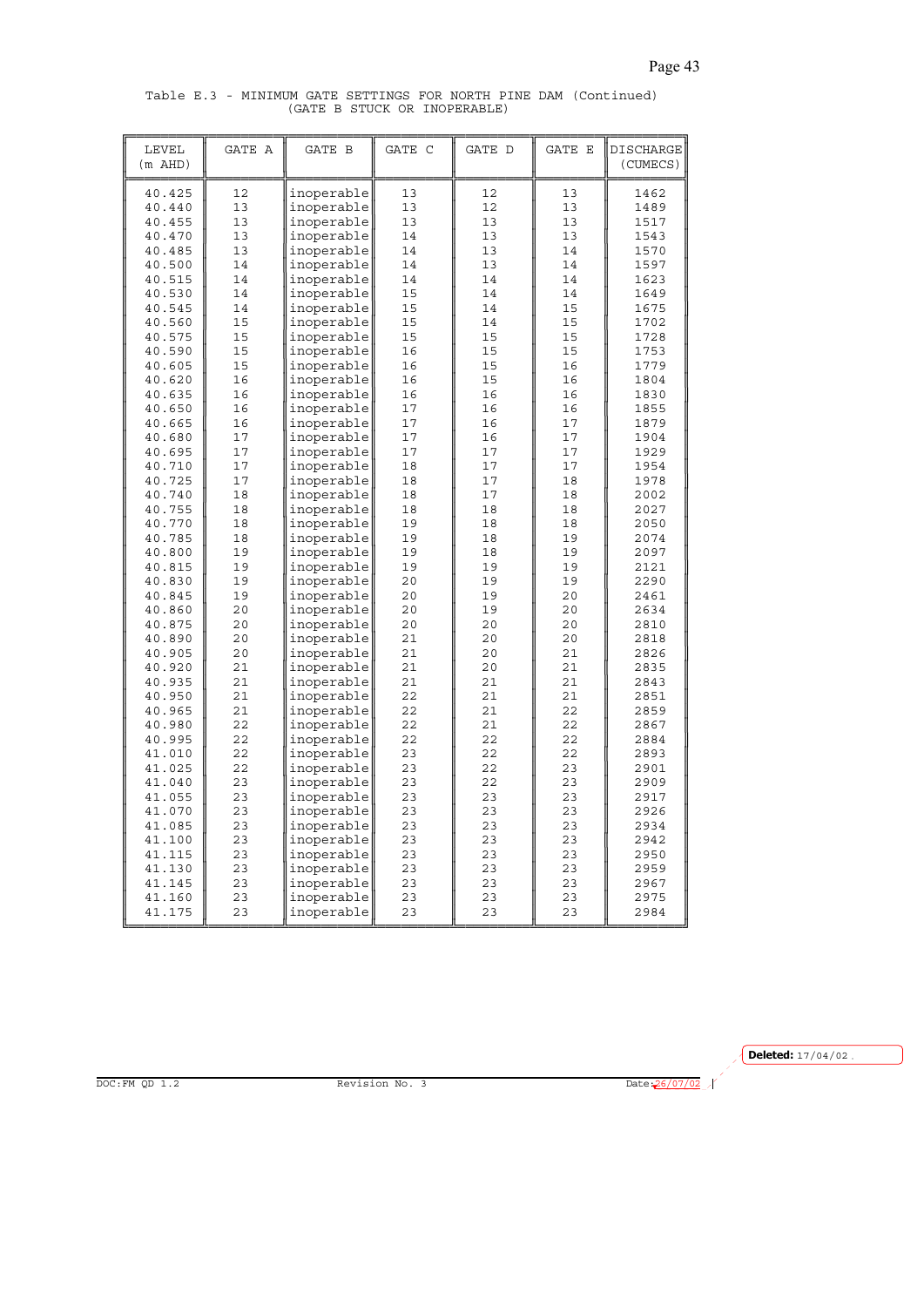Table E.3 - MINIMUM GATE SETTINGS FOR NORTH PINE DAM (Continued)
(GATE B STUCK OR INOPERABLE)

| LEVEL (m AHD) | GATE A | GATE B | GATE C | GATE D | GATE E | DISCHARGE (CUMECS) |
|---|---|---|---|---|---|---|
| 40.425 | 12 | inoperable | 13 | 12 | 13 | 1462 |
| 40.440 | 13 | inoperable | 13 | 12 | 13 | 1489 |
| 40.455 | 13 | inoperable | 13 | 13 | 13 | 1517 |
| 40.470 | 13 | inoperable | 14 | 13 | 13 | 1543 |
| 40.485 | 13 | inoperable | 14 | 13 | 14 | 1570 |
| 40.500 | 14 | inoperable | 14 | 13 | 14 | 1597 |
| 40.515 | 14 | inoperable | 14 | 14 | 14 | 1623 |
| 40.530 | 14 | inoperable | 15 | 14 | 14 | 1649 |
| 40.545 | 14 | inoperable | 15 | 14 | 15 | 1675 |
| 40.560 | 15 | inoperable | 15 | 14 | 15 | 1702 |
| 40.575 | 15 | inoperable | 15 | 15 | 15 | 1728 |
| 40.590 | 15 | inoperable | 16 | 15 | 15 | 1753 |
| 40.605 | 15 | inoperable | 16 | 15 | 16 | 1779 |
| 40.620 | 16 | inoperable | 16 | 15 | 16 | 1804 |
| 40.635 | 16 | inoperable | 16 | 16 | 16 | 1830 |
| 40.650 | 16 | inoperable | 17 | 16 | 16 | 1855 |
| 40.665 | 16 | inoperable | 17 | 16 | 17 | 1879 |
| 40.680 | 17 | inoperable | 17 | 16 | 17 | 1904 |
| 40.695 | 17 | inoperable | 17 | 17 | 17 | 1929 |
| 40.710 | 17 | inoperable | 18 | 17 | 17 | 1954 |
| 40.725 | 17 | inoperable | 18 | 17 | 18 | 1978 |
| 40.740 | 18 | inoperable | 18 | 17 | 18 | 2002 |
| 40.755 | 18 | inoperable | 18 | 18 | 18 | 2027 |
| 40.770 | 18 | inoperable | 19 | 18 | 18 | 2050 |
| 40.785 | 18 | inoperable | 19 | 18 | 19 | 2074 |
| 40.800 | 19 | inoperable | 19 | 18 | 19 | 2097 |
| 40.815 | 19 | inoperable | 19 | 19 | 19 | 2121 |
| 40.830 | 19 | inoperable | 20 | 19 | 19 | 2290 |
| 40.845 | 19 | inoperable | 20 | 19 | 20 | 2461 |
| 40.860 | 20 | inoperable | 20 | 19 | 20 | 2634 |
| 40.875 | 20 | inoperable | 20 | 20 | 20 | 2810 |
| 40.890 | 20 | inoperable | 21 | 20 | 20 | 2818 |
| 40.905 | 20 | inoperable | 21 | 20 | 21 | 2826 |
| 40.920 | 21 | inoperable | 21 | 20 | 21 | 2835 |
| 40.935 | 21 | inoperable | 21 | 21 | 21 | 2843 |
| 40.950 | 21 | inoperable | 22 | 21 | 21 | 2851 |
| 40.965 | 21 | inoperable | 22 | 21 | 22 | 2859 |
| 40.980 | 22 | inoperable | 22 | 21 | 22 | 2867 |
| 40.995 | 22 | inoperable | 22 | 22 | 22 | 2884 |
| 41.010 | 22 | inoperable | 23 | 22 | 22 | 2893 |
| 41.025 | 22 | inoperable | 23 | 22 | 23 | 2901 |
| 41.040 | 23 | inoperable | 23 | 22 | 23 | 2909 |
| 41.055 | 23 | inoperable | 23 | 23 | 23 | 2917 |
| 41.070 | 23 | inoperable | 23 | 23 | 23 | 2926 |
| 41.085 | 23 | inoperable | 23 | 23 | 23 | 2934 |
| 41.100 | 23 | inoperable | 23 | 23 | 23 | 2942 |
| 41.115 | 23 | inoperable | 23 | 23 | 23 | 2950 |
| 41.130 | 23 | inoperable | 23 | 23 | 23 | 2959 |
| 41.145 | 23 | inoperable | 23 | 23 | 23 | 2967 |
| 41.160 | 23 | inoperable | 23 | 23 | 23 | 2975 |
| 41.175 | 23 | inoperable | 23 | 23 | 23 | 2984 |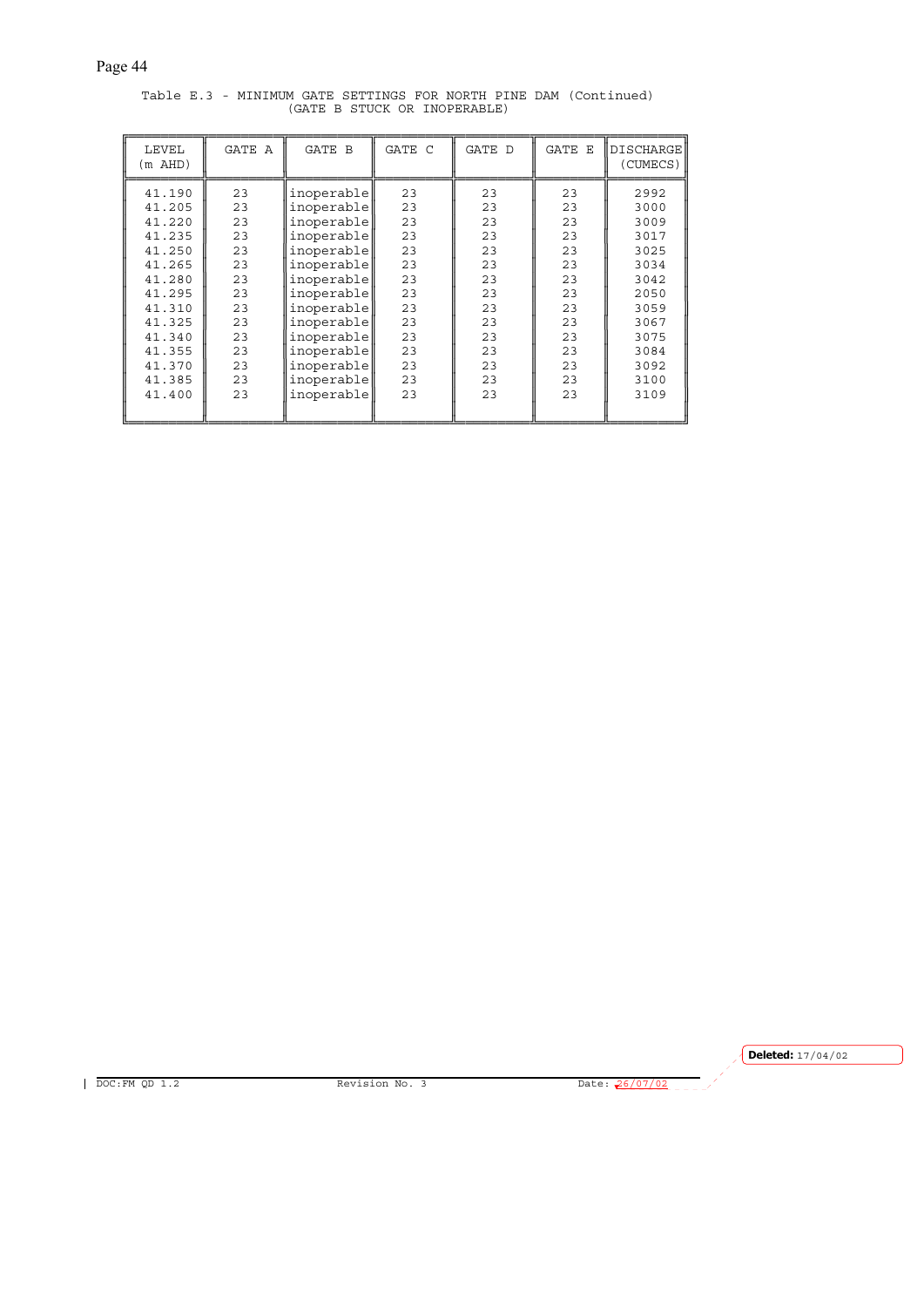Table E.3 - MINIMUM GATE SETTINGS FOR NORTH PINE DAM (Continued)
(GATE B STUCK OR INOPERABLE)

| LEVEL (m AHD) | GATE A | GATE B | GATE C | GATE D | GATE E | DISCHARGE (CUMECS) |
|---|---|---|---|---|---|---|
| 41.190 | 23 | inoperable | 23 | 23 | 23 | 2992 |
| 41.205 | 23 | inoperable | 23 | 23 | 23 | 3000 |
| 41.220 | 23 | inoperable | 23 | 23 | 23 | 3009 |
| 41.235 | 23 | inoperable | 23 | 23 | 23 | 3017 |
| 41.250 | 23 | inoperable | 23 | 23 | 23 | 3025 |
| 41.265 | 23 | inoperable | 23 | 23 | 23 | 3034 |
| 41.280 | 23 | inoperable | 23 | 23 | 23 | 3042 |
| 41.295 | 23 | inoperable | 23 | 23 | 23 | 2050 |
| 41.310 | 23 | inoperable | 23 | 23 | 23 | 3059 |
| 41.325 | 23 | inoperable | 23 | 23 | 23 | 3067 |
| 41.340 | 23 | inoperable | 23 | 23 | 23 | 3075 |
| 41.355 | 23 | inoperable | 23 | 23 | 23 | 3084 |
| 41.370 | 23 | inoperable | 23 | 23 | 23 | 3092 |
| 41.385 | 23 | inoperable | 23 | 23 | 23 | 3100 |
| 41.400 | 23 | inoperable | 23 | 23 | 23 | 3109 |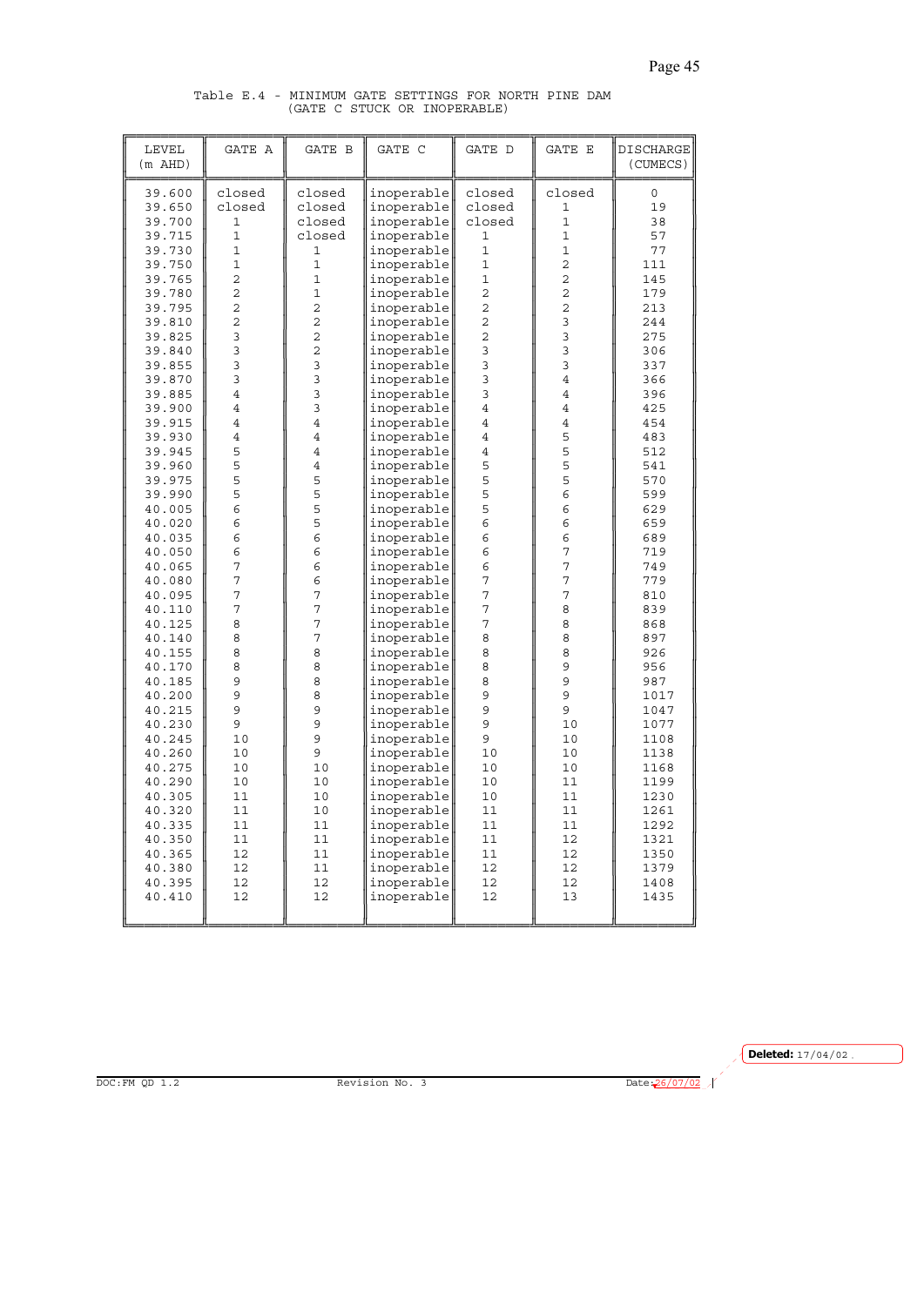Table E.4 - MINIMUM GATE SETTINGS FOR NORTH PINE DAM
(GATE C STUCK OR INOPERABLE)

| LEVEL (m AHD) | GATE A | GATE B | GATE C | GATE D | GATE E | DISCHARGE (CUMECS) |
|---|---|---|---|---|---|---|
| 39.600 | closed | closed | inoperable | closed | closed | 0 |
| 39.650 | closed | closed | inoperable | closed | 1 | 19 |
| 39.700 | 1 | closed | inoperable | closed | 1 | 38 |
| 39.715 | 1 | closed | inoperable | 1 | 1 | 57 |
| 39.730 | 1 | 1 | inoperable | 1 | 1 | 77 |
| 39.750 | 1 | 1 | inoperable | 1 | 2 | 111 |
| 39.765 | 2 | 1 | inoperable | 1 | 2 | 145 |
| 39.780 | 2 | 1 | inoperable | 2 | 2 | 179 |
| 39.795 | 2 | 2 | inoperable | 2 | 2 | 213 |
| 39.810 | 2 | 2 | inoperable | 2 | 3 | 244 |
| 39.825 | 3 | 2 | inoperable | 2 | 3 | 275 |
| 39.840 | 3 | 2 | inoperable | 3 | 3 | 306 |
| 39.855 | 3 | 3 | inoperable | 3 | 3 | 337 |
| 39.870 | 3 | 3 | inoperable | 3 | 4 | 366 |
| 39.885 | 4 | 3 | inoperable | 3 | 4 | 396 |
| 39.900 | 4 | 3 | inoperable | 4 | 4 | 425 |
| 39.915 | 4 | 4 | inoperable | 4 | 4 | 454 |
| 39.930 | 4 | 4 | inoperable | 4 | 5 | 483 |
| 39.945 | 5 | 4 | inoperable | 4 | 5 | 512 |
| 39.960 | 5 | 4 | inoperable | 5 | 5 | 541 |
| 39.975 | 5 | 5 | inoperable | 5 | 5 | 570 |
| 39.990 | 5 | 5 | inoperable | 5 | 6 | 599 |
| 40.005 | 6 | 5 | inoperable | 5 | 6 | 629 |
| 40.020 | 6 | 5 | inoperable | 6 | 6 | 659 |
| 40.035 | 6 | 6 | inoperable | 6 | 6 | 689 |
| 40.050 | 6 | 6 | inoperable | 6 | 7 | 719 |
| 40.065 | 7 | 6 | inoperable | 6 | 7 | 749 |
| 40.080 | 7 | 6 | inoperable | 7 | 7 | 779 |
| 40.095 | 7 | 7 | inoperable | 7 | 7 | 810 |
| 40.110 | 7 | 7 | inoperable | 7 | 8 | 839 |
| 40.125 | 8 | 7 | inoperable | 7 | 8 | 868 |
| 40.140 | 8 | 7 | inoperable | 8 | 8 | 897 |
| 40.155 | 8 | 8 | inoperable | 8 | 8 | 926 |
| 40.170 | 8 | 8 | inoperable | 8 | 9 | 956 |
| 40.185 | 9 | 8 | inoperable | 8 | 9 | 987 |
| 40.200 | 9 | 8 | inoperable | 9 | 9 | 1017 |
| 40.215 | 9 | 9 | inoperable | 9 | 9 | 1047 |
| 40.230 | 9 | 9 | inoperable | 9 | 10 | 1077 |
| 40.245 | 10 | 9 | inoperable | 9 | 10 | 1108 |
| 40.260 | 10 | 9 | inoperable | 10 | 10 | 1138 |
| 40.275 | 10 | 10 | inoperable | 10 | 10 | 1168 |
| 40.290 | 10 | 10 | inoperable | 10 | 11 | 1199 |
| 40.305 | 11 | 10 | inoperable | 10 | 11 | 1230 |
| 40.320 | 11 | 10 | inoperable | 11 | 11 | 1261 |
| 40.335 | 11 | 11 | inoperable | 11 | 11 | 1292 |
| 40.350 | 11 | 11 | inoperable | 11 | 12 | 1321 |
| 40.365 | 12 | 11 | inoperable | 11 | 12 | 1350 |
| 40.380 | 12 | 11 | inoperable | 12 | 12 | 1379 |
| 40.395 | 12 | 12 | inoperable | 12 | 12 | 1408 |
| 40.410 | 12 | 12 | inoperable | 12 | 13 | 1435 |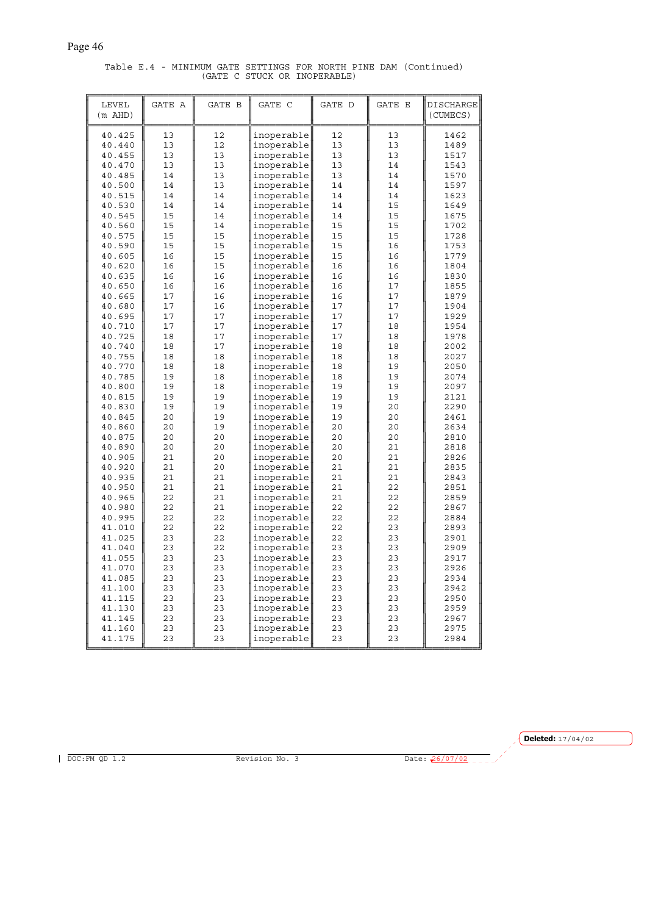Table E.4 - MINIMUM GATE SETTINGS FOR NORTH PINE DAM (Continued)
(GATE C STUCK OR INOPERABLE)

| LEVEL (m AHD) | GATE A | GATE B | GATE C | GATE D | GATE E | DISCHARGE (CUMECS) |
|---|---|---|---|---|---|---|
| 40.425 | 13 | 12 | inoperable | 12 | 13 | 1462 |
| 40.440 | 13 | 12 | inoperable | 13 | 13 | 1489 |
| 40.455 | 13 | 13 | inoperable | 13 | 13 | 1517 |
| 40.470 | 13 | 13 | inoperable | 13 | 14 | 1543 |
| 40.485 | 14 | 13 | inoperable | 13 | 14 | 1570 |
| 40.500 | 14 | 13 | inoperable | 14 | 14 | 1597 |
| 40.515 | 14 | 14 | inoperable | 14 | 14 | 1623 |
| 40.530 | 14 | 14 | inoperable | 14 | 15 | 1649 |
| 40.545 | 15 | 14 | inoperable | 14 | 15 | 1675 |
| 40.560 | 15 | 14 | inoperable | 15 | 15 | 1702 |
| 40.575 | 15 | 15 | inoperable | 15 | 15 | 1728 |
| 40.590 | 15 | 15 | inoperable | 15 | 16 | 1753 |
| 40.605 | 16 | 15 | inoperable | 15 | 16 | 1779 |
| 40.620 | 16 | 15 | inoperable | 16 | 16 | 1804 |
| 40.635 | 16 | 16 | inoperable | 16 | 16 | 1830 |
| 40.650 | 16 | 16 | inoperable | 16 | 17 | 1855 |
| 40.665 | 17 | 16 | inoperable | 16 | 17 | 1879 |
| 40.680 | 17 | 16 | inoperable | 17 | 17 | 1904 |
| 40.695 | 17 | 17 | inoperable | 17 | 17 | 1929 |
| 40.710 | 17 | 17 | inoperable | 17 | 18 | 1954 |
| 40.725 | 18 | 17 | inoperable | 17 | 18 | 1978 |
| 40.740 | 18 | 17 | inoperable | 18 | 18 | 2002 |
| 40.755 | 18 | 18 | inoperable | 18 | 18 | 2027 |
| 40.770 | 18 | 18 | inoperable | 18 | 19 | 2050 |
| 40.785 | 19 | 18 | inoperable | 18 | 19 | 2074 |
| 40.800 | 19 | 18 | inoperable | 19 | 19 | 2097 |
| 40.815 | 19 | 19 | inoperable | 19 | 19 | 2121 |
| 40.830 | 19 | 19 | inoperable | 19 | 20 | 2290 |
| 40.845 | 20 | 19 | inoperable | 19 | 20 | 2461 |
| 40.860 | 20 | 19 | inoperable | 20 | 20 | 2634 |
| 40.875 | 20 | 20 | inoperable | 20 | 20 | 2810 |
| 40.890 | 20 | 20 | inoperable | 20 | 21 | 2818 |
| 40.905 | 21 | 20 | inoperable | 20 | 21 | 2826 |
| 40.920 | 21 | 20 | inoperable | 21 | 21 | 2835 |
| 40.935 | 21 | 21 | inoperable | 21 | 21 | 2843 |
| 40.950 | 21 | 21 | inoperable | 21 | 22 | 2851 |
| 40.965 | 22 | 21 | inoperable | 21 | 22 | 2859 |
| 40.980 | 22 | 21 | inoperable | 22 | 22 | 2867 |
| 40.995 | 22 | 22 | inoperable | 22 | 22 | 2884 |
| 41.010 | 22 | 22 | inoperable | 22 | 23 | 2893 |
| 41.025 | 23 | 22 | inoperable | 22 | 23 | 2901 |
| 41.040 | 23 | 22 | inoperable | 23 | 23 | 2909 |
| 41.055 | 23 | 23 | inoperable | 23 | 23 | 2917 |
| 41.070 | 23 | 23 | inoperable | 23 | 23 | 2926 |
| 41.085 | 23 | 23 | inoperable | 23 | 23 | 2934 |
| 41.100 | 23 | 23 | inoperable | 23 | 23 | 2942 |
| 41.115 | 23 | 23 | inoperable | 23 | 23 | 2950 |
| 41.130 | 23 | 23 | inoperable | 23 | 23 | 2959 |
| 41.145 | 23 | 23 | inoperable | 23 | 23 | 2967 |
| 41.160 | 23 | 23 | inoperable | 23 | 23 | 2975 |
| 41.175 | 23 | 23 | inoperable | 23 | 23 | 2984 |

**Deleted:** 17/04/02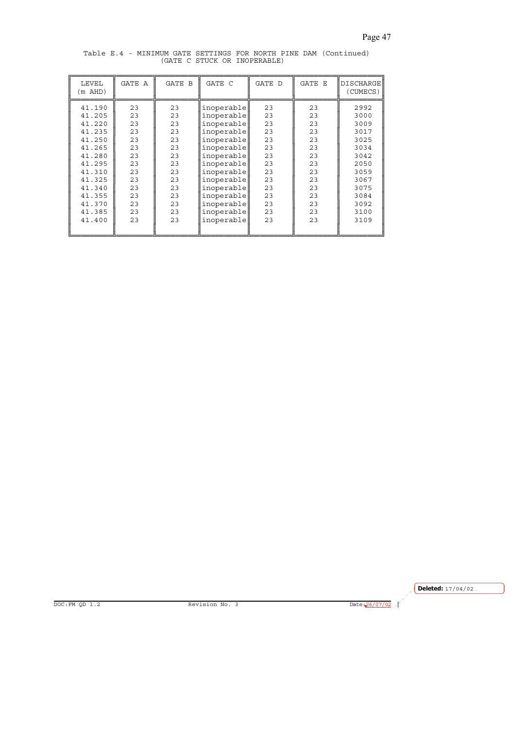Table E.4 - MINIMUM GATE SETTINGS FOR NORTH PINE DAM (Continued)
(GATE C STUCK OR INOPERABLE)

| LEVEL (m AHD) | GATE A | GATE B | GATE C | GATE D | GATE E | DISCHARGE (CUMECS) |
|---|---|---|---|---|---|---|
| 41.190 | 23 | 23 | inoperable | 23 | 23 | 2992 |
| 41.205 | 23 | 23 | inoperable | 23 | 23 | 3000 |
| 41.220 | 23 | 23 | inoperable | 23 | 23 | 3009 |
| 41.235 | 23 | 23 | inoperable | 23 | 23 | 3017 |
| 41.250 | 23 | 23 | inoperable | 23 | 23 | 3025 |
| 41.265 | 23 | 23 | inoperable | 23 | 23 | 3034 |
| 41.280 | 23 | 23 | inoperable | 23 | 23 | 3042 |
| 41.295 | 23 | 23 | inoperable | 23 | 23 | 2050 |
| 41.310 | 23 | 23 | inoperable | 23 | 23 | 3059 |
| 41.325 | 23 | 23 | inoperable | 23 | 23 | 3067 |
| 41.340 | 23 | 23 | inoperable | 23 | 23 | 3075 |
| 41.355 | 23 | 23 | inoperable | 23 | 23 | 3084 |
| 41.370 | 23 | 23 | inoperable | 23 | 23 | 3092 |
| 41.385 | 23 | 23 | inoperable | 23 | 23 | 3100 |
| 41.400 | 23 | 23 | inoperable | 23 | 23 | 3109 |

Deleted: 17/04/02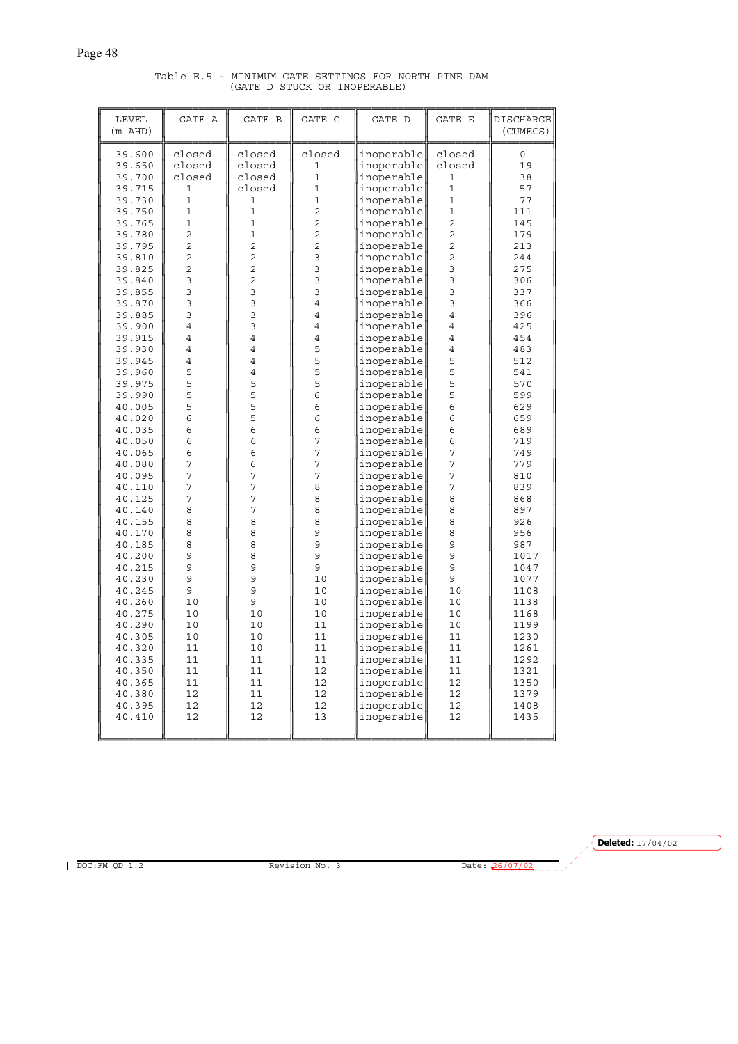Table E.5 - MINIMUM GATE SETTINGS FOR NORTH PINE DAM
(GATE D STUCK OR INOPERABLE)

| LEVEL (m AHD) | GATE A | GATE B | GATE C | GATE D | GATE E | DISCHARGE (CUMECS) |
|---|---|---|---|---|---|---|
| 39.600 | closed | closed | closed | inoperable | closed | 0 |
| 39.650 | closed | closed | 1 | inoperable | closed | 19 |
| 39.700 | closed | closed | 1 | inoperable | 1 | 38 |
| 39.715 | 1 | closed | 1 | inoperable | 1 | 57 |
| 39.730 | 1 | 1 | 1 | inoperable | 1 | 77 |
| 39.750 | 1 | 1 | 2 | inoperable | 1 | 111 |
| 39.765 | 1 | 1 | 2 | inoperable | 2 | 145 |
| 39.780 | 2 | 1 | 2 | inoperable | 2 | 179 |
| 39.795 | 2 | 2 | 2 | inoperable | 2 | 213 |
| 39.810 | 2 | 2 | 3 | inoperable | 2 | 244 |
| 39.825 | 2 | 2 | 3 | inoperable | 3 | 275 |
| 39.840 | 3 | 2 | 3 | inoperable | 3 | 306 |
| 39.855 | 3 | 3 | 3 | inoperable | 3 | 337 |
| 39.870 | 3 | 3 | 4 | inoperable | 3 | 366 |
| 39.885 | 3 | 3 | 4 | inoperable | 4 | 396 |
| 39.900 | 4 | 3 | 4 | inoperable | 4 | 425 |
| 39.915 | 4 | 4 | 4 | inoperable | 4 | 454 |
| 39.930 | 4 | 4 | 5 | inoperable | 4 | 483 |
| 39.945 | 4 | 4 | 5 | inoperable | 5 | 512 |
| 39.960 | 5 | 4 | 5 | inoperable | 5 | 541 |
| 39.975 | 5 | 5 | 5 | inoperable | 5 | 570 |
| 39.990 | 5 | 5 | 6 | inoperable | 5 | 599 |
| 40.005 | 5 | 5 | 6 | inoperable | 6 | 629 |
| 40.020 | 6 | 5 | 6 | inoperable | 6 | 659 |
| 40.035 | 6 | 6 | 6 | inoperable | 6 | 689 |
| 40.050 | 6 | 6 | 7 | inoperable | 6 | 719 |
| 40.065 | 6 | 6 | 7 | inoperable | 7 | 749 |
| 40.080 | 7 | 6 | 7 | inoperable | 7 | 779 |
| 40.095 | 7 | 7 | 7 | inoperable | 7 | 810 |
| 40.110 | 7 | 7 | 8 | inoperable | 7 | 839 |
| 40.125 | 7 | 7 | 8 | inoperable | 8 | 868 |
| 40.140 | 8 | 7 | 8 | inoperable | 8 | 897 |
| 40.155 | 8 | 8 | 8 | inoperable | 8 | 926 |
| 40.170 | 8 | 8 | 9 | inoperable | 8 | 956 |
| 40.185 | 8 | 8 | 9 | inoperable | 9 | 987 |
| 40.200 | 9 | 8 | 9 | inoperable | 9 | 1017 |
| 40.215 | 9 | 9 | 9 | inoperable | 9 | 1047 |
| 40.230 | 9 | 9 | 10 | inoperable | 9 | 1077 |
| 40.245 | 9 | 9 | 10 | inoperable | 10 | 1108 |
| 40.260 | 10 | 9 | 10 | inoperable | 10 | 1138 |
| 40.275 | 10 | 10 | 10 | inoperable | 10 | 1168 |
| 40.290 | 10 | 10 | 11 | inoperable | 10 | 1199 |
| 40.305 | 10 | 10 | 11 | inoperable | 11 | 1230 |
| 40.320 | 11 | 10 | 11 | inoperable | 11 | 1261 |
| 40.335 | 11 | 11 | 11 | inoperable | 11 | 1292 |
| 40.350 | 11 | 11 | 12 | inoperable | 11 | 1321 |
| 40.365 | 11 | 11 | 12 | inoperable | 12 | 1350 |
| 40.380 | 12 | 11 | 12 | inoperable | 12 | 1379 |
| 40.395 | 12 | 12 | 12 | inoperable | 12 | 1408 |
| 40.410 | 12 | 12 | 13 | inoperable | 12 | 1435 |

Deleted: 17/04/02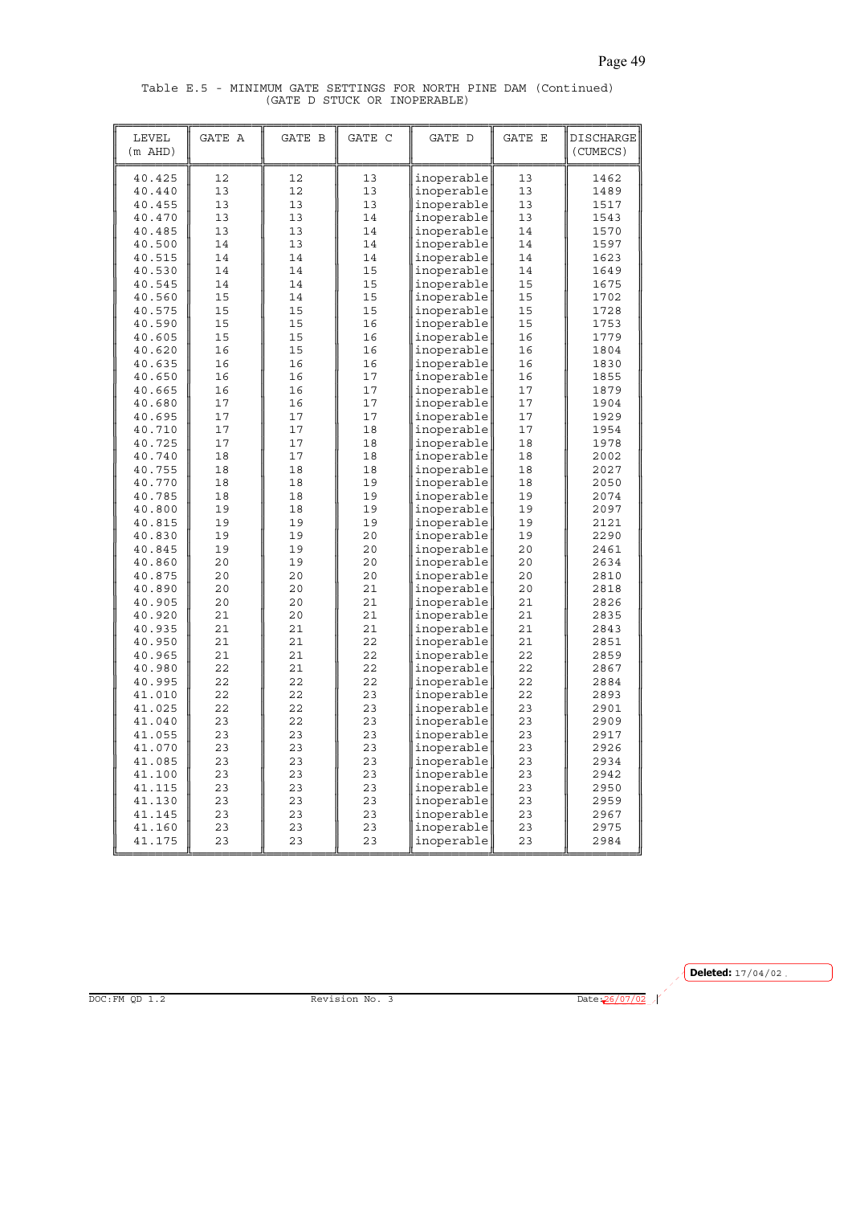Table E.5 - MINIMUM GATE SETTINGS FOR NORTH PINE DAM (Continued)
(GATE D STUCK OR INOPERABLE)

| LEVEL (m AHD) | GATE A | GATE B | GATE C | GATE D | GATE E | DISCHARGE (CUMECS) |
|---|---|---|---|---|---|---|
| 40.425 | 12 | 12 | 13 | inoperable | 13 | 1462 |
| 40.440 | 13 | 12 | 13 | inoperable | 13 | 1489 |
| 40.455 | 13 | 13 | 13 | inoperable | 13 | 1517 |
| 40.470 | 13 | 13 | 14 | inoperable | 13 | 1543 |
| 40.485 | 13 | 13 | 14 | inoperable | 14 | 1570 |
| 40.500 | 14 | 13 | 14 | inoperable | 14 | 1597 |
| 40.515 | 14 | 14 | 14 | inoperable | 14 | 1623 |
| 40.530 | 14 | 14 | 15 | inoperable | 14 | 1649 |
| 40.545 | 14 | 14 | 15 | inoperable | 15 | 1675 |
| 40.560 | 15 | 14 | 15 | inoperable | 15 | 1702 |
| 40.575 | 15 | 15 | 15 | inoperable | 15 | 1728 |
| 40.590 | 15 | 15 | 16 | inoperable | 15 | 1753 |
| 40.605 | 15 | 15 | 16 | inoperable | 16 | 1779 |
| 40.620 | 16 | 15 | 16 | inoperable | 16 | 1804 |
| 40.635 | 16 | 16 | 16 | inoperable | 16 | 1830 |
| 40.650 | 16 | 16 | 17 | inoperable | 16 | 1855 |
| 40.665 | 16 | 16 | 17 | inoperable | 17 | 1879 |
| 40.680 | 17 | 16 | 17 | inoperable | 17 | 1904 |
| 40.695 | 17 | 17 | 17 | inoperable | 17 | 1929 |
| 40.710 | 17 | 17 | 18 | inoperable | 17 | 1954 |
| 40.725 | 17 | 17 | 18 | inoperable | 18 | 1978 |
| 40.740 | 18 | 17 | 18 | inoperable | 18 | 2002 |
| 40.755 | 18 | 18 | 18 | inoperable | 18 | 2027 |
| 40.770 | 18 | 18 | 19 | inoperable | 18 | 2050 |
| 40.785 | 18 | 18 | 19 | inoperable | 19 | 2074 |
| 40.800 | 19 | 18 | 19 | inoperable | 19 | 2097 |
| 40.815 | 19 | 19 | 19 | inoperable | 19 | 2121 |
| 40.830 | 19 | 19 | 20 | inoperable | 19 | 2290 |
| 40.845 | 19 | 19 | 20 | inoperable | 20 | 2461 |
| 40.860 | 20 | 19 | 20 | inoperable | 20 | 2634 |
| 40.875 | 20 | 20 | 20 | inoperable | 20 | 2810 |
| 40.890 | 20 | 20 | 21 | inoperable | 20 | 2818 |
| 40.905 | 20 | 20 | 21 | inoperable | 21 | 2826 |
| 40.920 | 21 | 20 | 21 | inoperable | 21 | 2835 |
| 40.935 | 21 | 21 | 21 | inoperable | 21 | 2843 |
| 40.950 | 21 | 21 | 22 | inoperable | 21 | 2851 |
| 40.965 | 21 | 21 | 22 | inoperable | 22 | 2859 |
| 40.980 | 22 | 21 | 22 | inoperable | 22 | 2867 |
| 40.995 | 22 | 22 | 22 | inoperable | 22 | 2884 |
| 41.010 | 22 | 22 | 23 | inoperable | 22 | 2893 |
| 41.025 | 22 | 22 | 23 | inoperable | 23 | 2901 |
| 41.040 | 23 | 22 | 23 | inoperable | 23 | 2909 |
| 41.055 | 23 | 23 | 23 | inoperable | 23 | 2917 |
| 41.070 | 23 | 23 | 23 | inoperable | 23 | 2926 |
| 41.085 | 23 | 23 | 23 | inoperable | 23 | 2934 |
| 41.100 | 23 | 23 | 23 | inoperable | 23 | 2942 |
| 41.115 | 23 | 23 | 23 | inoperable | 23 | 2950 |
| 41.130 | 23 | 23 | 23 | inoperable | 23 | 2959 |
| 41.145 | 23 | 23 | 23 | inoperable | 23 | 2967 |
| 41.160 | 23 | 23 | 23 | inoperable | 23 | 2975 |
| 41.175 | 23 | 23 | 23 | inoperable | 23 | 2984 |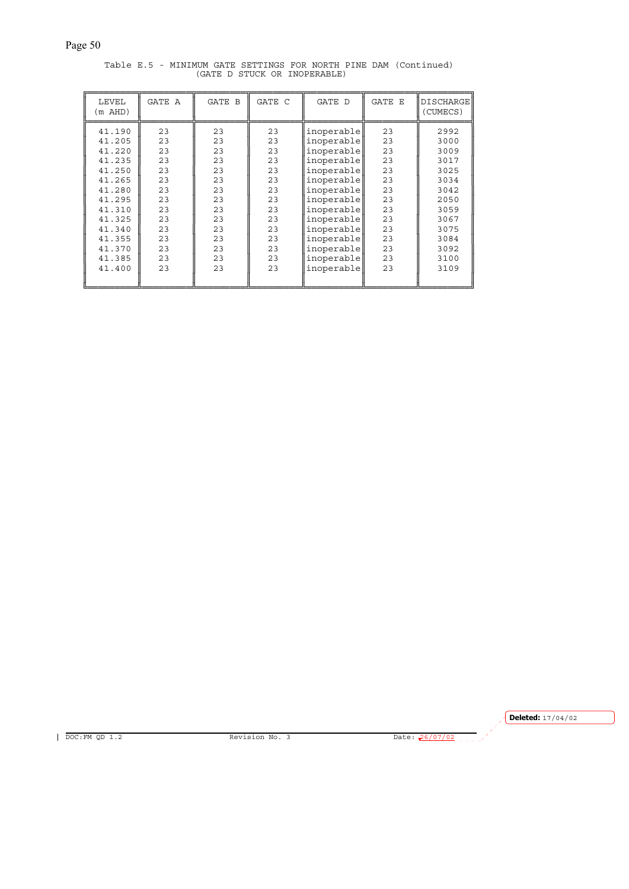Table E.5 - MINIMUM GATE SETTINGS FOR NORTH PINE DAM (Continued)
(GATE D STUCK OR INOPERABLE)

| LEVEL (m AHD) | GATE A | GATE B | GATE C | GATE D | GATE E | DISCHARGE (CUMECS) |
|---|---|---|---|---|---|---|
| 41.190 | 23 | 23 | 23 | inoperable | 23 | 2992 |
| 41.205 | 23 | 23 | 23 | inoperable | 23 | 3000 |
| 41.220 | 23 | 23 | 23 | inoperable | 23 | 3009 |
| 41.235 | 23 | 23 | 23 | inoperable | 23 | 3017 |
| 41.250 | 23 | 23 | 23 | inoperable | 23 | 3025 |
| 41.265 | 23 | 23 | 23 | inoperable | 23 | 3034 |
| 41.280 | 23 | 23 | 23 | inoperable | 23 | 3042 |
| 41.295 | 23 | 23 | 23 | inoperable | 23 | 2050 |
| 41.310 | 23 | 23 | 23 | inoperable | 23 | 3059 |
| 41.325 | 23 | 23 | 23 | inoperable | 23 | 3067 |
| 41.340 | 23 | 23 | 23 | inoperable | 23 | 3075 |
| 41.355 | 23 | 23 | 23 | inoperable | 23 | 3084 |
| 41.370 | 23 | 23 | 23 | inoperable | 23 | 3092 |
| 41.385 | 23 | 23 | 23 | inoperable | 23 | 3100 |
| 41.400 | 23 | 23 | 23 | inoperable | 23 | 3109 |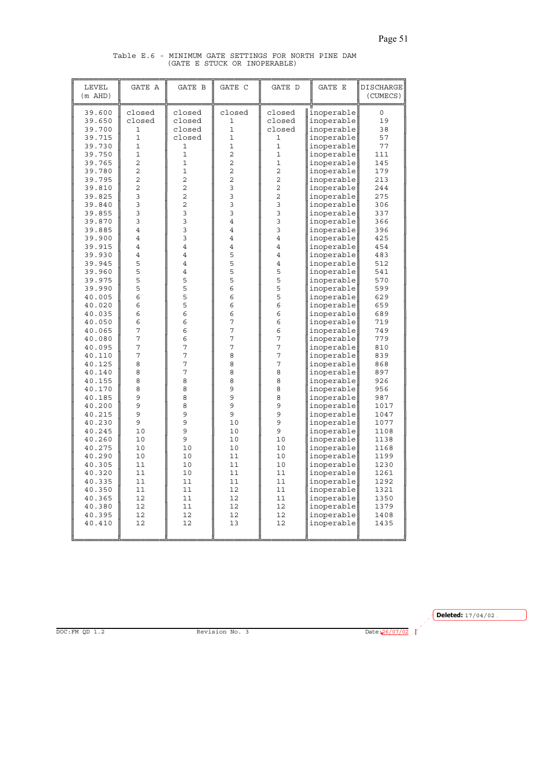Table E.6 - MINIMUM GATE SETTINGS FOR NORTH PINE DAM
(GATE E STUCK OR INOPERABLE)

| LEVEL (m AHD) | GATE A | GATE B | GATE C | GATE D | GATE E | DISCHARGE (CUMECS) |
|---|---|---|---|---|---|---|
| 39.600 | closed | closed | closed | closed | inoperable | 0 |
| 39.650 | closed | closed | 1 | closed | inoperable | 19 |
| 39.700 | 1 | closed | 1 | closed | inoperable | 38 |
| 39.715 | 1 | closed | 1 | 1 | inoperable | 57 |
| 39.730 | 1 | 1 | 1 | 1 | inoperable | 77 |
| 39.750 | 1 | 1 | 2 | 1 | inoperable | 111 |
| 39.765 | 2 | 1 | 2 | 1 | inoperable | 145 |
| 39.780 | 2 | 1 | 2 | 2 | inoperable | 179 |
| 39.795 | 2 | 2 | 2 | 2 | inoperable | 213 |
| 39.810 | 2 | 2 | 3 | 2 | inoperable | 244 |
| 39.825 | 3 | 2 | 3 | 2 | inoperable | 275 |
| 39.840 | 3 | 2 | 3 | 3 | inoperable | 306 |
| 39.855 | 3 | 3 | 3 | 3 | inoperable | 337 |
| 39.870 | 3 | 3 | 4 | 3 | inoperable | 366 |
| 39.885 | 4 | 3 | 4 | 3 | inoperable | 396 |
| 39.900 | 4 | 3 | 4 | 4 | inoperable | 425 |
| 39.915 | 4 | 4 | 4 | 4 | inoperable | 454 |
| 39.930 | 4 | 4 | 5 | 4 | inoperable | 483 |
| 39.945 | 5 | 4 | 5 | 4 | inoperable | 512 |
| 39.960 | 5 | 4 | 5 | 5 | inoperable | 541 |
| 39.975 | 5 | 5 | 5 | 5 | inoperable | 570 |
| 39.990 | 5 | 5 | 6 | 5 | inoperable | 599 |
| 40.005 | 6 | 5 | 6 | 5 | inoperable | 629 |
| 40.020 | 6 | 5 | 6 | 6 | inoperable | 659 |
| 40.035 | 6 | 6 | 6 | 6 | inoperable | 689 |
| 40.050 | 6 | 6 | 7 | 6 | inoperable | 719 |
| 40.065 | 7 | 6 | 7 | 6 | inoperable | 749 |
| 40.080 | 7 | 6 | 7 | 7 | inoperable | 779 |
| 40.095 | 7 | 7 | 7 | 7 | inoperable | 810 |
| 40.110 | 7 | 7 | 8 | 7 | inoperable | 839 |
| 40.125 | 8 | 7 | 8 | 7 | inoperable | 868 |
| 40.140 | 8 | 7 | 8 | 8 | inoperable | 897 |
| 40.155 | 8 | 8 | 8 | 8 | inoperable | 926 |
| 40.170 | 8 | 8 | 9 | 8 | inoperable | 956 |
| 40.185 | 9 | 8 | 9 | 8 | inoperable | 987 |
| 40.200 | 9 | 8 | 9 | 9 | inoperable | 1017 |
| 40.215 | 9 | 9 | 9 | 9 | inoperable | 1047 |
| 40.230 | 9 | 9 | 10 | 9 | inoperable | 1077 |
| 40.245 | 10 | 9 | 10 | 9 | inoperable | 1108 |
| 40.260 | 10 | 9 | 10 | 10 | inoperable | 1138 |
| 40.275 | 10 | 10 | 10 | 10 | inoperable | 1168 |
| 40.290 | 10 | 10 | 11 | 10 | inoperable | 1199 |
| 40.305 | 11 | 10 | 11 | 10 | inoperable | 1230 |
| 40.320 | 11 | 10 | 11 | 11 | inoperable | 1261 |
| 40.335 | 11 | 11 | 11 | 11 | inoperable | 1292 |
| 40.350 | 11 | 11 | 12 | 11 | inoperable | 1321 |
| 40.365 | 12 | 11 | 12 | 11 | inoperable | 1350 |
| 40.380 | 12 | 11 | 12 | 12 | inoperable | 1379 |
| 40.395 | 12 | 12 | 12 | 12 | inoperable | 1408 |
| 40.410 | 12 | 12 | 13 | 12 | inoperable | 1435 |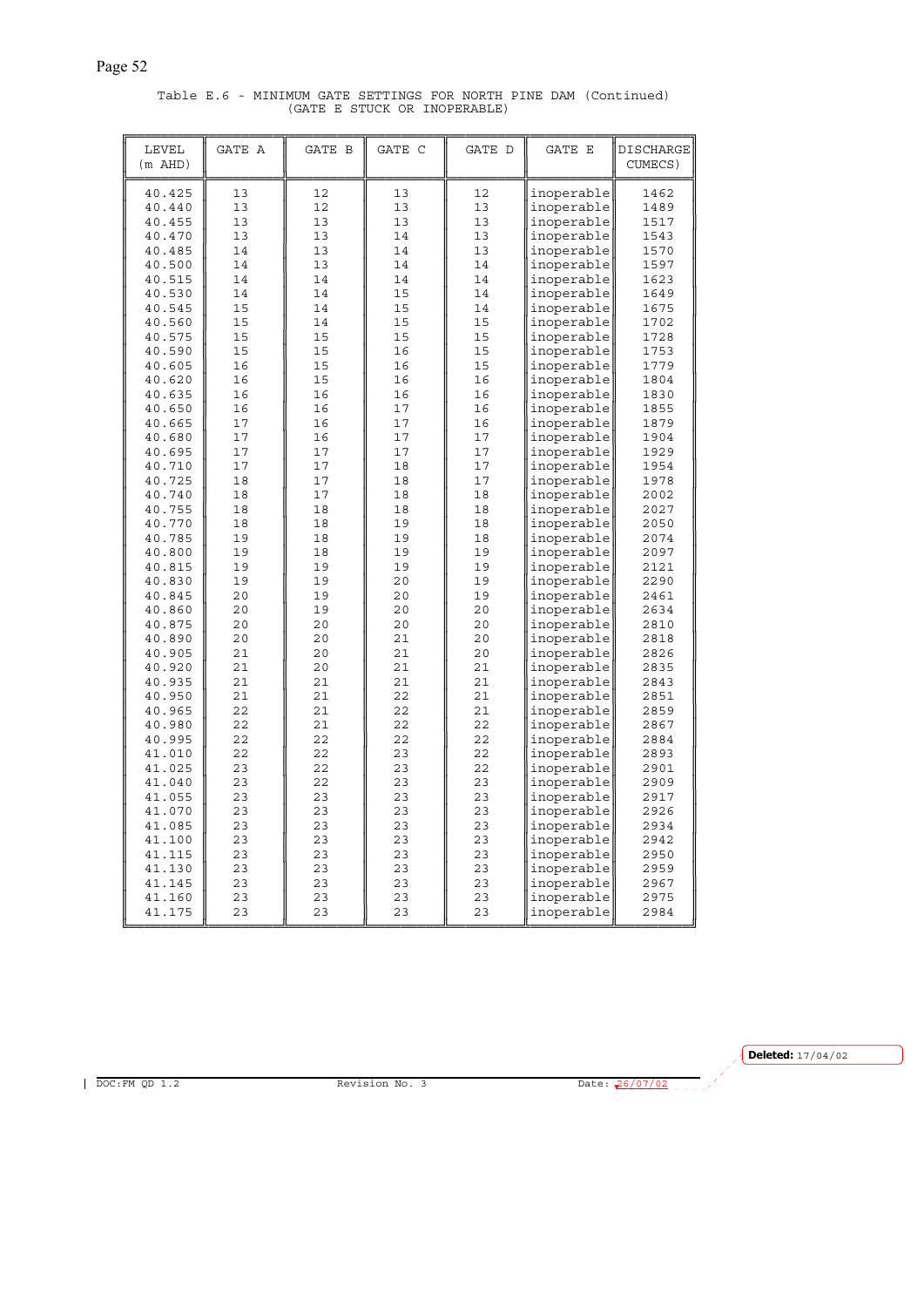Table E.6 - MINIMUM GATE SETTINGS FOR NORTH PINE DAM (Continued)
(GATE E STUCK OR INOPERABLE)

| LEVEL (m AHD) | GATE A | GATE B | GATE C | GATE D | GATE E | DISCHARGE CUMECS) |
|---|---|---|---|---|---|---|
| 40.425 | 13 | 12 | 13 | 12 | inoperable | 1462 |
| 40.440 | 13 | 12 | 13 | 13 | inoperable | 1489 |
| 40.455 | 13 | 13 | 13 | 13 | inoperable | 1517 |
| 40.470 | 13 | 13 | 14 | 13 | inoperable | 1543 |
| 40.485 | 14 | 13 | 14 | 13 | inoperable | 1570 |
| 40.500 | 14 | 13 | 14 | 14 | inoperable | 1597 |
| 40.515 | 14 | 14 | 14 | 14 | inoperable | 1623 |
| 40.530 | 14 | 14 | 15 | 14 | inoperable | 1649 |
| 40.545 | 15 | 14 | 15 | 14 | inoperable | 1675 |
| 40.560 | 15 | 14 | 15 | 15 | inoperable | 1702 |
| 40.575 | 15 | 15 | 15 | 15 | inoperable | 1728 |
| 40.590 | 15 | 15 | 16 | 15 | inoperable | 1753 |
| 40.605 | 16 | 15 | 16 | 15 | inoperable | 1779 |
| 40.620 | 16 | 15 | 16 | 16 | inoperable | 1804 |
| 40.635 | 16 | 16 | 16 | 16 | inoperable | 1830 |
| 40.650 | 16 | 16 | 17 | 16 | inoperable | 1855 |
| 40.665 | 17 | 16 | 17 | 16 | inoperable | 1879 |
| 40.680 | 17 | 16 | 17 | 17 | inoperable | 1904 |
| 40.695 | 17 | 17 | 17 | 17 | inoperable | 1929 |
| 40.710 | 17 | 17 | 18 | 17 | inoperable | 1954 |
| 40.725 | 18 | 17 | 18 | 17 | inoperable | 1978 |
| 40.740 | 18 | 17 | 18 | 18 | inoperable | 2002 |
| 40.755 | 18 | 18 | 18 | 18 | inoperable | 2027 |
| 40.770 | 18 | 18 | 19 | 18 | inoperable | 2050 |
| 40.785 | 19 | 18 | 19 | 18 | inoperable | 2074 |
| 40.800 | 19 | 18 | 19 | 19 | inoperable | 2097 |
| 40.815 | 19 | 19 | 19 | 19 | inoperable | 2121 |
| 40.830 | 19 | 19 | 20 | 19 | inoperable | 2290 |
| 40.845 | 20 | 19 | 20 | 19 | inoperable | 2461 |
| 40.860 | 20 | 19 | 20 | 20 | inoperable | 2634 |
| 40.875 | 20 | 20 | 20 | 20 | inoperable | 2810 |
| 40.890 | 20 | 20 | 21 | 20 | inoperable | 2818 |
| 40.905 | 21 | 20 | 21 | 20 | inoperable | 2826 |
| 40.920 | 21 | 20 | 21 | 21 | inoperable | 2835 |
| 40.935 | 21 | 21 | 21 | 21 | inoperable | 2843 |
| 40.950 | 21 | 21 | 22 | 21 | inoperable | 2851 |
| 40.965 | 22 | 21 | 22 | 21 | inoperable | 2859 |
| 40.980 | 22 | 21 | 22 | 22 | inoperable | 2867 |
| 40.995 | 22 | 22 | 22 | 22 | inoperable | 2884 |
| 41.010 | 22 | 22 | 23 | 22 | inoperable | 2893 |
| 41.025 | 23 | 22 | 23 | 22 | inoperable | 2901 |
| 41.040 | 23 | 22 | 23 | 23 | inoperable | 2909 |
| 41.055 | 23 | 23 | 23 | 23 | inoperable | 2917 |
| 41.070 | 23 | 23 | 23 | 23 | inoperable | 2926 |
| 41.085 | 23 | 23 | 23 | 23 | inoperable | 2934 |
| 41.100 | 23 | 23 | 23 | 23 | inoperable | 2942 |
| 41.115 | 23 | 23 | 23 | 23 | inoperable | 2950 |
| 41.130 | 23 | 23 | 23 | 23 | inoperable | 2959 |
| 41.145 | 23 | 23 | 23 | 23 | inoperable | 2967 |
| 41.160 | 23 | 23 | 23 | 23 | inoperable | 2975 |
| 41.175 | 23 | 23 | 23 | 23 | inoperable | 2984 |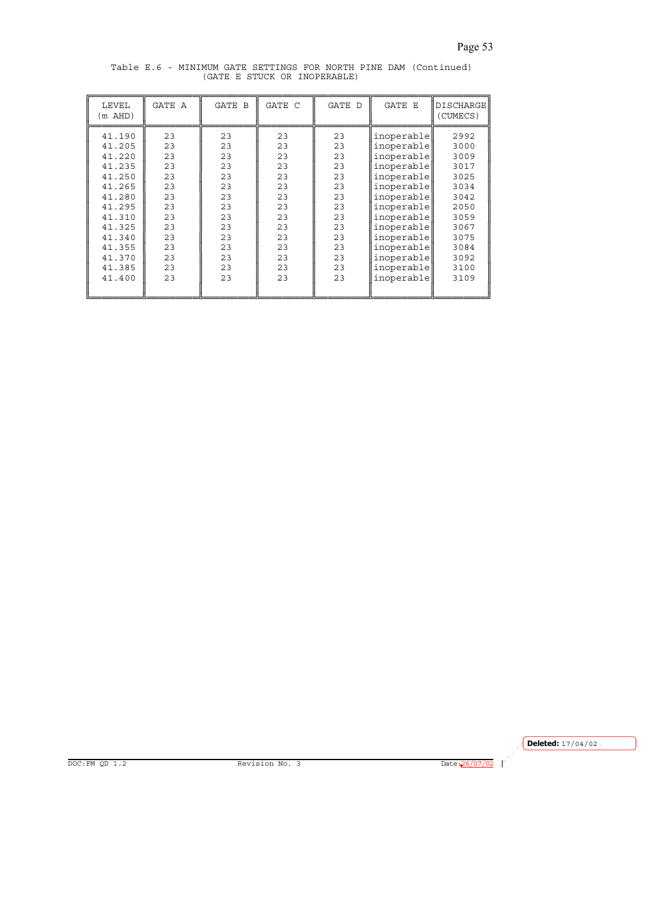Table E.6 - MINIMUM GATE SETTINGS FOR NORTH PINE DAM (Continued)
(GATE E STUCK OR INOPERABLE)

| LEVEL (m AHD) | GATE A | GATE B | GATE C | GATE D | GATE E | DISCHARGE (CUMECS) |
|---|---|---|---|---|---|---|
| 41.190 | 23 | 23 | 23 | 23 | inoperable | 2992 |
| 41.205 | 23 | 23 | 23 | 23 | inoperable | 3000 |
| 41.220 | 23 | 23 | 23 | 23 | inoperable | 3009 |
| 41.235 | 23 | 23 | 23 | 23 | inoperable | 3017 |
| 41.250 | 23 | 23 | 23 | 23 | inoperable | 3025 |
| 41.265 | 23 | 23 | 23 | 23 | inoperable | 3034 |
| 41.280 | 23 | 23 | 23 | 23 | inoperable | 3042 |
| 41.295 | 23 | 23 | 23 | 23 | inoperable | 2050 |
| 41.310 | 23 | 23 | 23 | 23 | inoperable | 3059 |
| 41.325 | 23 | 23 | 23 | 23 | inoperable | 3067 |
| 41.340 | 23 | 23 | 23 | 23 | inoperable | 3075 |
| 41.355 | 23 | 23 | 23 | 23 | inoperable | 3084 |
| 41.370 | 23 | 23 | 23 | 23 | inoperable | 3092 |
| 41.385 | 23 | 23 | 23 | 23 | inoperable | 3100 |
| 41.400 | 23 | 23 | 23 | 23 | inoperable | 3109 |

DOC:FM QD 1.2 Revision No. 3 Date: 26/07/02

Deleted: 17/04/02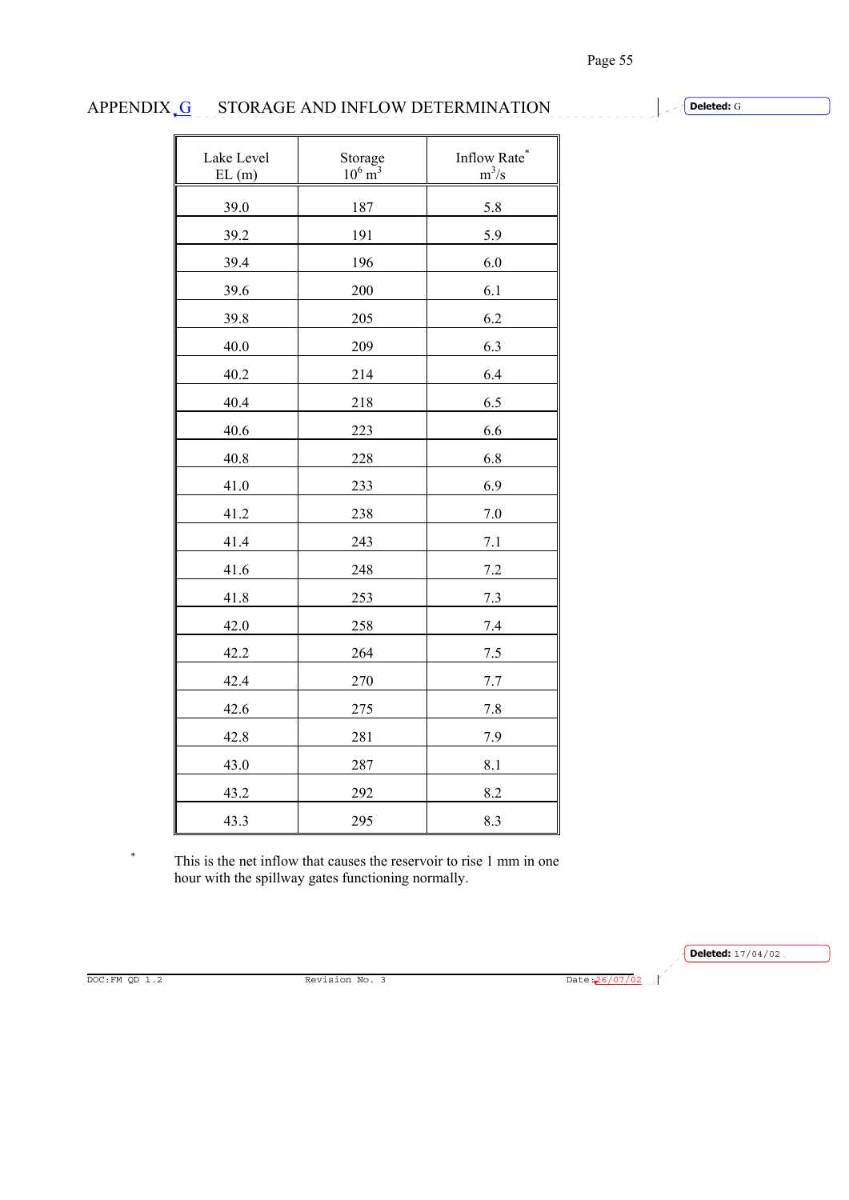# APPENDIX G STORAGE AND INFLOW DETERMINATION

| Lake Level EL (m) | Storage $10^6$ $m^3$ | Inflow Rate* $m^3/s$ |
|---|---|---|
| 39.0 | 187 | 5.8 |
| 39.2 | 191 | 5.9 |
| 39.4 | 196 | 6.0 |
| 39.6 | 200 | 6.1 |
| 39.8 | 205 | 6.2 |
| 40.0 | 209 | 6.3 |
| 40.2 | 214 | 6.4 |
| 40.4 | 218 | 6.5 |
| 40.6 | 223 | 6.6 |
| 40.8 | 228 | 6.8 |
| 41.0 | 233 | 6.9 |
| 41.2 | 238 | 7.0 |
| 41.4 | 243 | 7.1 |
| 41.6 | 248 | 7.2 |
| 41.8 | 253 | 7.3 |
| 42.0 | 258 | 7.4 |
| 42.2 | 264 | 7.5 |
| 42.4 | 270 | 7.7 |
| 42.6 | 275 | 7.8 |
| 42.8 | 281 | 7.9 |
| 43.0 | 287 | 8.1 |
| 43.2 | 292 | 8.2 |
| 43.3 | 295 | 8.3 |

\* This is the net inflow that causes the reservoir to rise 1 mm in one hour with the spillway gates functioning normally.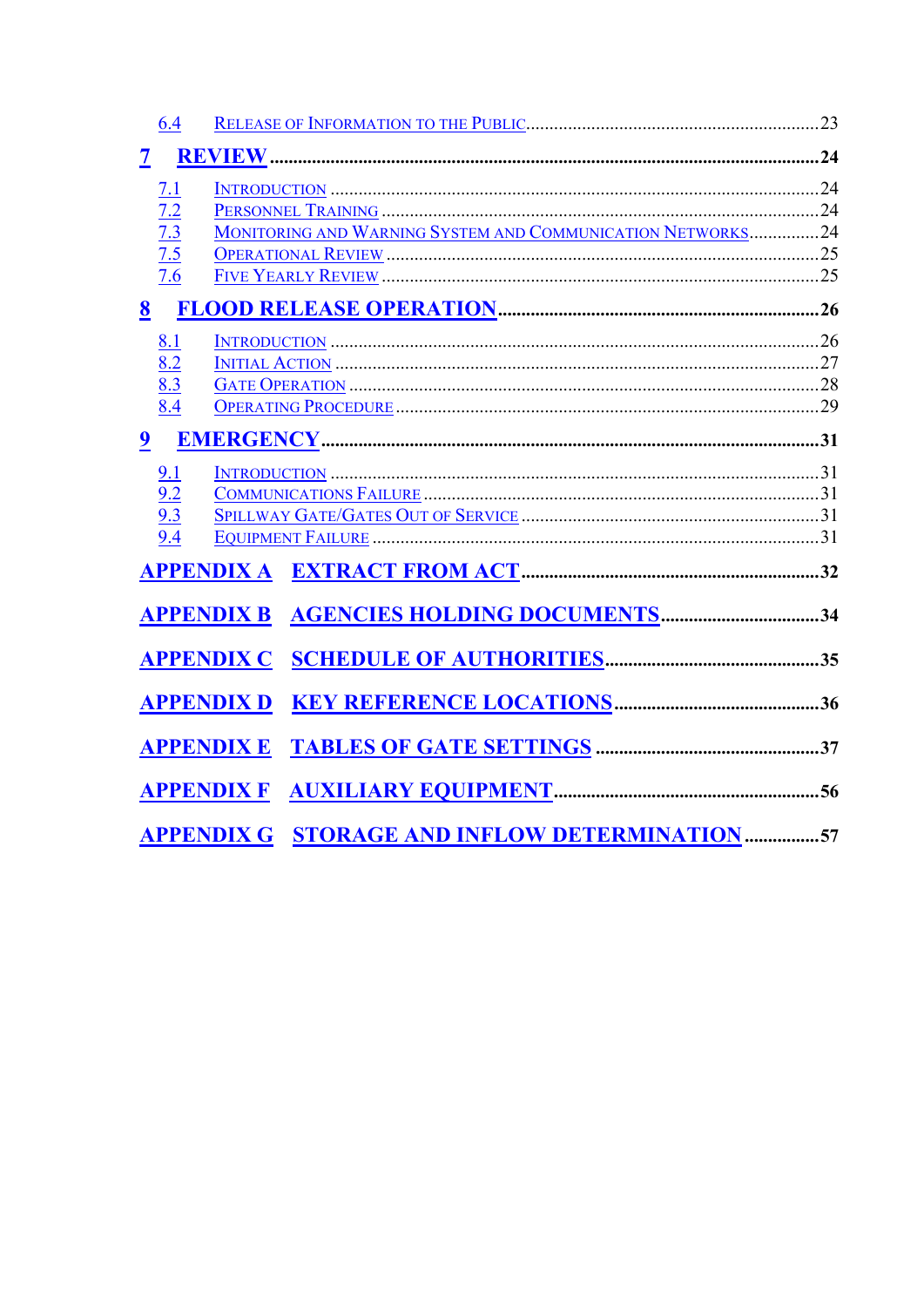6.4 RELEASE OF INFORMATION TO THE PUBLIC ........ 23

**7 REVIEW** ........ **24**

7.1 INTRODUCTION ........ 24
7.2 PERSONNEL TRAINING ........ 24
7.3 MONITORING AND WARNING SYSTEM AND COMMUNICATION NETWORKS ........ 24
7.5 OPERATIONAL REVIEW ........ 25
7.6 FIVE YEARLY REVIEW ........ 25

**8 FLOOD RELEASE OPERATION** ........ **26**

8.1 INTRODUCTION ........ 26
8.2 INITIAL ACTION ........ 27
8.3 GATE OPERATION ........ 28
8.4 OPERATING PROCEDURE ........ 29

**9 EMERGENCY** ........ **31**

9.1 INTRODUCTION ........ 31
9.2 COMMUNICATIONS FAILURE ........ 31
9.3 SPILLWAY GATE/GATES OUT OF SERVICE ........ 31
9.4 EQUIPMENT FAILURE ........ 31

**APPENDIX A EXTRACT FROM ACT** ........ **32**

**APPENDIX B AGENCIES HOLDING DOCUMENTS** ........ **34**

**APPENDIX C SCHEDULE OF AUTHORITIES** ........ **35**

**APPENDIX D KEY REFERENCE LOCATIONS** ........ **36**

**APPENDIX E TABLES OF GATE SETTINGS** ........ **37**

**APPENDIX F AUXILIARY EQUIPMENT** ........ **56**

**APPENDIX G STORAGE AND INFLOW DETERMINATION** ........ **57**